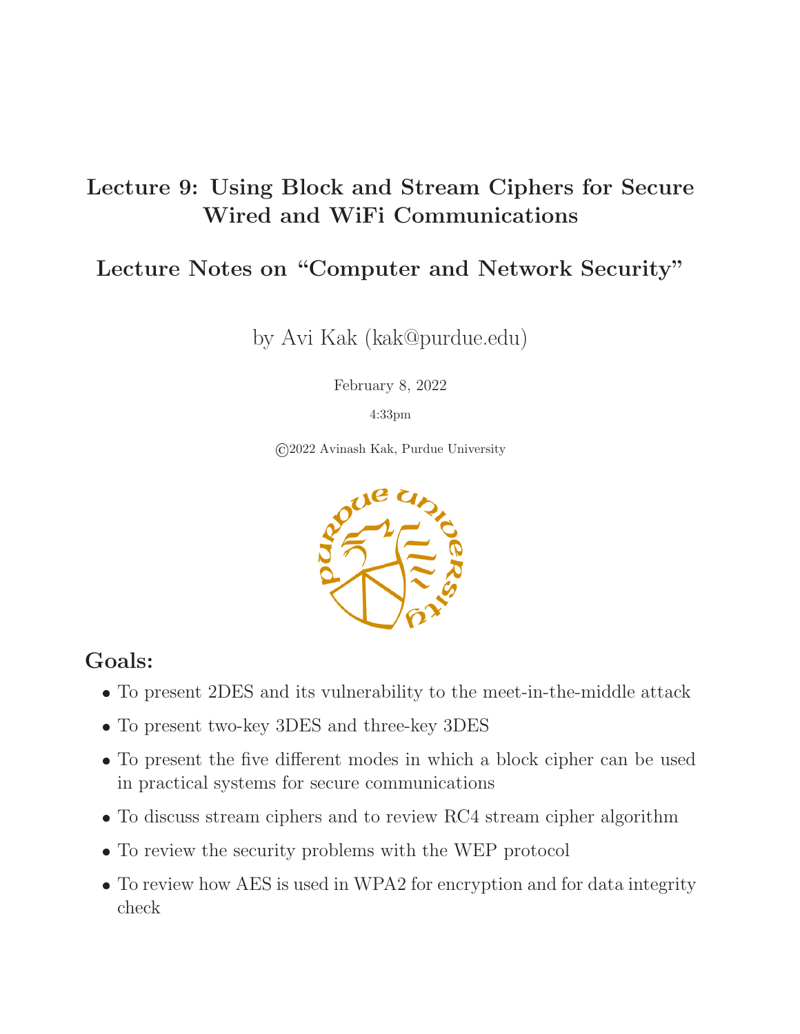# Lecture 9: Using Block and Stream Ciphers for Secure Wired and WiFi Communications

## Lecture Notes on "Computer and Network Security"

by Avi Kak (kak@purdue.edu)

February 8, 2022

4:33pm

©2022 Avinash Kak, Purdue University

## Goals:

- To present 2DES and its vulnerability to the meet-in-the-middle attack
- To present two-key 3DES and three-key 3DES
- To present the five different modes in which a block cipher can be used in practical systems for secure communications
- To discuss stream ciphers and to review RC4 stream cipher algorithm
- To review the security problems with the WEP protocol
- To review how AES is used in WPA2 for encryption and for data integrity check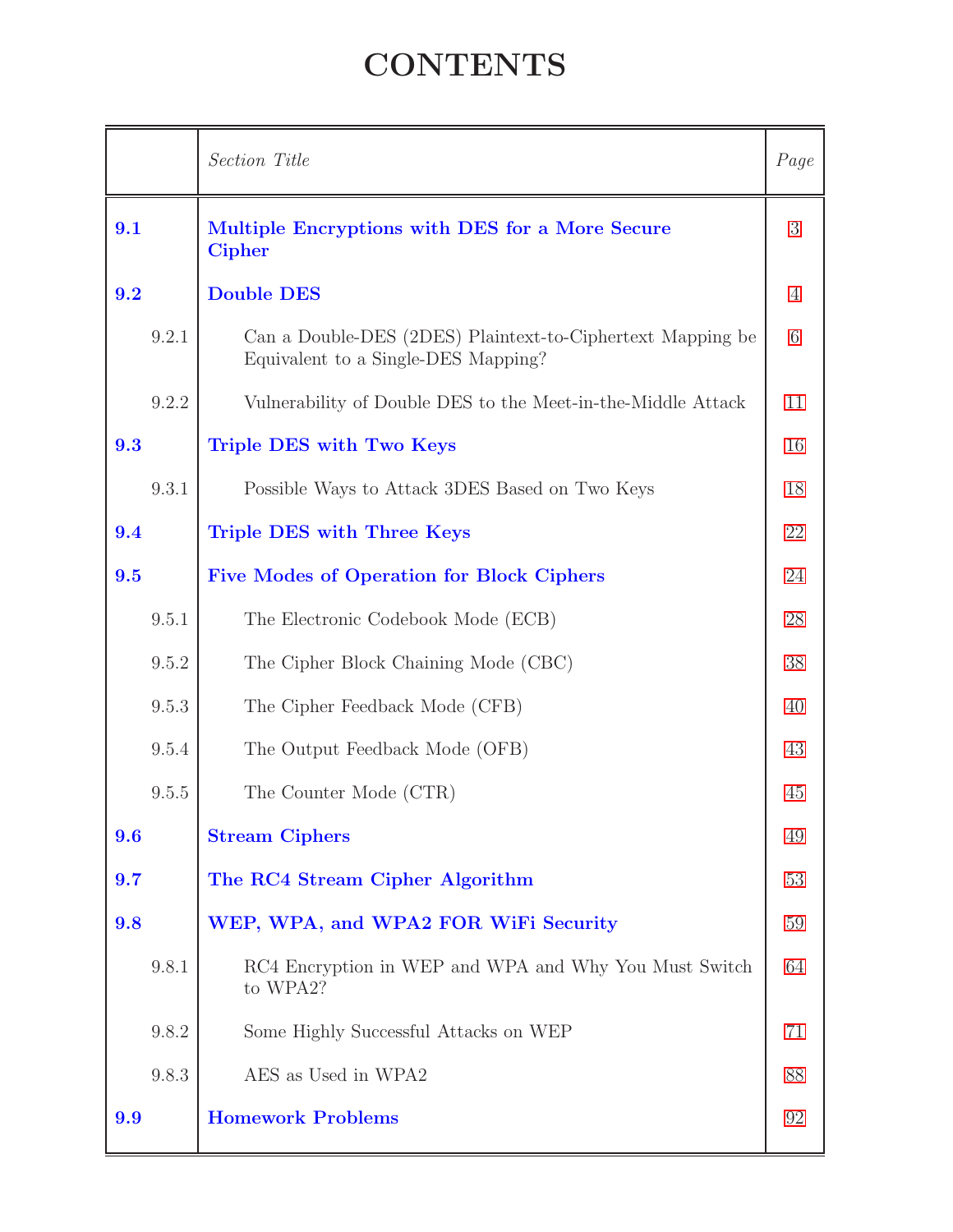# CONTENTS

| | Section Title | Page |
|---|---|---|
| **9.1** | **Multiple Encryptions with DES for a More Secure Cipher** | 3 |
| **9.2** | **Double DES** | 4 |
| 9.2.1 | Can a Double-DES (2DES) Plaintext-to-Ciphertext Mapping be Equivalent to a Single-DES Mapping? | 6 |
| 9.2.2 | Vulnerability of Double DES to the Meet-in-the-Middle Attack | 11 |
| **9.3** | **Triple DES with Two Keys** | 16 |
| 9.3.1 | Possible Ways to Attack 3DES Based on Two Keys | 18 |
| **9.4** | **Triple DES with Three Keys** | 22 |
| **9.5** | **Five Modes of Operation for Block Ciphers** | 24 |
| 9.5.1 | The Electronic Codebook Mode (ECB) | 28 |
| 9.5.2 | The Cipher Block Chaining Mode (CBC) | 38 |
| 9.5.3 | The Cipher Feedback Mode (CFB) | 40 |
| 9.5.4 | The Output Feedback Mode (OFB) | 43 |
| 9.5.5 | The Counter Mode (CTR) | 45 |
| **9.6** | **Stream Ciphers** | 49 |
| **9.7** | **The RC4 Stream Cipher Algorithm** | 53 |
| **9.8** | **WEP, WPA, and WPA2 FOR WiFi Security** | 59 |
| 9.8.1 | RC4 Encryption in WEP and WPA and Why You Must Switch to WPA2? | 64 |
| 9.8.2 | Some Highly Successful Attacks on WEP | 71 |
| 9.8.3 | AES as Used in WPA2 | 88 |
| **9.9** | **Homework Problems** | 92 |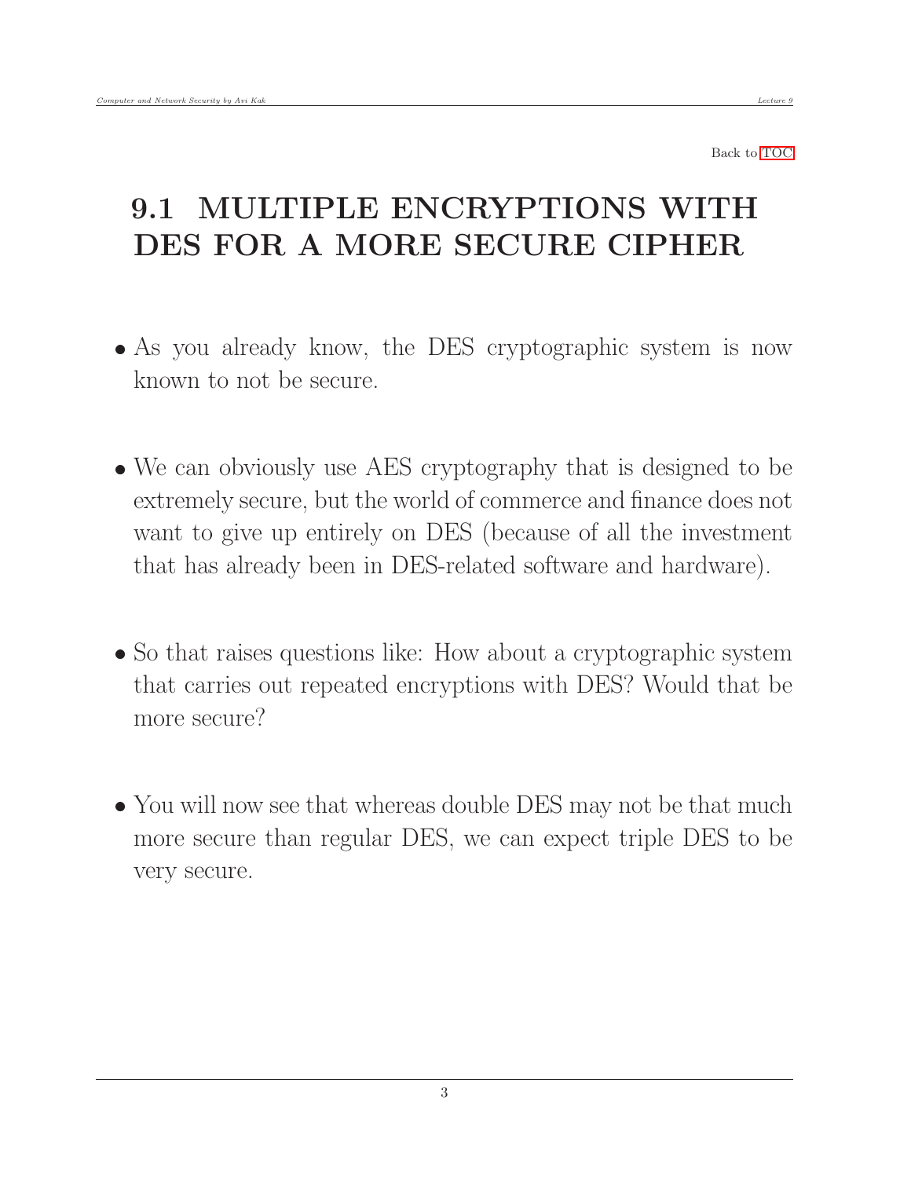Back to TOC

## 9.1 MULTIPLE ENCRYPTIONS WITH DES FOR A MORE SECURE CIPHER

- As you already know, the DES cryptographic system is now known to not be secure.

- We can obviously use AES cryptography that is designed to be extremely secure, but the world of commerce and finance does not want to give up entirely on DES (because of all the investment that has already been in DES-related software and hardware).

- So that raises questions like: How about a cryptographic system that carries out repeated encryptions with DES? Would that be more secure?

- You will now see that whereas double DES may not be that much more secure than regular DES, we can expect triple DES to be very secure.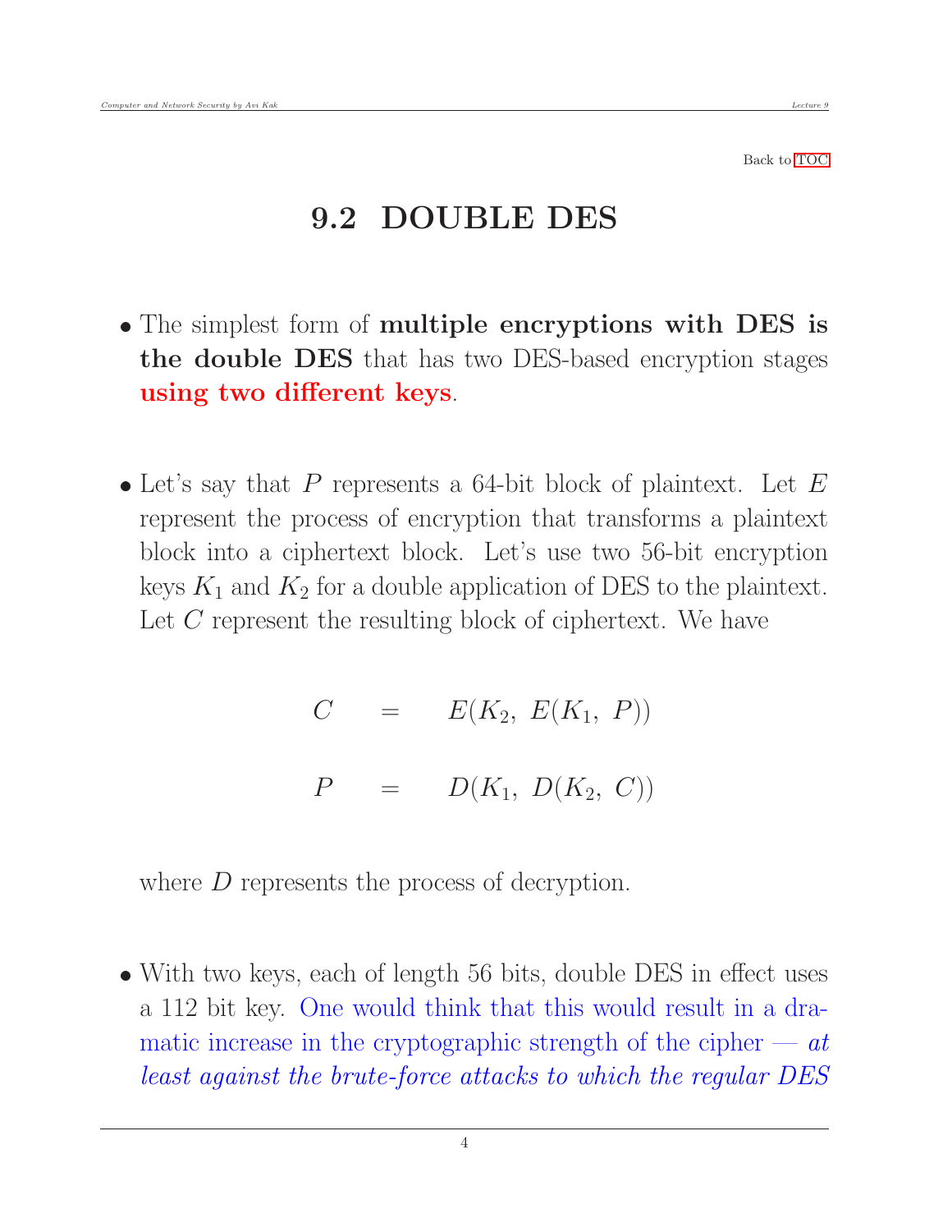Back to TOC

## 9.2 DOUBLE DES

- The simplest form of **multiple encryptions with DES is the double DES** that has two DES-based encryption stages **using two different keys**.

- Let's say that $P$ represents a 64-bit block of plaintext. Let $E$ represent the process of encryption that transforms a plaintext block into a ciphertext block. Let's use two 56-bit encryption keys $K_1$ and $K_2$ for a double application of DES to the plaintext. Let $C$ represent the resulting block of ciphertext. We have

$$C = E(K_2, \ E(K_1, \ P))$$

$$P = D(K_1, \ D(K_2, \ C))$$

where $D$ represents the process of decryption.

- With two keys, each of length 56 bits, double DES in effect uses a 112 bit key. One would think that this would result in a dramatic increase in the cryptographic strength of the cipher — *at least against the brute-force attacks to which the regular DES*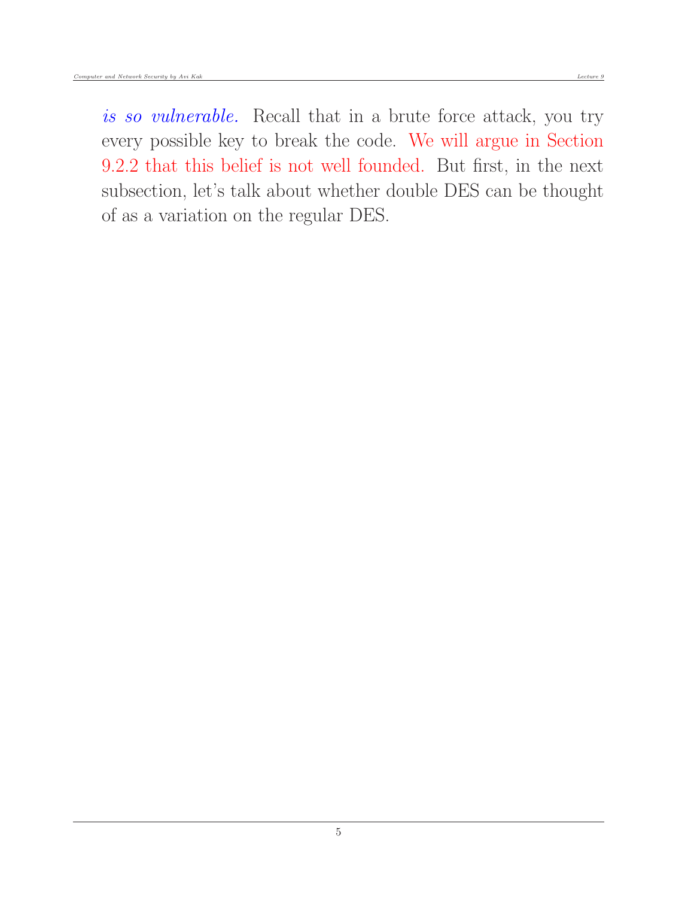*is so vulnerable.* Recall that in a brute force attack, you try every possible key to break the code. We will argue in Section 9.2.2 that this belief is not well founded. But first, in the next subsection, let's talk about whether double DES can be thought of as a variation on the regular DES.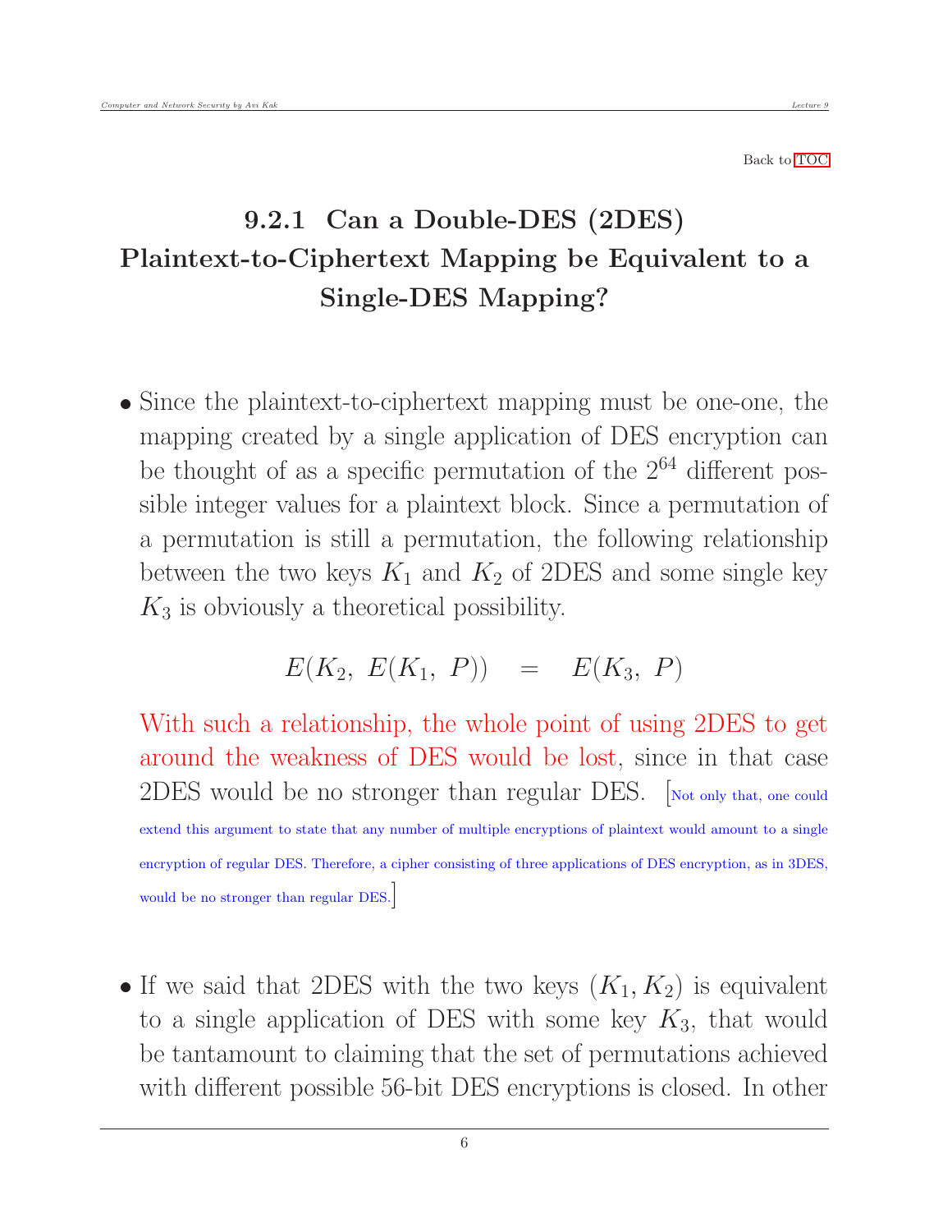Back to TOC

### 9.2.1 Can a Double-DES (2DES) Plaintext-to-Ciphertext Mapping be Equivalent to a Single-DES Mapping?

- Since the plaintext-to-ciphertext mapping must be one-one, the mapping created by a single application of DES encryption can be thought of as a specific permutation of the $2^{64}$ different possible integer values for a plaintext block. Since a permutation of a permutation is still a permutation, the following relationship between the two keys $K_1$ and $K_2$ of 2DES and some single key $K_3$ is obviously a theoretical possibility.

$$E(K_2,\ E(K_1,\ P)) \quad = \quad E(K_3,\ P)$$

  With such a relationship, the whole point of using 2DES to get around the weakness of DES would be lost, since in that case 2DES would be no stronger than regular DES. [Not only that, one could extend this argument to state that any number of multiple encryptions of plaintext would amount to a single encryption of regular DES. Therefore, a cipher consisting of three applications of DES encryption, as in 3DES, would be no stronger than regular DES.]

- If we said that 2DES with the two keys $(K_1, K_2)$ is equivalent to a single application of DES with some key $K_3$, that would be tantamount to claiming that the set of permutations achieved with different possible 56-bit DES encryptions is closed. In other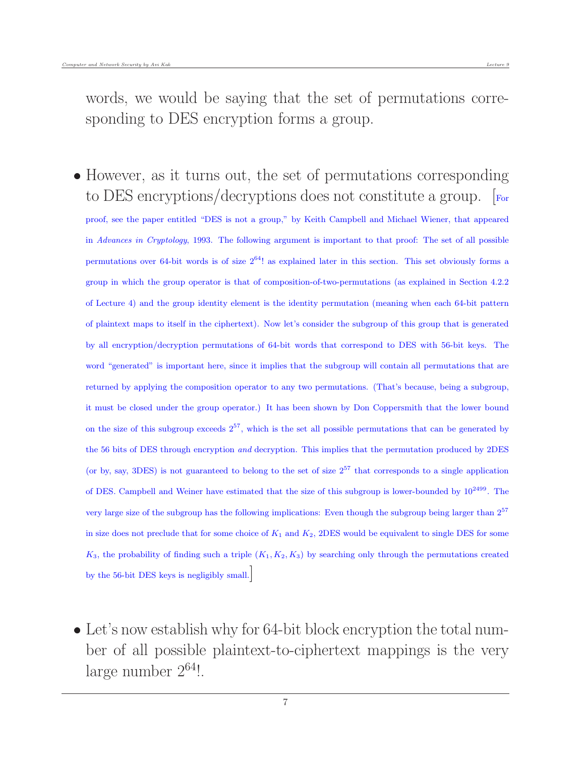words, we would be saying that the set of permutations corresponding to DES encryption forms a group.

- However, as it turns out, the set of permutations corresponding to DES encryptions/decryptions does not constitute a group. [For proof, see the paper entitled "DES is not a group," by Keith Campbell and Michael Wiener, that appeared in *Advances in Cryptology*, 1993. The following argument is important to that proof: The set of all possible permutations over 64-bit words is of size $2^{64}!$ as explained later in this section. This set obviously forms a group in which the group operator is that of composition-of-two-permutations (as explained in Section 4.2.2 of Lecture 4) and the group identity element is the identity permutation (meaning when each 64-bit pattern of plaintext maps to itself in the ciphertext). Now let's consider the subgroup of this group that is generated by all encryption/decryption permutations of 64-bit words that correspond to DES with 56-bit keys. The word "generated" is important here, since it implies that the subgroup will contain all permutations that are returned by applying the composition operator to any two permutations. (That's because, being a subgroup, it must be closed under the group operator.) It has been shown by Don Coppersmith that the lower bound on the size of this subgroup exceeds $2^{57}$, which is the set all possible permutations that can be generated by the 56 bits of DES through encryption *and* decryption. This implies that the permutation produced by 2DES (or by, say, 3DES) is not guaranteed to belong to the set of size $2^{57}$ that corresponds to a single application of DES. Campbell and Weiner have estimated that the size of this subgroup is lower-bounded by $10^{2499}$. The very large size of the subgroup has the following implications: Even though the subgroup being larger than $2^{57}$ in size does not preclude that for some choice of $K_1$ and $K_2$, 2DES would be equivalent to single DES for some $K_3$, the probability of finding such a triple $(K_1, K_2, K_3)$ by searching only through the permutations created by the 56-bit DES keys is negligibly small.]

- Let's now establish why for 64-bit block encryption the total number of all possible plaintext-to-ciphertext mappings is the very large number $2^{64}!$.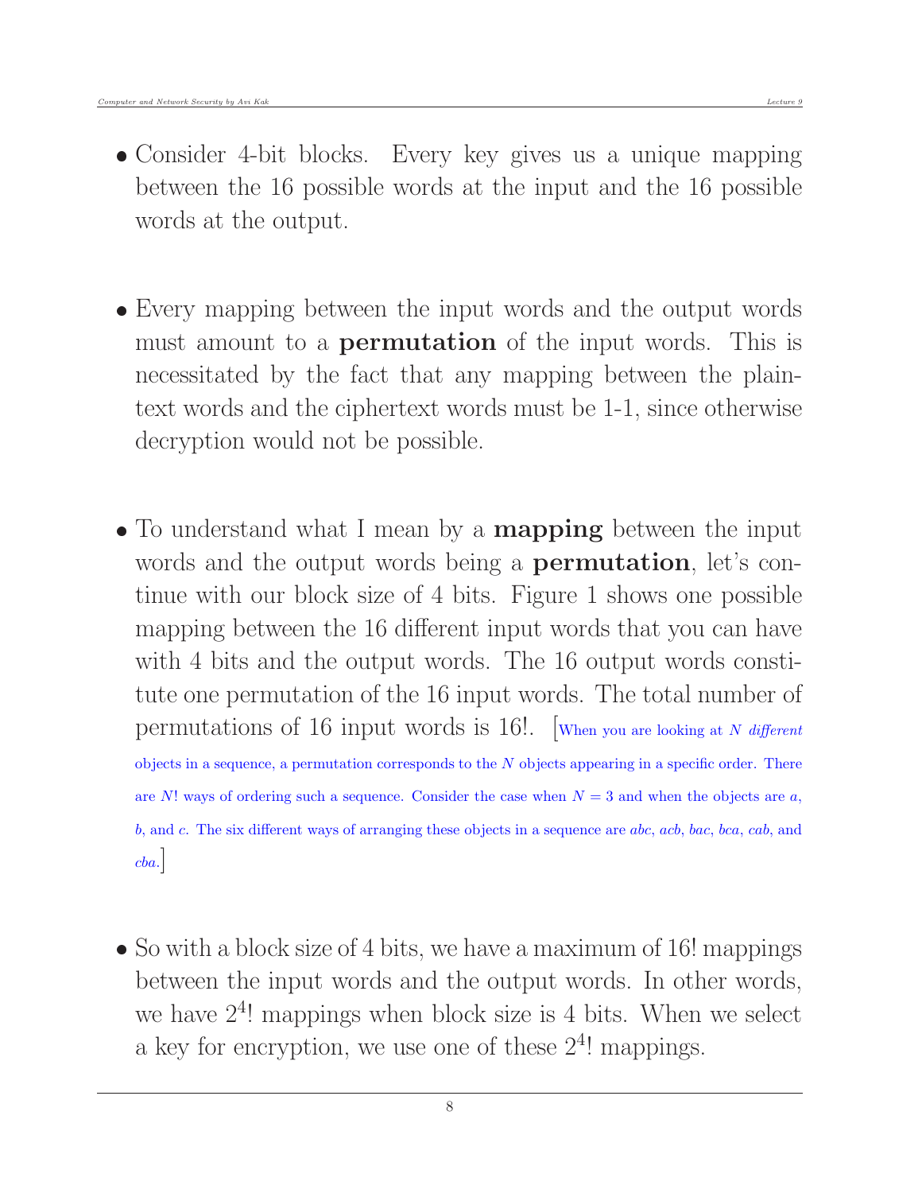- Consider 4-bit blocks. Every key gives us a unique mapping between the 16 possible words at the input and the 16 possible words at the output.

- Every mapping between the input words and the output words must amount to a **permutation** of the input words. This is necessitated by the fact that any mapping between the plaintext words and the ciphertext words must be 1-1, since otherwise decryption would not be possible.

- To understand what I mean by a **mapping** between the input words and the output words being a **permutation**, let's continue with our block size of 4 bits. Figure 1 shows one possible mapping between the 16 different input words that you can have with 4 bits and the output words. The 16 output words constitute one permutation of the 16 input words. The total number of permutations of 16 input words is 16!. [When you are looking at $N$ *different* objects in a sequence, a permutation corresponds to the $N$ objects appearing in a specific order. There are $N!$ ways of ordering such a sequence. Consider the case when $N = 3$ and when the objects are $a$, $b$, and $c$. The six different ways of arranging these objects in a sequence are $abc$, $acb$, $bac$, $bca$, $cab$, and $cba$.]

- So with a block size of 4 bits, we have a maximum of 16! mappings between the input words and the output words. In other words, we have $2^4!$ mappings when block size is 4 bits. When we select a key for encryption, we use one of these $2^4!$ mappings.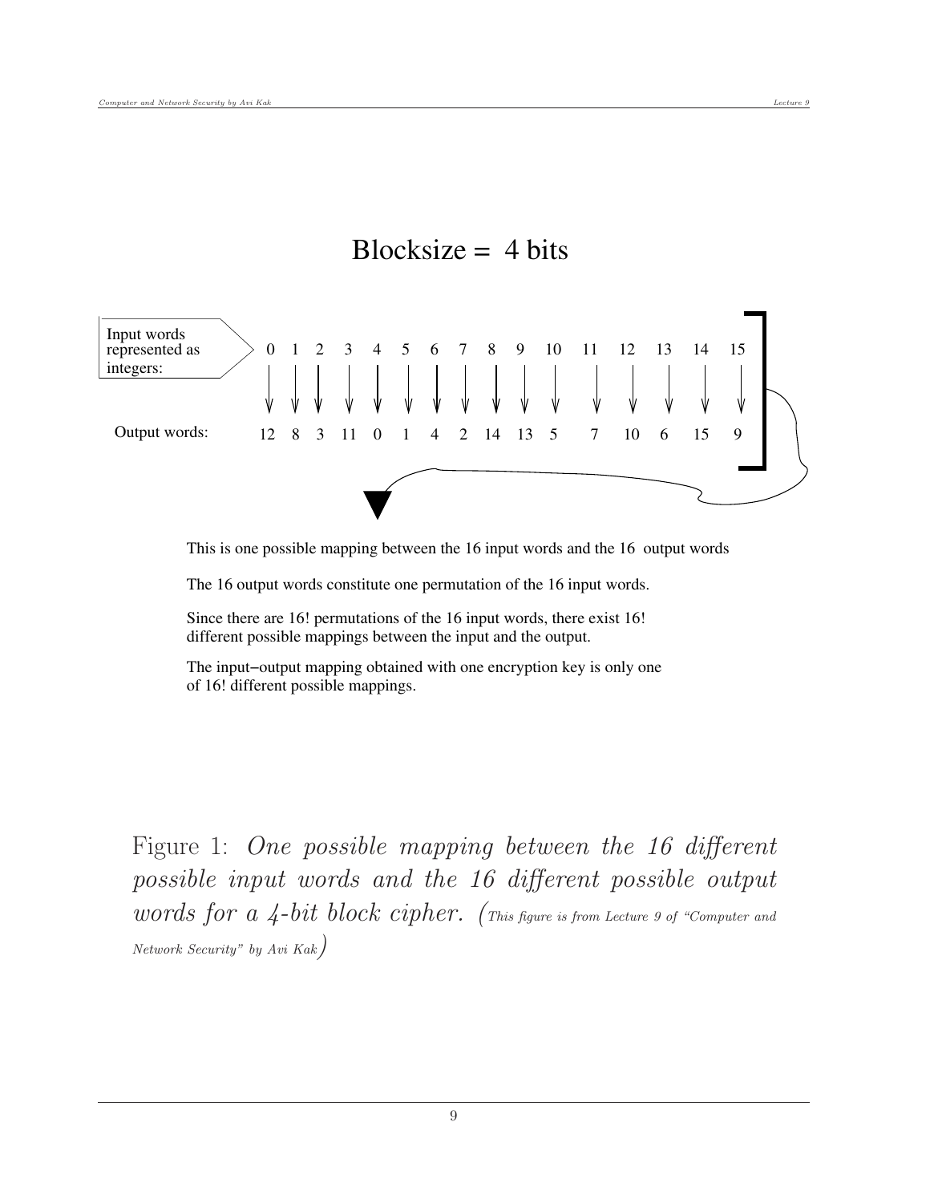Blocksize = 4 bits

| Input words represented as integers: | 0 | 1 | 2 | 3 | 4 | 5 | 6 | 7 | 8 | 9 | 10 | 11 | 12 | 13 | 14 | 15 |
|---|---|---|---|---|---|---|---|---|---|---|---|---|---|---|---|---|
| Output words: | 12 | 8 | 3 | 11 | 0 | 1 | 4 | 2 | 14 | 13 | 5 | 7 | 10 | 6 | 15 | 9 |

This is one possible mapping between the 16 input words and the 16 output words

The 16 output words constitute one permutation of the 16 input words.

Since there are 16! permutations of the 16 input words, there exist 16! different possible mappings between the input and the output.

The input−output mapping obtained with one encryption key is only one of 16! different possible mappings.

Figure 1: *One possible mapping between the 16 different possible input words and the 16 different possible output words for a 4-bit block cipher.* (This figure is from Lecture 9 of "Computer and Network Security" by Avi Kak)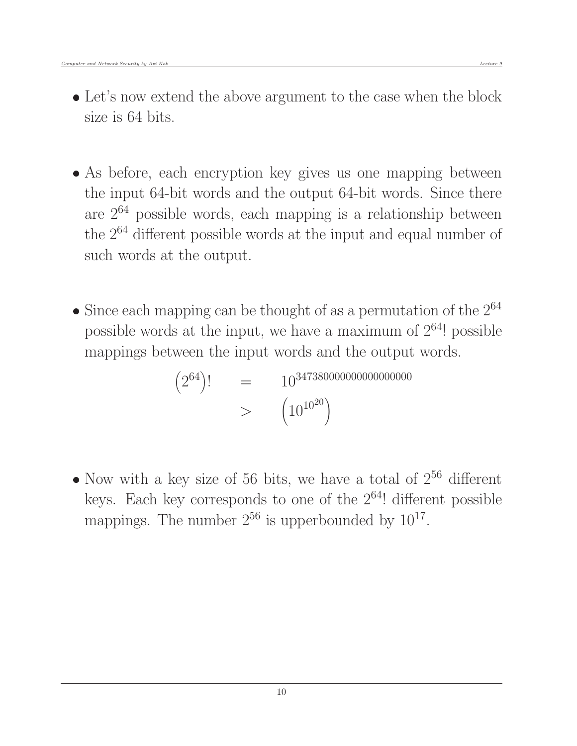- Let's now extend the above argument to the case when the block size is 64 bits.

- As before, each encryption key gives us one mapping between the input 64-bit words and the output 64-bit words. Since there are $2^{64}$ possible words, each mapping is a relationship between the $2^{64}$ different possible words at the input and equal number of such words at the output.

- Since each mapping can be thought of as a permutation of the $2^{64}$ possible words at the input, we have a maximum of $2^{64}!$ possible mappings between the input words and the output words.

$$
\begin{aligned}
\left(2^{64}\right)! \quad &= \quad 10^{347380000000000000000} \\
&> \quad \left(10^{10^{20}}\right)
\end{aligned}
$$

- Now with a key size of 56 bits, we have a total of $2^{56}$ different keys. Each key corresponds to one of the $2^{64}!$ different possible mappings. The number $2^{56}$ is upperbounded by $10^{17}$.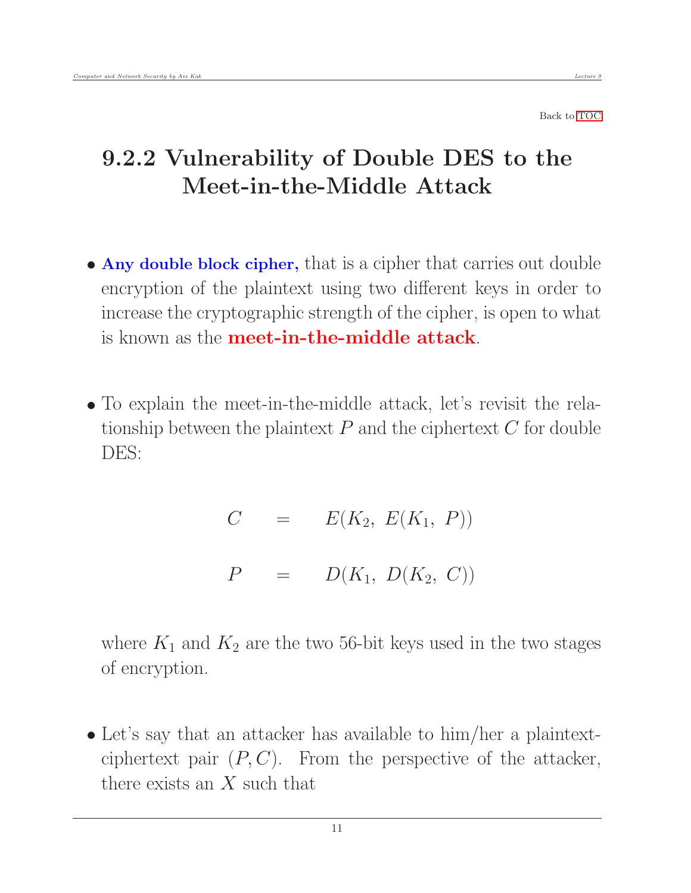Back to TOC

## 9.2.2 Vulnerability of Double DES to the Meet-in-the-Middle Attack

- **Any double block cipher,** that is a cipher that carries out double encryption of the plaintext using two different keys in order to increase the cryptographic strength of the cipher, is open to what is known as the **meet-in-the-middle attack**.

- To explain the meet-in-the-middle attack, let's revisit the relationship between the plaintext $P$ and the ciphertext $C$ for double DES:

$$C \quad = \quad E(K_2,\ E(K_1,\ P))$$

$$P \quad = \quad D(K_1,\ D(K_2,\ C))$$

  where $K_1$ and $K_2$ are the two 56-bit keys used in the two stages of encryption.

- Let's say that an attacker has available to him/her a plaintext-ciphertext pair $(P, C)$. From the perspective of the attacker, there exists an $X$ such that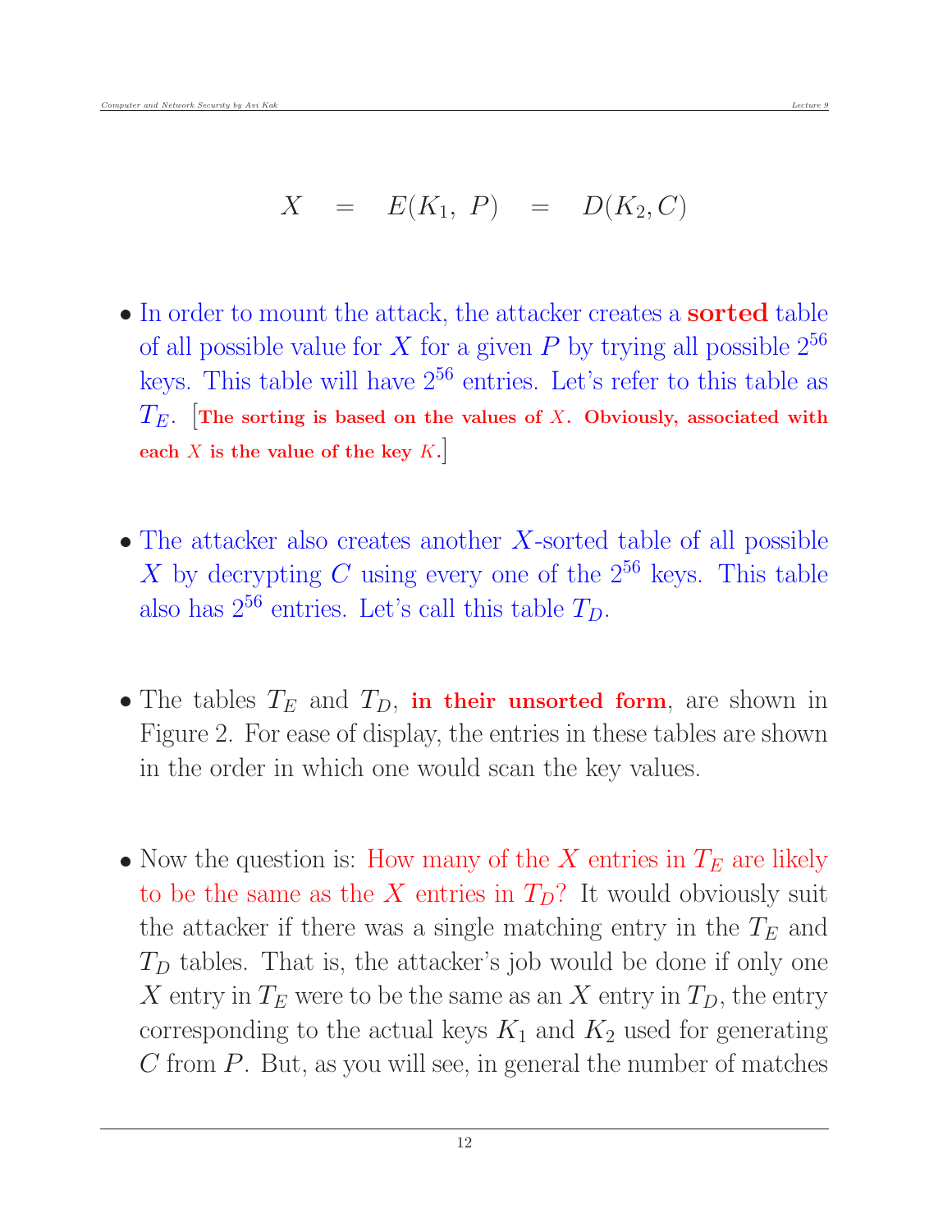$$X \quad = \quad E(K_1,\ P) \quad = \quad D(K_2, C)$$

- In order to mount the attack, the attacker creates a **sorted** table of all possible value for $X$ for a given $P$ by trying all possible $2^{56}$ keys. This table will have $2^{56}$ entries. Let's refer to this table as $T_E$. [**The sorting is based on the values of $X$. Obviously, associated with each $X$ is the value of the key $K$.**]

- The attacker also creates another $X$-sorted table of all possible $X$ by decrypting $C$ using every one of the $2^{56}$ keys. This table also has $2^{56}$ entries. Let's call this table $T_D$.

- The tables $T_E$ and $T_D$, **in their unsorted form**, are shown in Figure 2. For ease of display, the entries in these tables are shown in the order in which one would scan the key values.

- Now the question is: How many of the $X$ entries in $T_E$ are likely to be the same as the $X$ entries in $T_D$? It would obviously suit the attacker if there was a single matching entry in the $T_E$ and $T_D$ tables. That is, the attacker's job would be done if only one $X$ entry in $T_E$ were to be the same as an $X$ entry in $T_D$, the entry corresponding to the actual keys $K_1$ and $K_2$ used for generating $C$ from $P$. But, as you will see, in general the number of matches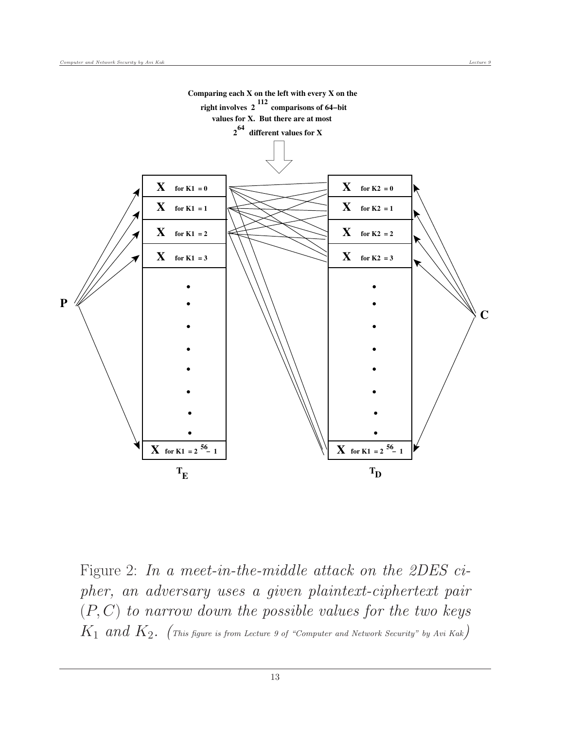Comparing each X on the left with every X on the right involves $2^{112}$ comparisons of 64–bit values for X. But there are at most $2^{64}$ different values for X

| $T_E$ | $T_D$ |
| --- | --- |
| X for K1 = 0 | X for K2 = 0 |
| X for K1 = 1 | X for K2 = 1 |
| X for K1 = 2 | X for K2 = 2 |
| X for K1 = 3 | X for K2 = 3 |
| ⋮ | ⋮ |
| X for K1 = $2^{56} - 1$ | X for K1 = $2^{56} - 1$ |

P → $T_E$ ; C → $T_D$

Figure 2: *In a meet-in-the-middle attack on the 2DES cipher, an adversary uses a given plaintext-ciphertext pair $(P, C)$ to narrow down the possible values for the two keys $K_1$ and $K_2$.* (This figure is from Lecture 9 of "Computer and Network Security" by Avi Kak)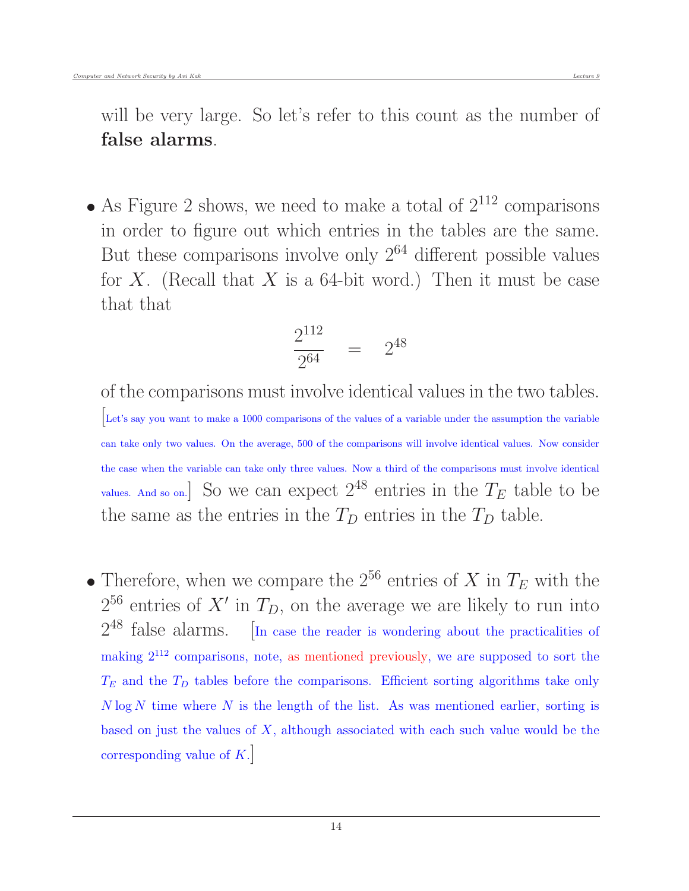will be very large. So let's refer to this count as the number of **false alarms**.

- As Figure 2 shows, we need to make a total of $2^{112}$ comparisons in order to figure out which entries in the tables are the same. But these comparisons involve only $2^{64}$ different possible values for $X$. (Recall that $X$ is a 64-bit word.) Then it must be case that that

$$\frac{2^{112}}{2^{64}} \quad = \quad 2^{48}$$

  of the comparisons must involve identical values in the two tables. [Let's say you want to make a 1000 comparisons of the values of a variable under the assumption the variable can take only two values. On the average, 500 of the comparisons will involve identical values. Now consider the case when the variable can take only three values. Now a third of the comparisons must involve identical values. And so on.] So we can expect $2^{48}$ entries in the $T_E$ table to be the same as the entries in the $T_D$ entries in the $T_D$ table.

- Therefore, when we compare the $2^{56}$ entries of $X$ in $T_E$ with the $2^{56}$ entries of $X'$ in $T_D$, on the average we are likely to run into $2^{48}$ false alarms. [In case the reader is wondering about the practicalities of making $2^{112}$ comparisons, note, as mentioned previously, we are supposed to sort the $T_E$ and the $T_D$ tables before the comparisons. Efficient sorting algorithms take only $N \log N$ time where $N$ is the length of the list. As was mentioned earlier, sorting is based on just the values of $X$, although associated with each such value would be the corresponding value of $K$.]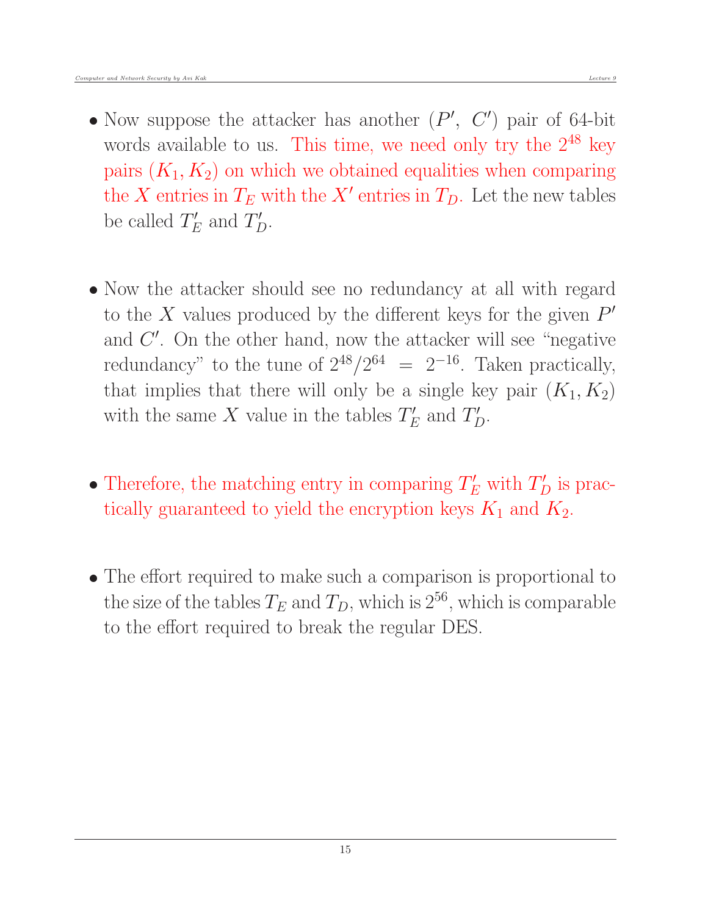- Now suppose the attacker has another $(P', C')$ pair of 64-bit words available to us. This time, we need only try the $2^{48}$ key pairs $(K_1, K_2)$ on which we obtained equalities when comparing the $X$ entries in $T_E$ with the $X'$ entries in $T_D$. Let the new tables be called $T'_E$ and $T'_D$.

- Now the attacker should see no redundancy at all with regard to the $X$ values produced by the different keys for the given $P'$ and $C'$. On the other hand, now the attacker will see "negative redundancy" to the tune of $2^{48}/2^{64} = 2^{-16}$. Taken practically, that implies that there will only be a single key pair $(K_1, K_2)$ with the same $X$ value in the tables $T'_E$ and $T'_D$.

- Therefore, the matching entry in comparing $T'_E$ with $T'_D$ is practically guaranteed to yield the encryption keys $K_1$ and $K_2$.

- The effort required to make such a comparison is proportional to the size of the tables $T_E$ and $T_D$, which is $2^{56}$, which is comparable to the effort required to break the regular DES.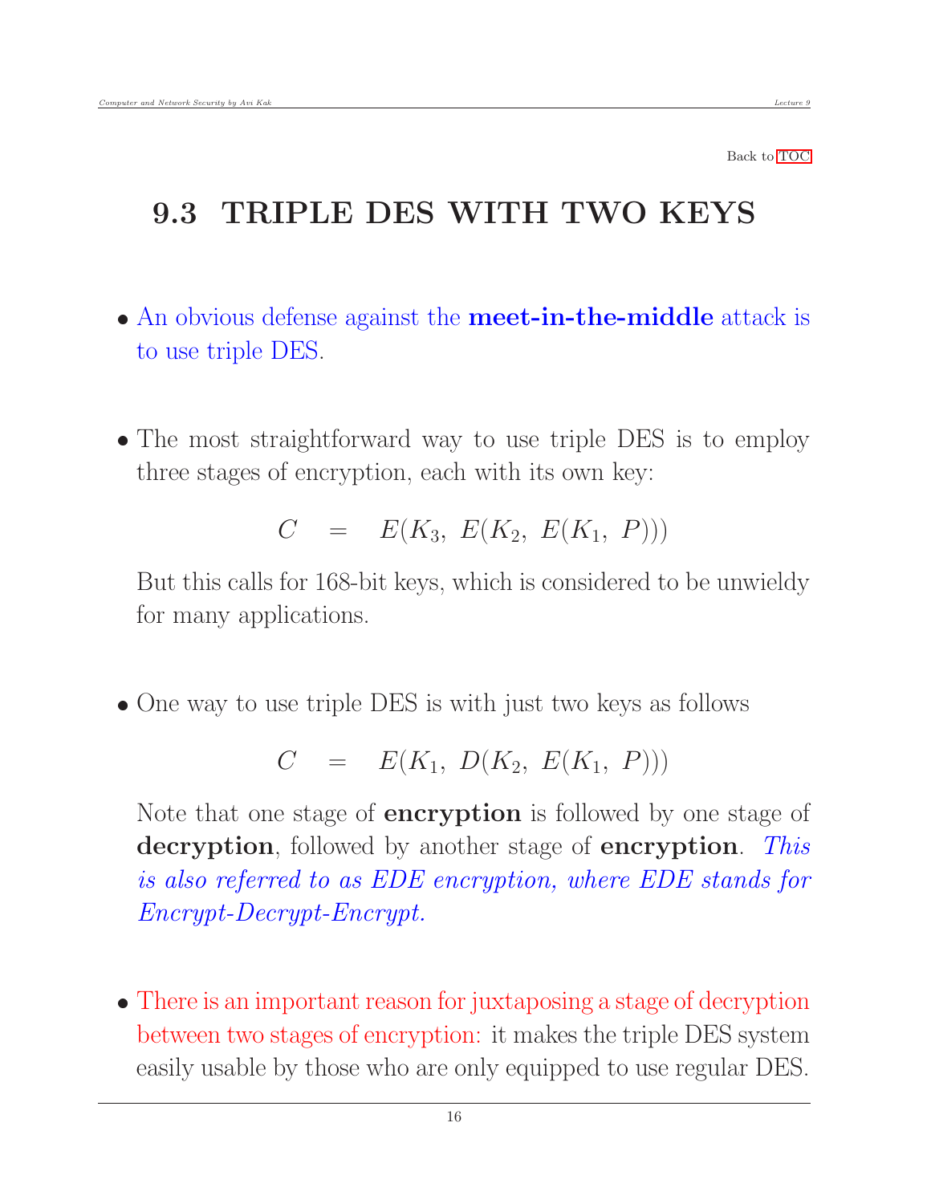Back to TOC

## 9.3 TRIPLE DES WITH TWO KEYS

- An obvious defense against the **meet-in-the-middle** attack is to use triple DES.

- The most straightforward way to use triple DES is to employ three stages of encryption, each with its own key:

$$C \quad = \quad E(K_3,\ E(K_2,\ E(K_1,\ P)))$$

  But this calls for 168-bit keys, which is considered to be unwieldy for many applications.

- One way to use triple DES is with just two keys as follows

$$C \quad = \quad E(K_1,\ D(K_2,\ E(K_1,\ P)))$$

  Note that one stage of **encryption** is followed by one stage of **decryption**, followed by another stage of **encryption**. *This is also referred to as EDE encryption, where EDE stands for Encrypt-Decrypt-Encrypt.*

- There is an important reason for juxtaposing a stage of decryption between two stages of encryption: it makes the triple DES system easily usable by those who are only equipped to use regular DES.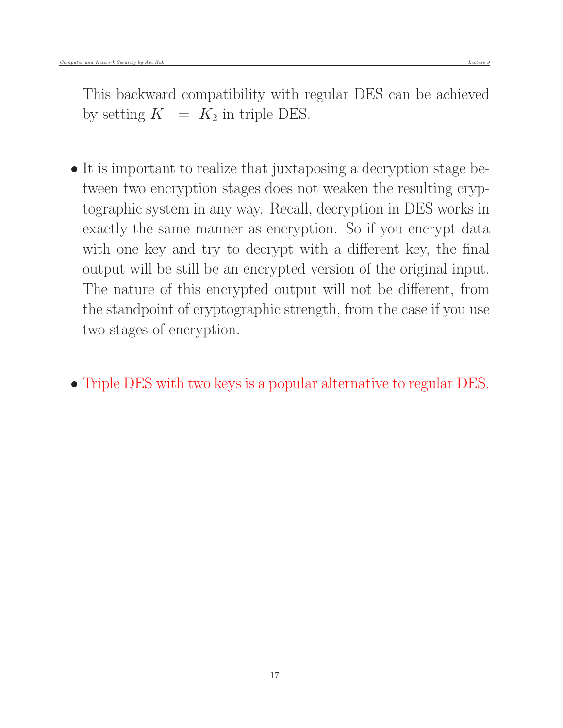This backward compatibility with regular DES can be achieved by setting $K_1 = K_2$ in triple DES.

- It is important to realize that juxtaposing a decryption stage between two encryption stages does not weaken the resulting cryptographic system in any way. Recall, decryption in DES works in exactly the same manner as encryption. So if you encrypt data with one key and try to decrypt with a different key, the final output will be still be an encrypted version of the original input. The nature of this encrypted output will not be different, from the standpoint of cryptographic strength, from the case if you use two stages of encryption.

- Triple DES with two keys is a popular alternative to regular DES.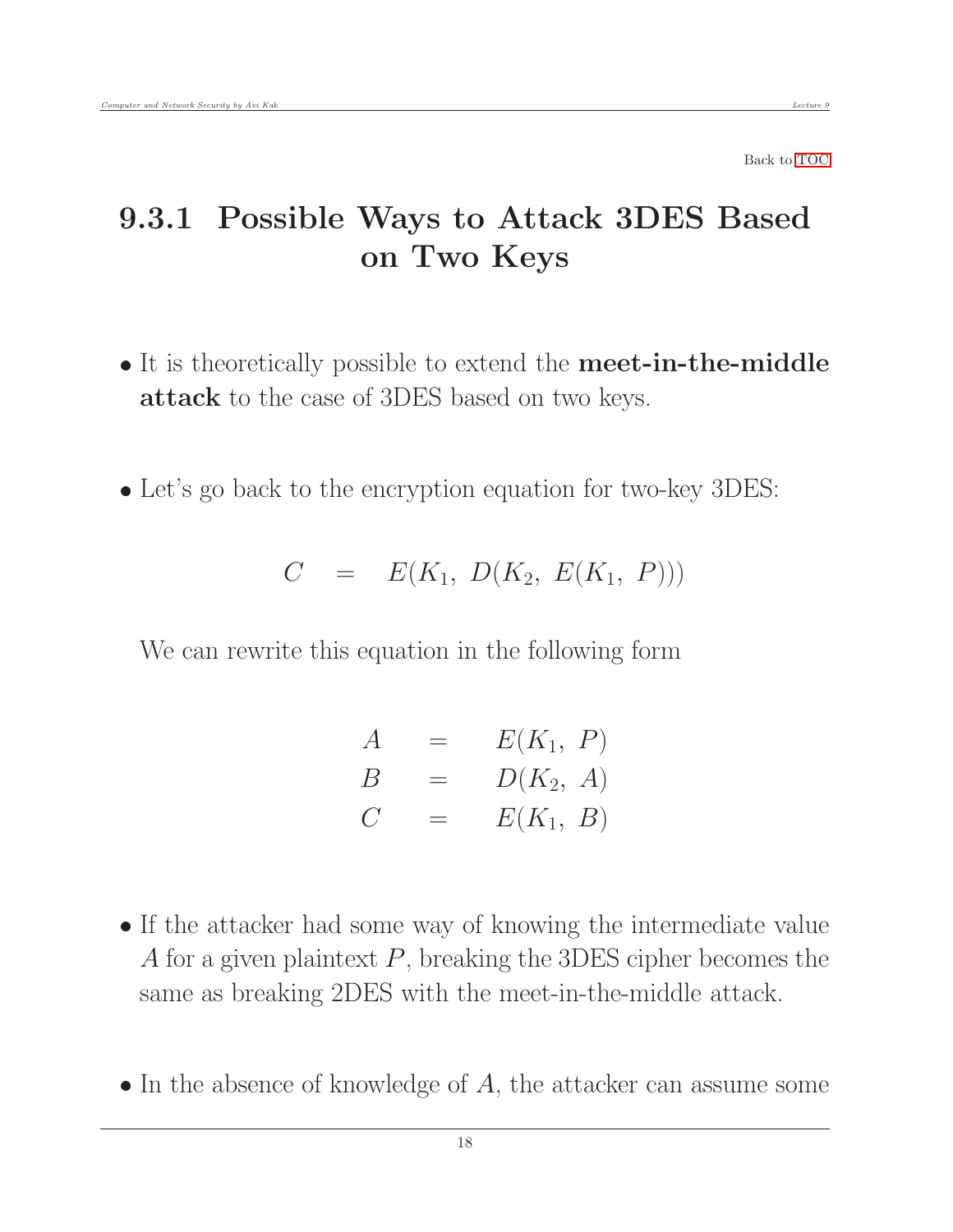Back to TOC

## 9.3.1 Possible Ways to Attack 3DES Based on Two Keys

- It is theoretically possible to extend the **meet-in-the-middle attack** to the case of 3DES based on two keys.

- Let's go back to the encryption equation for two-key 3DES:

$$C \quad = \quad E(K_1,\ D(K_2,\ E(K_1,\ P)))$$

  We can rewrite this equation in the following form

$$\begin{aligned} A &= E(K_1,\ P) \\ B &= D(K_2,\ A) \\ C &= E(K_1,\ B) \end{aligned}$$

- If the attacker had some way of knowing the intermediate value $A$ for a given plaintext $P$, breaking the 3DES cipher becomes the same as breaking 2DES with the meet-in-the-middle attack.

- In the absence of knowledge of $A$, the attacker can assume some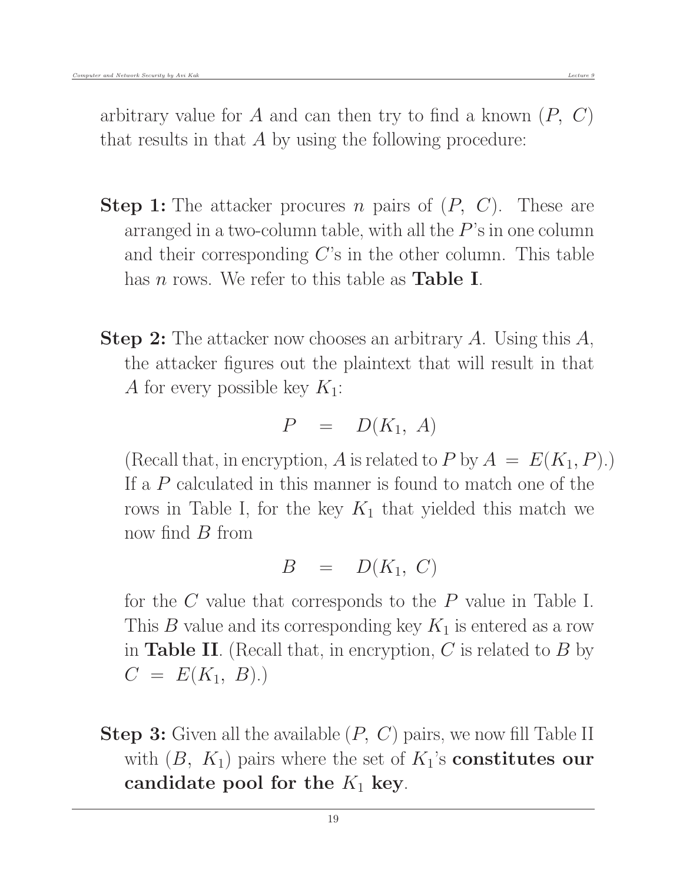arbitrary value for $A$ and can then try to find a known $(P,\ C)$ that results in that $A$ by using the following procedure:

- **Step 1:** The attacker procures $n$ pairs of $(P,\ C)$. These are arranged in a two-column table, with all the $P$'s in one column and their corresponding $C$'s in the other column. This table has $n$ rows. We refer to this table as **Table I**.

- **Step 2:** The attacker now chooses an arbitrary $A$. Using this $A$, the attacker figures out the plaintext that will result in that $A$ for every possible key $K_1$:

  $$P \quad = \quad D(K_1,\ A)$$

  (Recall that, in encryption, $A$ is related to $P$ by $A\ =\ E(K_1, P)$.) If a $P$ calculated in this manner is found to match one of the rows in Table I, for the key $K_1$ that yielded this match we now find $B$ from

  $$B \quad = \quad D(K_1,\ C)$$

  for the $C$ value that corresponds to the $P$ value in Table I. This $B$ value and its corresponding key $K_1$ is entered as a row in **Table II**. (Recall that, in encryption, $C$ is related to $B$ by $C\ =\ E(K_1,\ B)$.)

- **Step 3:** Given all the available $(P,\ C)$ pairs, we now fill Table II with $(B,\ K_1)$ pairs where the set of $K_1$'s **constitutes our candidate pool for the $K_1$ key**.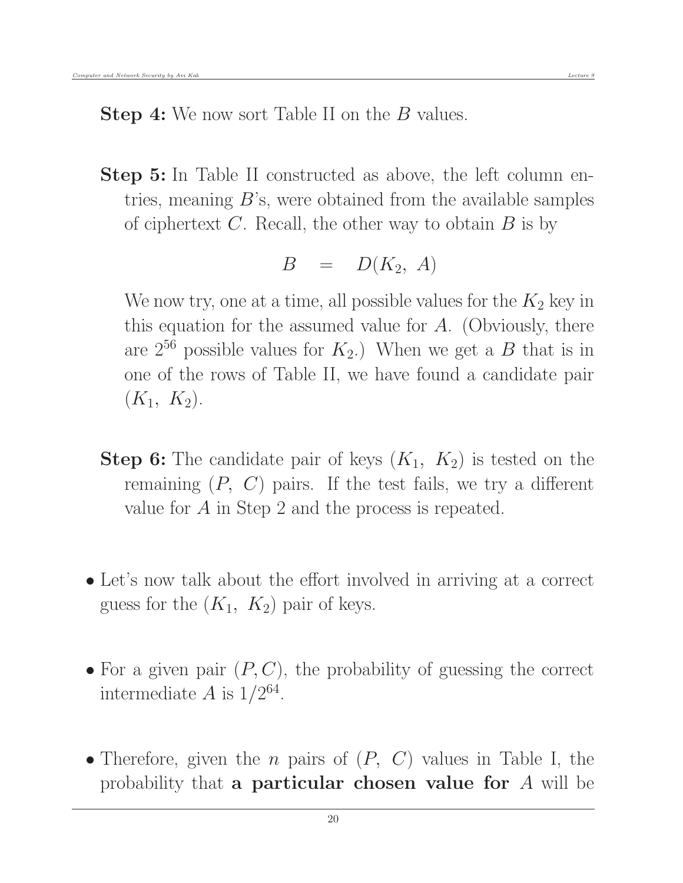**Step 4:** We now sort Table II on the $B$ values.

**Step 5:** In Table II constructed as above, the left column entries, meaning $B$'s, were obtained from the available samples of ciphertext $C$. Recall, the other way to obtain $B$ is by

$$B \quad = \quad D(K_2,\ A)$$

We now try, one at a time, all possible values for the $K_2$ key in this equation for the assumed value for $A$. (Obviously, there are $2^{56}$ possible values for $K_2$.) When we get a $B$ that is in one of the rows of Table II, we have found a candidate pair $(K_1,\ K_2)$.

**Step 6:** The candidate pair of keys $(K_1,\ K_2)$ is tested on the remaining $(P,\ C)$ pairs. If the test fails, we try a different value for $A$ in Step 2 and the process is repeated.

- Let's now talk about the effort involved in arriving at a correct guess for the $(K_1,\ K_2)$ pair of keys.

- For a given pair $(P, C)$, the probability of guessing the correct intermediate $A$ is $1/2^{64}$.

- Therefore, given the $n$ pairs of $(P,\ C)$ values in Table I, the probability that **a particular chosen value for** $A$ will be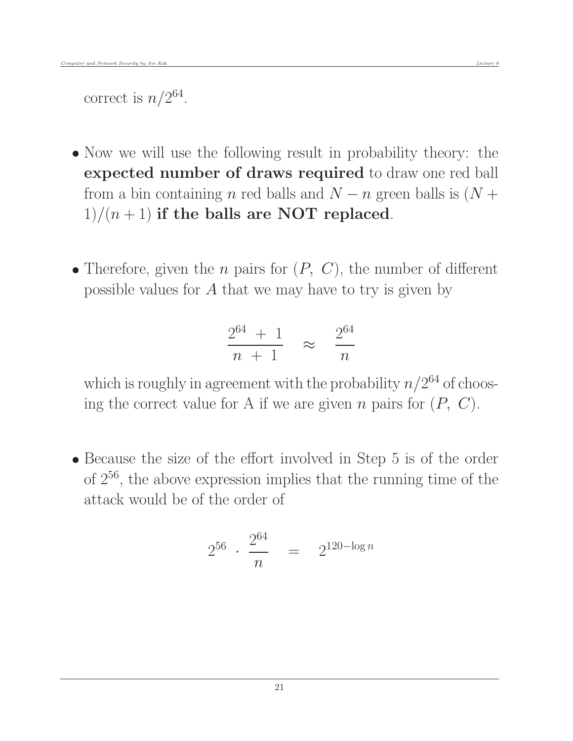correct is $n/2^{64}$.

- Now we will use the following result in probability theory: the **expected number of draws required** to draw one red ball from a bin containing $n$ red balls and $N - n$ green balls is $(N + 1)/(n + 1)$ **if the balls are NOT replaced**.

- Therefore, given the $n$ pairs for $(P, C)$, the number of different possible values for $A$ that we may have to try is given by

$$\frac{2^{64} + 1}{n + 1} \approx \frac{2^{64}}{n}$$

  which is roughly in agreement with the probability $n/2^{64}$ of choosing the correct value for A if we are given $n$ pairs for $(P, C)$.

- Because the size of the effort involved in Step 5 is of the order of $2^{56}$, the above expression implies that the running time of the attack would be of the order of

$$2^{56} \cdot \frac{2^{64}}{n} = 2^{120 - \log n}$$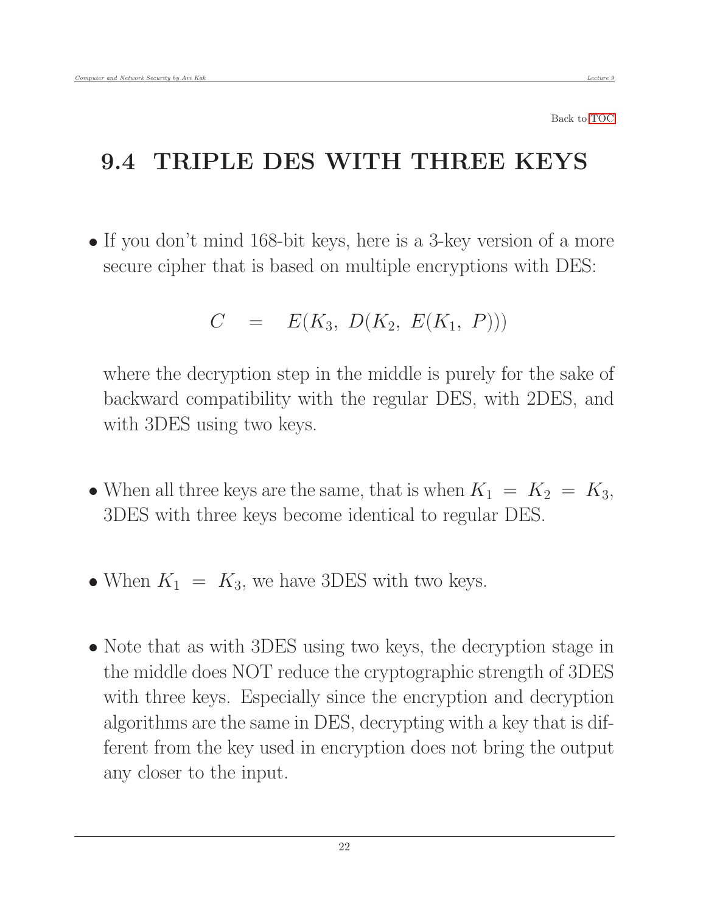Back to TOC

## 9.4 TRIPLE DES WITH THREE KEYS

- If you don't mind 168-bit keys, here is a 3-key version of a more secure cipher that is based on multiple encryptions with DES:

$$C \quad = \quad E(K_3,\ D(K_2,\ E(K_1,\ P)))$$

  where the decryption step in the middle is purely for the sake of backward compatibility with the regular DES, with 2DES, and with 3DES using two keys.

- When all three keys are the same, that is when $K_1 \ = \ K_2 \ = \ K_3$, 3DES with three keys become identical to regular DES.

- When $K_1 \ = \ K_3$, we have 3DES with two keys.

- Note that as with 3DES using two keys, the decryption stage in the middle does NOT reduce the cryptographic strength of 3DES with three keys. Especially since the encryption and decryption algorithms are the same in DES, decrypting with a key that is different from the key used in encryption does not bring the output any closer to the input.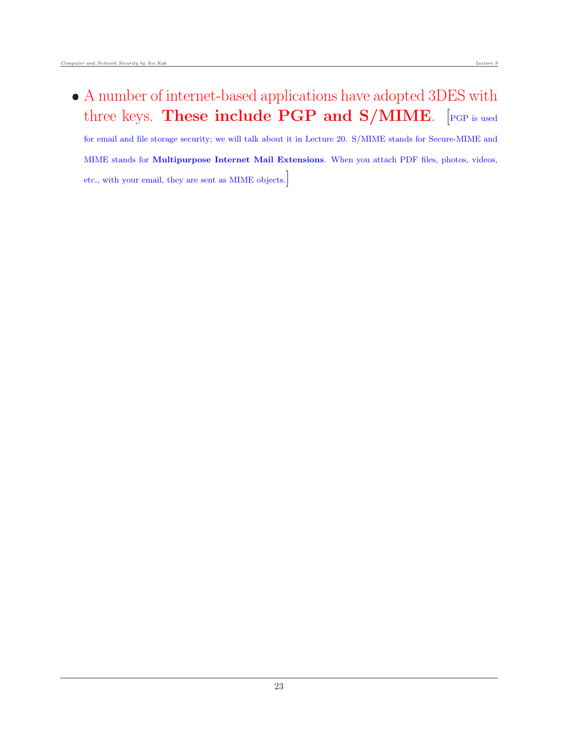- A number of internet-based applications have adopted 3DES with three keys. **These include PGP and S/MIME**. [PGP is used for email and file storage security; we will talk about it in Lecture 20. S/MIME stands for Secure-MIME and MIME stands for **Multipurpose Internet Mail Extensions**. When you attach PDF files, photos, videos, etc., with your email, they are sent as MIME objects.]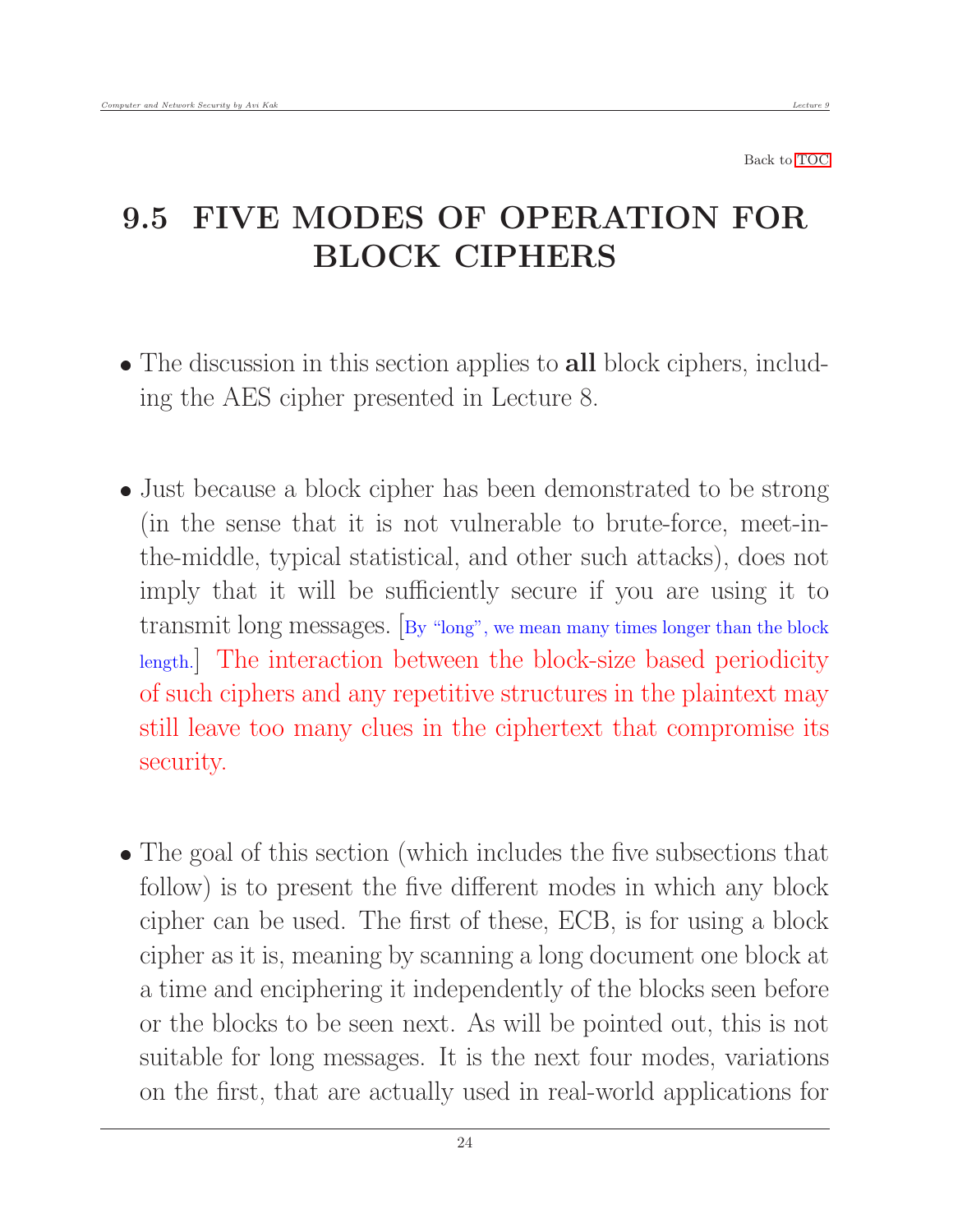Back to TOC

# 9.5 FIVE MODES OF OPERATION FOR BLOCK CIPHERS

- The discussion in this section applies to **all** block ciphers, including the AES cipher presented in Lecture 8.

- Just because a block cipher has been demonstrated to be strong (in the sense that it is not vulnerable to brute-force, meet-in-the-middle, typical statistical, and other such attacks), does not imply that it will be sufficiently secure if you are using it to transmit long messages. [By "long", we mean many times longer than the block length.] The interaction between the block-size based periodicity of such ciphers and any repetitive structures in the plaintext may still leave too many clues in the ciphertext that compromise its security.

- The goal of this section (which includes the five subsections that follow) is to present the five different modes in which any block cipher can be used. The first of these, ECB, is for using a block cipher as it is, meaning by scanning a long document one block at a time and enciphering it independently of the blocks seen before or the blocks to be seen next. As will be pointed out, this is not suitable for long messages. It is the next four modes, variations on the first, that are actually used in real-world applications for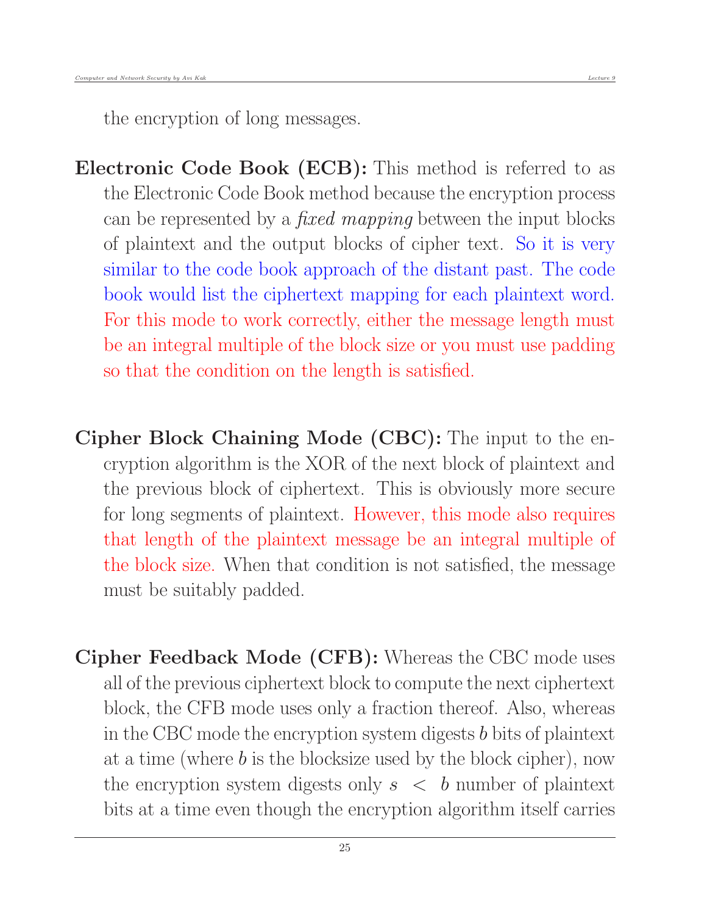the encryption of long messages.

**Electronic Code Book (ECB):** This method is referred to as the Electronic Code Book method because the encryption process can be represented by a *fixed mapping* between the input blocks of plaintext and the output blocks of cipher text. So it is very similar to the code book approach of the distant past. The code book would list the ciphertext mapping for each plaintext word. For this mode to work correctly, either the message length must be an integral multiple of the block size or you must use padding so that the condition on the length is satisfied.

**Cipher Block Chaining Mode (CBC):** The input to the encryption algorithm is the XOR of the next block of plaintext and the previous block of ciphertext. This is obviously more secure for long segments of plaintext. However, this mode also requires that length of the plaintext message be an integral multiple of the block size. When that condition is not satisfied, the message must be suitably padded.

**Cipher Feedback Mode (CFB):** Whereas the CBC mode uses all of the previous ciphertext block to compute the next ciphertext block, the CFB mode uses only a fraction thereof. Also, whereas in the CBC mode the encryption system digests $b$ bits of plaintext at a time (where $b$ is the blocksize used by the block cipher), now the encryption system digests only $s < b$ number of plaintext bits at a time even though the encryption algorithm itself carries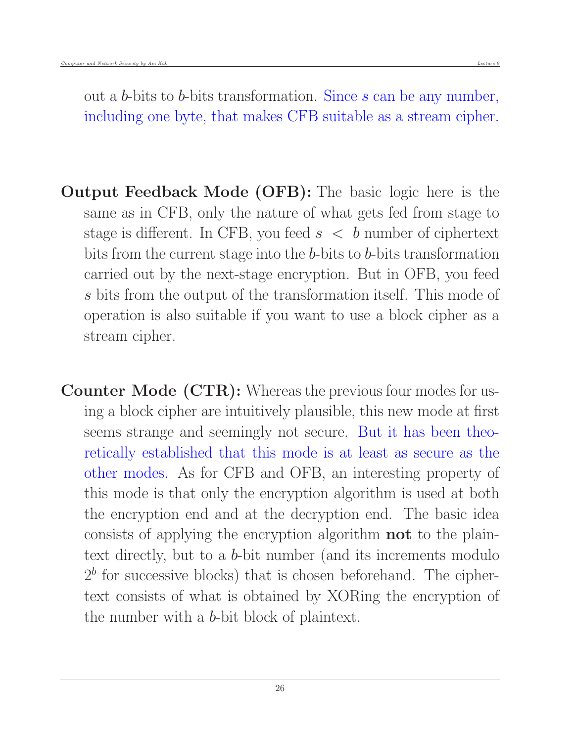out a $b$-bits to $b$-bits transformation. Since $s$ can be any number, including one byte, that makes CFB suitable as a stream cipher.

- **Output Feedback Mode (OFB):** The basic logic here is the same as in CFB, only the nature of what gets fed from stage to stage is different. In CFB, you feed $s < b$ number of ciphertext bits from the current stage into the $b$-bits to $b$-bits transformation carried out by the next-stage encryption. But in OFB, you feed $s$ bits from the output of the transformation itself. This mode of operation is also suitable if you want to use a block cipher as a stream cipher.

- **Counter Mode (CTR):** Whereas the previous four modes for using a block cipher are intuitively plausible, this new mode at first seems strange and seemingly not secure. But it has been theoretically established that this mode is at least as secure as the other modes. As for CFB and OFB, an interesting property of this mode is that only the encryption algorithm is used at both the encryption end and at the decryption end. The basic idea consists of applying the encryption algorithm **not** to the plaintext directly, but to a $b$-bit number (and its increments modulo $2^b$ for successive blocks) that is chosen beforehand. The ciphertext consists of what is obtained by XORing the encryption of the number with a $b$-bit block of plaintext.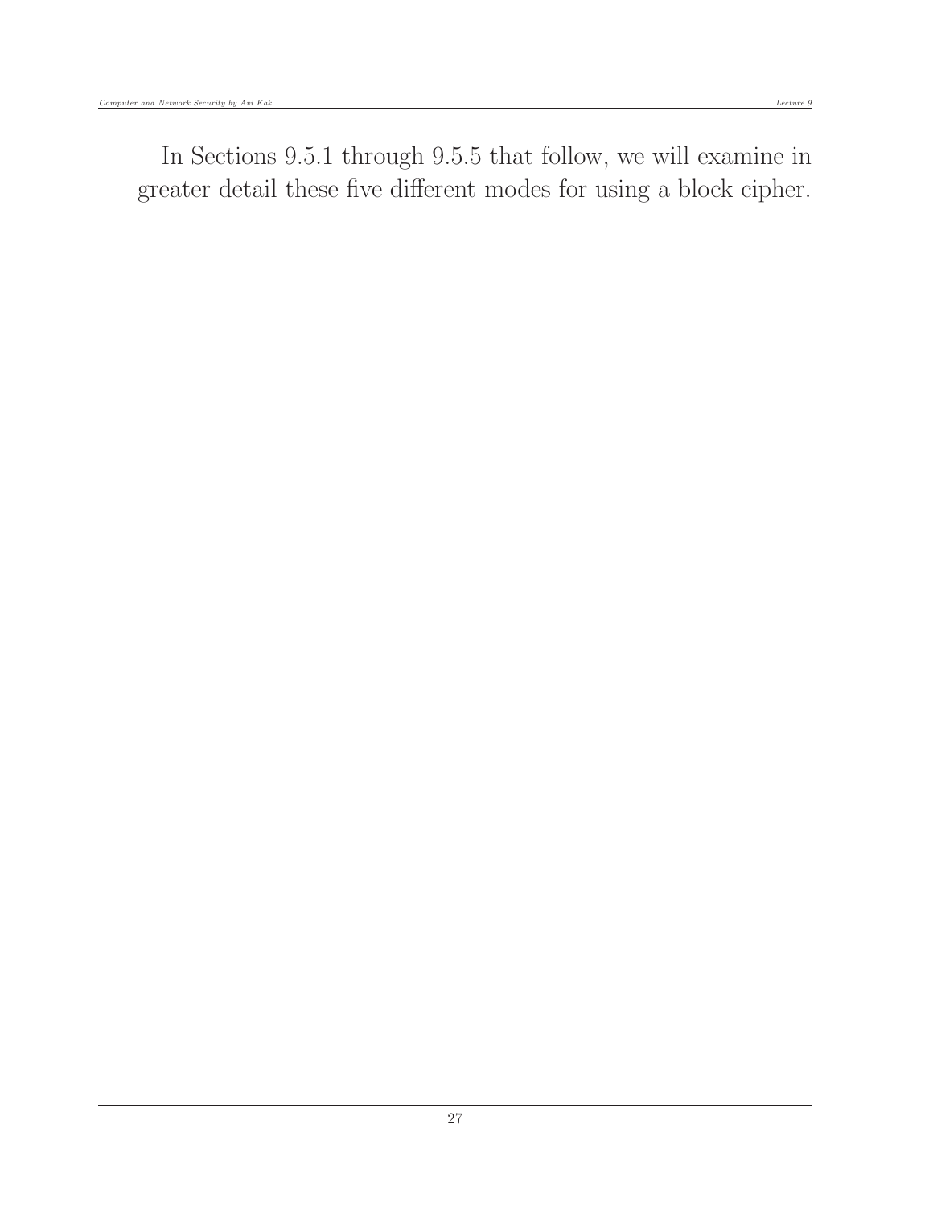In Sections 9.5.1 through 9.5.5 that follow, we will examine in greater detail these five different modes for using a block cipher.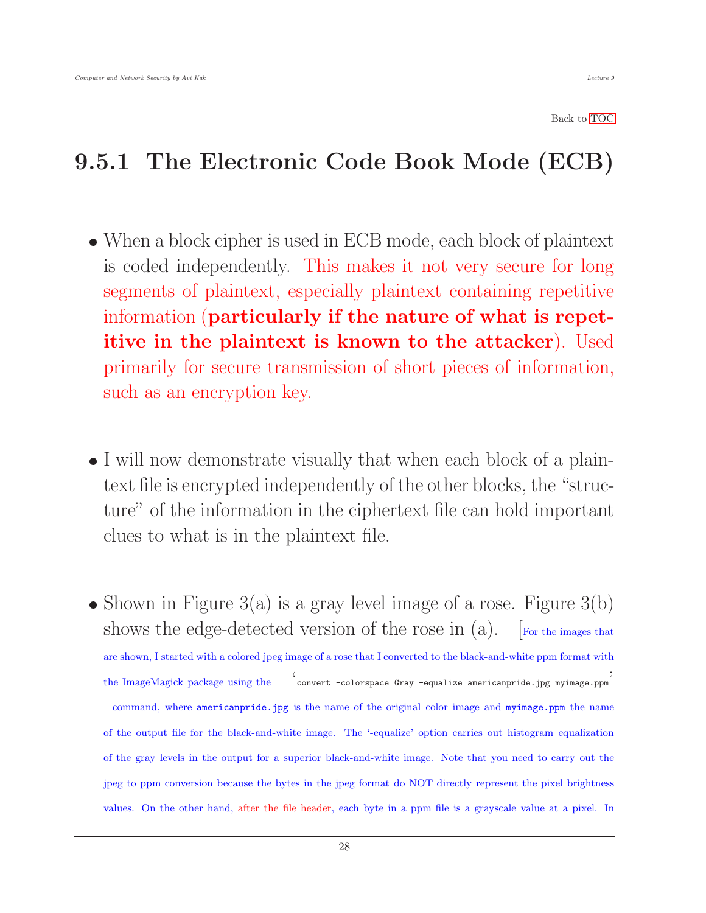Back to TOC

## 9.5.1 The Electronic Code Book Mode (ECB)

- When a block cipher is used in ECB mode, each block of plaintext is coded independently. This makes it not very secure for long segments of plaintext, especially plaintext containing repetitive information (**particularly if the nature of what is repetitive in the plaintext is known to the attacker**). Used primarily for secure transmission of short pieces of information, such as an encryption key.

- I will now demonstrate visually that when each block of a plaintext file is encrypted independently of the other blocks, the "structure" of the information in the ciphertext file can hold important clues to what is in the plaintext file.

- Shown in Figure 3(a) is a gray level image of a rose. Figure 3(b) shows the edge-detected version of the rose in (a). [For the images that are shown, I started with a colored jpeg image of a rose that I converted to the black-and-white ppm format with the ImageMagick package using the '`convert -colorspace Gray -equalize americanpride.jpg myimage.ppm`' command, where `americanpride.jpg` is the name of the original color image and `myimage.ppm` the name of the output file for the black-and-white image. The '-equalize' option carries out histogram equalization of the gray levels in the output for a superior black-and-white image. Note that you need to carry out the jpeg to ppm conversion because the bytes in the jpeg format do NOT directly represent the pixel brightness values. On the other hand, after the file header, each byte in a ppm file is a grayscale value at a pixel. In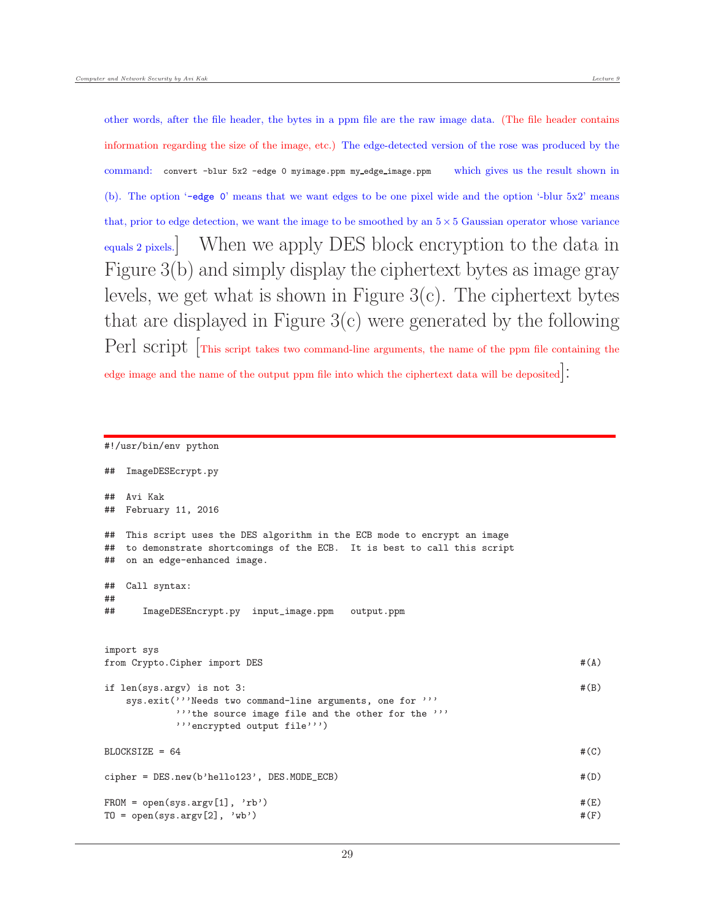other words, after the file header, the bytes in a ppm file are the raw image data. (The file header contains information regarding the size of the image, etc.) The edge-detected version of the rose was produced by the command: `convert -blur 5x2 -edge 0 myimage.ppm my_edge_image.ppm` which gives us the result shown in (b). The option '`-edge 0`' means that we want edges to be one pixel wide and the option '-blur 5x2' means that, prior to edge detection, we want the image to be smoothed by an $5 \times 5$ Gaussian operator whose variance equals 2 pixels.] When we apply DES block encryption to the data in Figure 3(b) and simply display the ciphertext bytes as image gray levels, we get what is shown in Figure 3(c). The ciphertext bytes that are displayed in Figure 3(c) were generated by the following Perl script [This script takes two command-line arguments, the name of the ppm file containing the edge image and the name of the output ppm file into which the ciphertext data will be deposited]:

```
#!/usr/bin/env python

##  ImageDESEcrypt.py

##  Avi Kak
##  February 11, 2016

##  This script uses the DES algorithm in the ECB mode to encrypt an image
##  to demonstrate shortcomings of the ECB.  It is best to call this script
##  on an edge-enhanced image.

##  Call syntax:
##
##     ImageDESEncrypt.py  input_image.ppm   output.ppm


import sys
from Crypto.Cipher import DES                                              #(A)

if len(sys.argv) is not 3:                                                 #(B)
    sys.exit('''Needs two command-line arguments, one for '''
             '''the source image file and the other for the '''
             '''encrypted output file''')

BLOCKSIZE = 64                                                             #(C)

cipher = DES.new(b'hello123', DES.MODE_ECB)                                #(D)

FROM = open(sys.argv[1], 'rb')                                             #(E)
TO = open(sys.argv[2], 'wb')                                               #(F)
```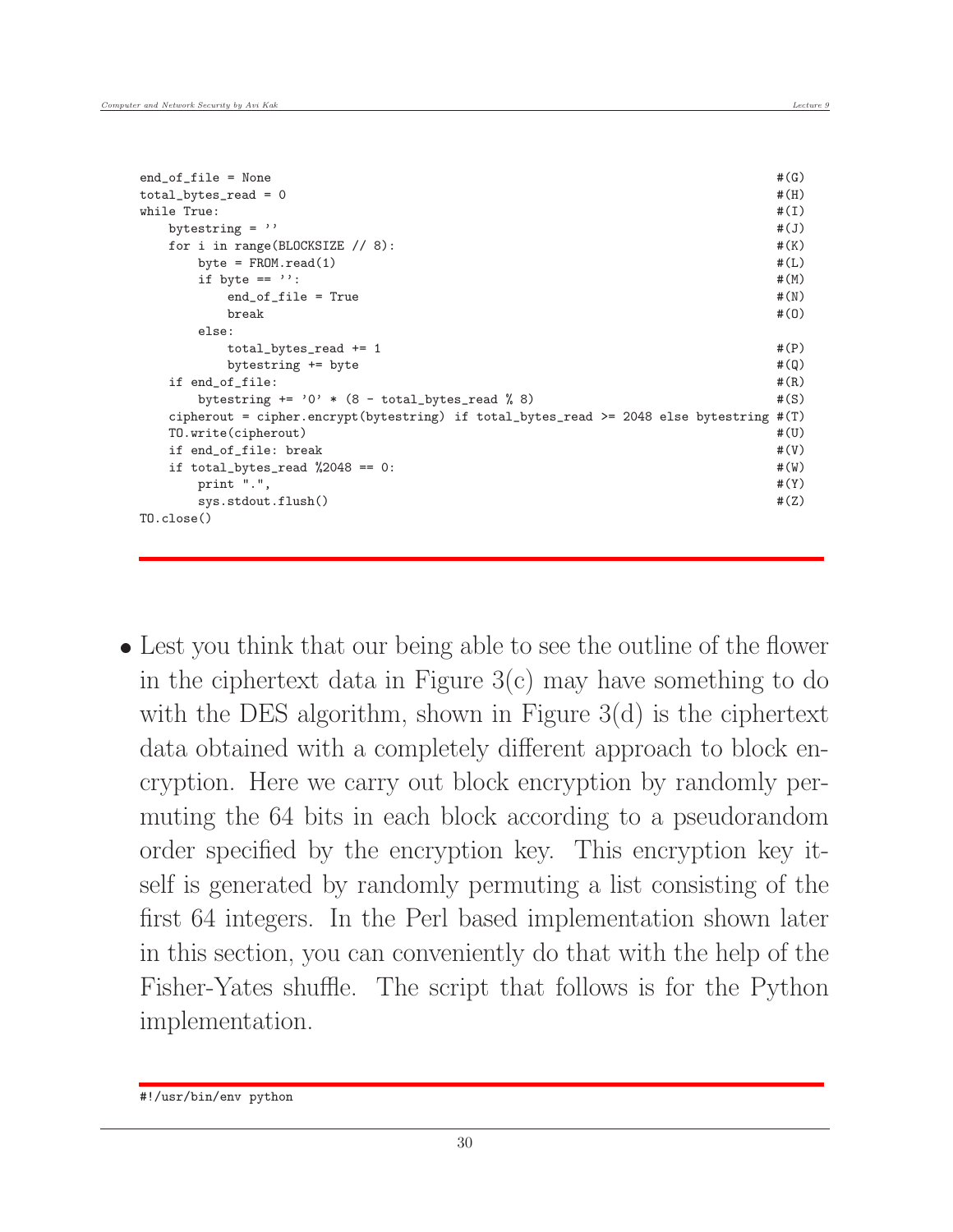```
end_of_file = None                                                                  #(G)
total_bytes_read = 0                                                                #(H)
while True:                                                                         #(I)
    bytestring = ''                                                                 #(J)
    for i in range(BLOCKSIZE // 8):                                                 #(K)
        byte = FROM.read(1)                                                         #(L)
        if byte == '':                                                              #(M)
            end_of_file = True                                                      #(N)
            break                                                                   #(O)
        else:
            total_bytes_read += 1                                                   #(P)
            bytestring += byte                                                      #(Q)
    if end_of_file:                                                                 #(R)
        bytestring += '0' * (8 - total_bytes_read % 8)                              #(S)
    cipherout = cipher.encrypt(bytestring) if total_bytes_read >= 2048 else bytestring #(T)
    TO.write(cipherout)                                                             #(U)
    if end_of_file: break                                                           #(V)
    if total_bytes_read %2048 == 0:                                                 #(W)
        print ".",                                                                  #(Y)
        sys.stdout.flush()                                                          #(Z)
TO.close()
```

- Lest you think that our being able to see the outline of the flower in the ciphertext data in Figure 3(c) may have something to do with the DES algorithm, shown in Figure 3(d) is the ciphertext data obtained with a completely different approach to block encryption. Here we carry out block encryption by randomly permuting the 64 bits in each block according to a pseudorandom order specified by the encryption key. This encryption key itself is generated by randomly permuting a list consisting of the first 64 integers. In the Perl based implementation shown later in this section, you can conveniently do that with the help of the Fisher-Yates shuffle. The script that follows is for the Python implementation.

```
#!/usr/bin/env python
```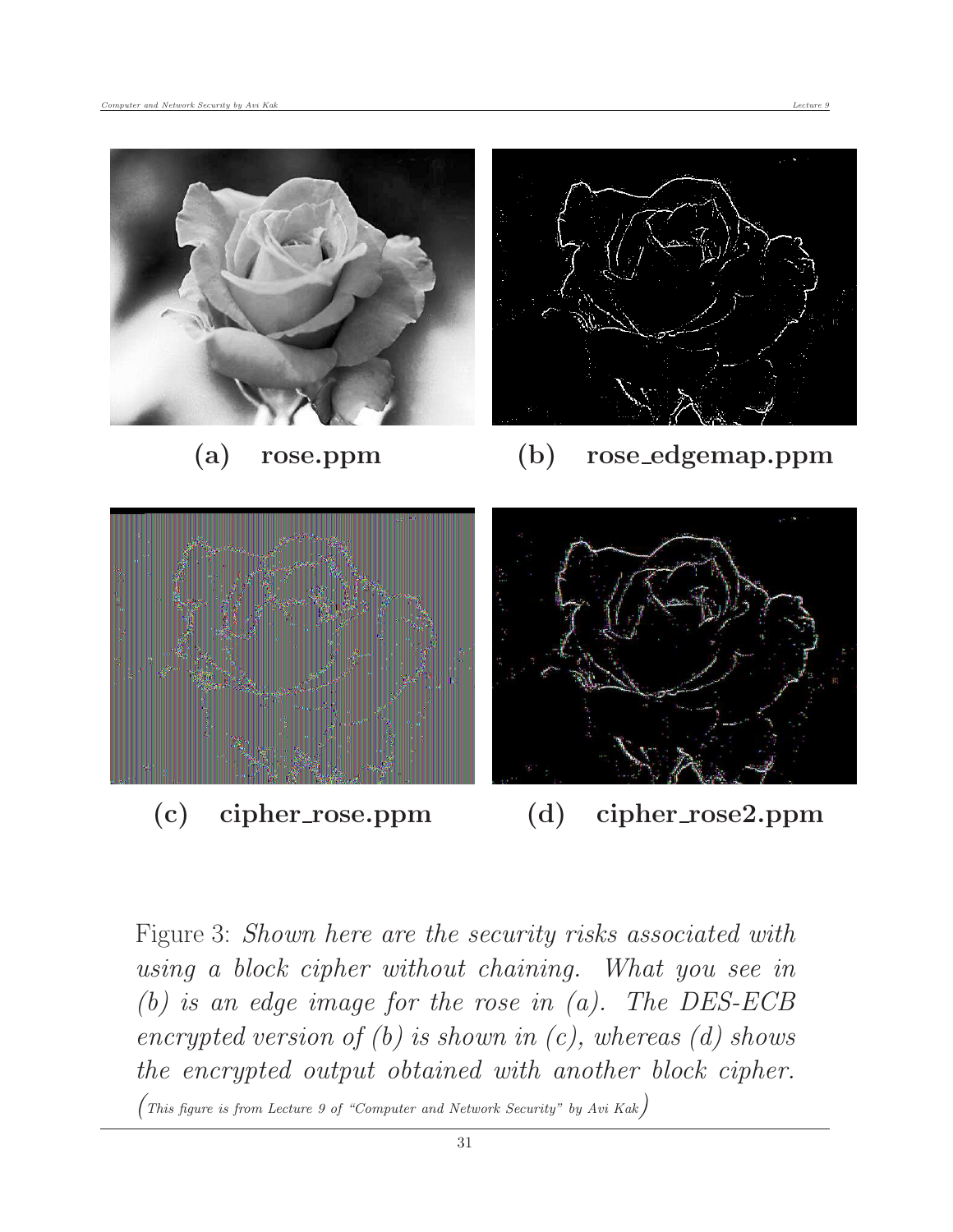**(a) rose.ppm**

**(b) rose_edgemap.ppm**

**(c) cipher_rose.ppm**

**(d) cipher_rose2.ppm**

Figure 3: *Shown here are the security risks associated with using a block cipher without chaining. What you see in (b) is an edge image for the rose in (a). The DES-ECB encrypted version of (b) is shown in (c), whereas (d) shows the encrypted output obtained with another block cipher.* (*This figure is from Lecture 9 of "Computer and Network Security" by Avi Kak*)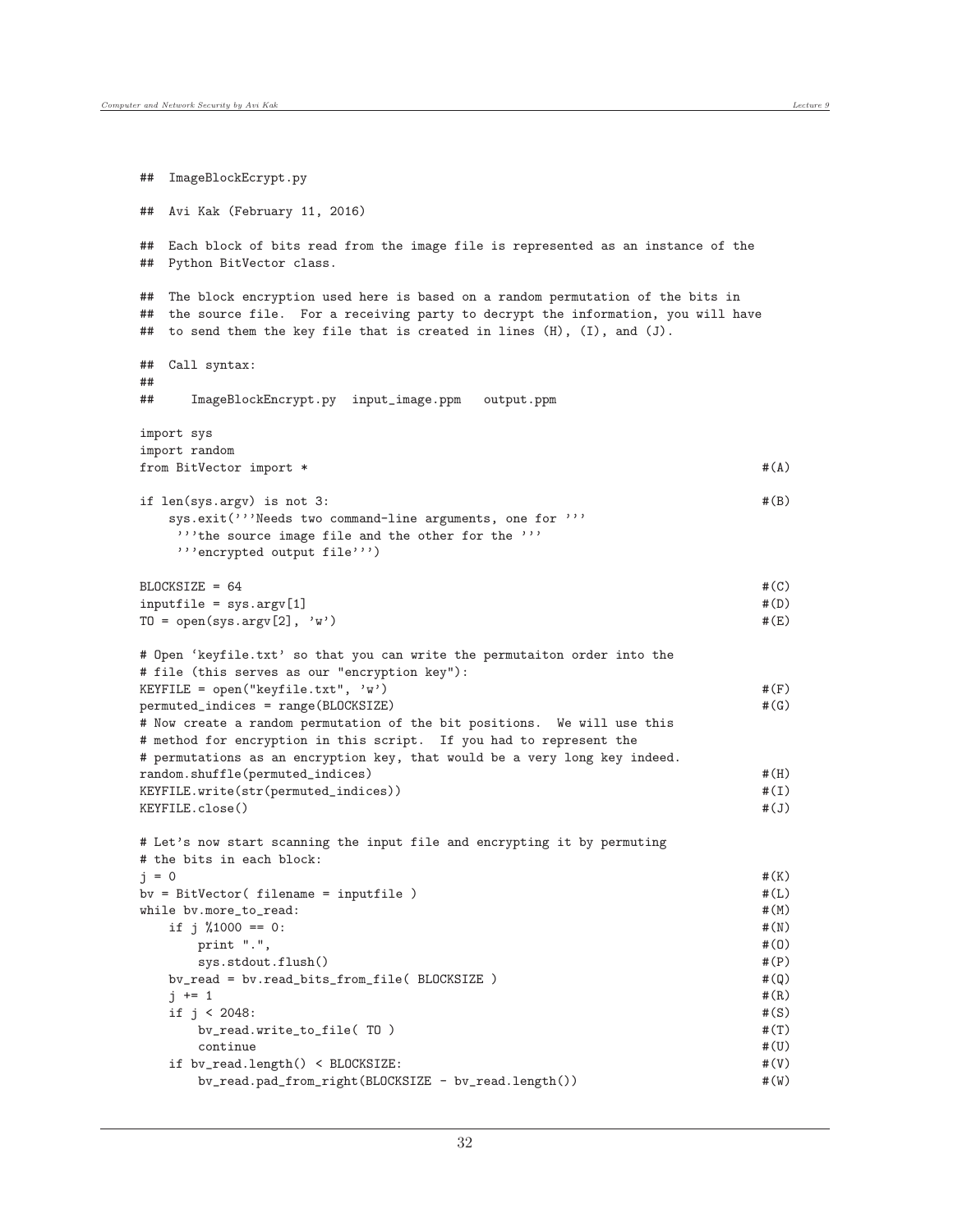```
## ImageBlockEcrypt.py

## Avi Kak (February 11, 2016)

## Each block of bits read from the image file is represented as an instance of the
## Python BitVector class.

## The block encryption used here is based on a random permutation of the bits in
## the source file. For a receiving party to decrypt the information, you will have
## to send them the key file that is created in lines (H), (I), and (J).

## Call syntax:
##
##     ImageBlockEncrypt.py  input_image.ppm   output.ppm

import sys
import random
from BitVector import *                                                        #(A)

if len(sys.argv) is not 3:                                                     #(B)
    sys.exit('''Needs two command-line arguments, one for '''
     '''the source image file and the other for the '''
     '''encrypted output file''')

BLOCKSIZE = 64                                                                 #(C)
inputfile = sys.argv[1]                                                        #(D)
TO = open(sys.argv[2], 'w')                                                    #(E)

# Open `keyfile.txt' so that you can write the permutaiton order into the
# file (this serves as our "encryption key"):
KEYFILE = open("keyfile.txt", 'w')                                             #(F)
permuted_indices = range(BLOCKSIZE)                                            #(G)
# Now create a random permutation of the bit positions.  We will use this
# method for encryption in this script.  If you had to represent the
# permutations as an encryption key, that would be a very long key indeed.
random.shuffle(permuted_indices)                                               #(H)
KEYFILE.write(str(permuted_indices))                                           #(I)
KEYFILE.close()                                                                #(J)

# Let's now start scanning the input file and encrypting it by permuting
# the bits in each block:
j = 0                                                                          #(K)
bv = BitVector( filename = inputfile )                                         #(L)
while bv.more_to_read:                                                         #(M)
    if j %1000 == 0:                                                           #(N)
        print ".",                                                             #(O)
        sys.stdout.flush()                                                     #(P)
    bv_read = bv.read_bits_from_file( BLOCKSIZE )                              #(Q)
    j += 1                                                                     #(R)
    if j < 2048:                                                               #(S)
        bv_read.write_to_file( TO )                                            #(T)
        continue                                                               #(U)
    if bv_read.length() < BLOCKSIZE:                                           #(V)
        bv_read.pad_from_right(BLOCKSIZE - bv_read.length())                   #(W)
```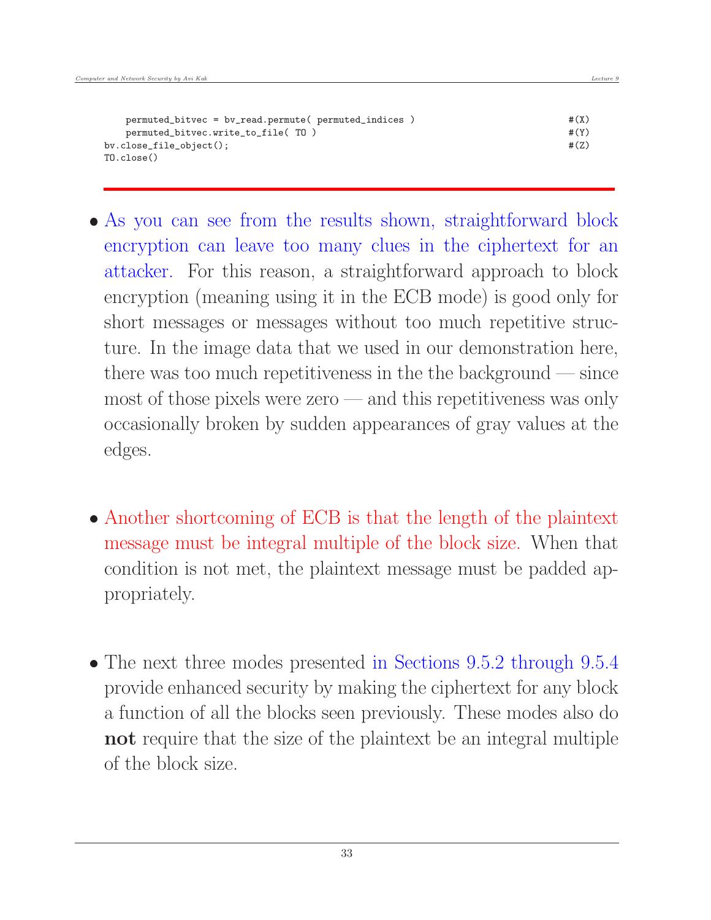```
    permuted_bitvec = bv_read.permute( permuted_indices )                  #(X)
    permuted_bitvec.write_to_file( TO )                                    #(Y)
bv.close_file_object();                                                    #(Z)
TO.close()
```

---

- As you can see from the results shown, straightforward block encryption can leave too many clues in the ciphertext for an attacker. For this reason, a straightforward approach to block encryption (meaning using it in the ECB mode) is good only for short messages or messages without too much repetitive structure. In the image data that we used in our demonstration here, there was too much repetitiveness in the the background — since most of those pixels were zero — and this repetitiveness was only occasionally broken by sudden appearances of gray values at the edges.

- Another shortcoming of ECB is that the length of the plaintext message must be integral multiple of the block size. When that condition is not met, the plaintext message must be padded appropriately.

- The next three modes presented in Sections 9.5.2 through 9.5.4 provide enhanced security by making the ciphertext for any block a function of all the blocks seen previously. These modes also do **not** require that the size of the plaintext be an integral multiple of the block size.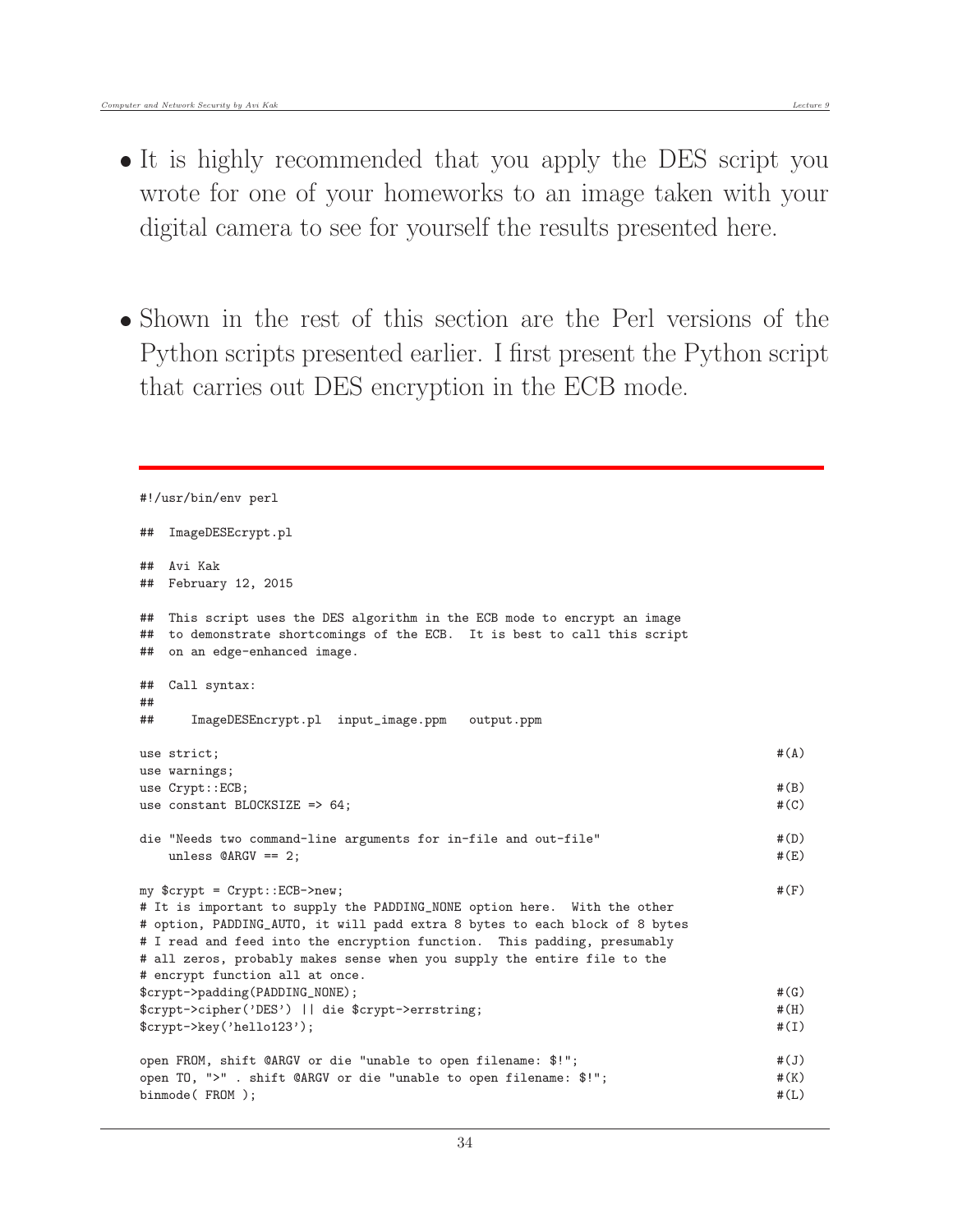- It is highly recommended that you apply the DES script you wrote for one of your homeworks to an image taken with your digital camera to see for yourself the results presented here.

- Shown in the rest of this section are the Perl versions of the Python scripts presented earlier. I first present the Python script that carries out DES encryption in the ECB mode.

```
#!/usr/bin/env perl

##  ImageDESEcrypt.pl

##  Avi Kak
##  February 12, 2015

##  This script uses the DES algorithm in the ECB mode to encrypt an image
##  to demonstrate shortcomings of the ECB.  It is best to call this script
##  on an edge-enhanced image.

##  Call syntax:
##
##     ImageDESEncrypt.pl  input_image.ppm   output.ppm

use strict;                                                              #(A)
use warnings;
use Crypt::ECB;                                                          #(B)
use constant BLOCKSIZE => 64;                                            #(C)

die "Needs two command-line arguments for in-file and out-file"          #(D)
    unless @ARGV == 2;                                                   #(E)

my $crypt = Crypt::ECB->new;                                             #(F)
# It is important to supply the PADDING_NONE option here.  With the other
# option, PADDING_AUTO, it will padd extra 8 bytes to each block of 8 bytes
# I read and feed into the encryption function.  This padding, presumably
# all zeros, probably makes sense when you supply the entire file to the
# encrypt function all at once.
$crypt->padding(PADDING_NONE);                                           #(G)
$crypt->cipher('DES') || die $crypt->errstring;                          #(H)
$crypt->key('hello123');                                                 #(I)

open FROM, shift @ARGV or die "unable to open filename: $!";             #(J)
open TO, ">" . shift @ARGV or die "unable to open filename: $!";         #(K)
binmode( FROM );                                                         #(L)
```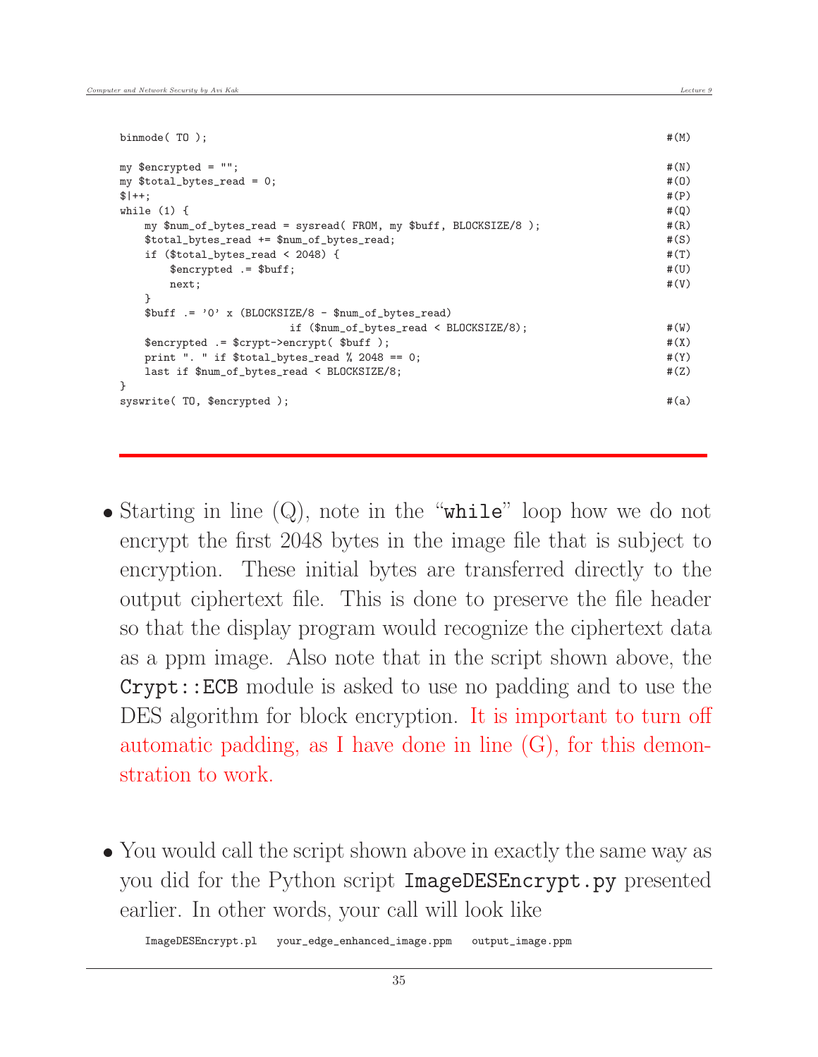```
binmode( TO );                                                          #(M)

my $encrypted = "";                                                     #(N)
my $total_bytes_read = 0;                                               #(O)
$|++;                                                                   #(P)
while (1) {                                                             #(Q)
    my $num_of_bytes_read = sysread( FROM, my $buff, BLOCKSIZE/8 );     #(R)
    $total_bytes_read += $num_of_bytes_read;                            #(S)
    if ($total_bytes_read < 2048) {                                     #(T)
        $encrypted .= $buff;                                            #(U)
        next;                                                           #(V)
    }
    $buff .= '0' x (BLOCKSIZE/8 - $num_of_bytes_read)
                           if ($num_of_bytes_read < BLOCKSIZE/8);       #(W)
    $encrypted .= $crypt->encrypt( $buff );                             #(X)
    print ". " if $total_bytes_read % 2048 == 0;                        #(Y)
    last if $num_of_bytes_read < BLOCKSIZE/8;                           #(Z)
}
syswrite( TO, $encrypted );                                             #(a)
```

- Starting in line (Q), note in the "**while**" loop how we do not encrypt the first 2048 bytes in the image file that is subject to encryption. These initial bytes are transferred directly to the output ciphertext file. This is done to preserve the file header so that the display program would recognize the ciphertext data as a ppm image. Also note that in the script shown above, the **Crypt::ECB** module is asked to use no padding and to use the DES algorithm for block encryption. It is important to turn off automatic padding, as I have done in line (G), for this demonstration to work.

- You would call the script shown above in exactly the same way as you did for the Python script `ImageDESEncrypt.py` presented earlier. In other words, your call will look like

```
ImageDESEncrypt.pl    your_edge_enhanced_image.ppm    output_image.ppm
```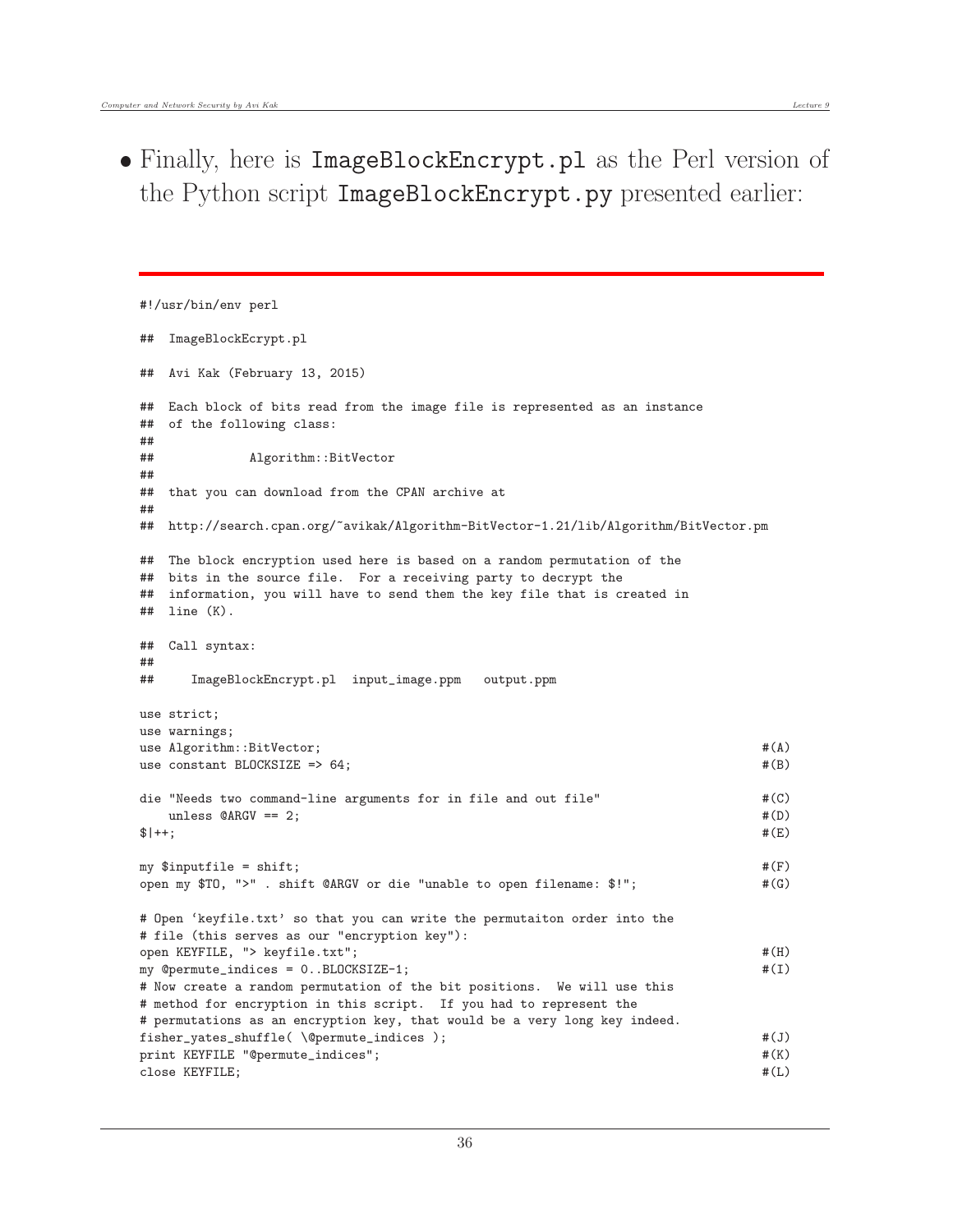- Finally, here is `ImageBlockEncrypt.pl` as the Perl version of the Python script `ImageBlockEncrypt.py` presented earlier:

```
#!/usr/bin/env perl

##  ImageBlockEcrypt.pl

##  Avi Kak (February 13, 2015)

##  Each block of bits read from the image file is represented as an instance
##  of the following class:
##
##            Algorithm::BitVector
##
##  that you can download from the CPAN archive at
##
##  http://search.cpan.org/~avikak/Algorithm-BitVector-1.21/lib/Algorithm/BitVector.pm

##  The block encryption used here is based on a random permutation of the
##  bits in the source file.  For a receiving party to decrypt the
##  information, you will have to send them the key file that is created in
##  line (K).

##  Call syntax:
##
##     ImageBlockEncrypt.pl  input_image.ppm   output.ppm

use strict;
use warnings;
use Algorithm::BitVector;                                                   #(A)
use constant BLOCKSIZE => 64;                                               #(B)

die "Needs two command-line arguments for in file and out file"             #(C)
   unless @ARGV == 2;                                                       #(D)
$|++;                                                                       #(E)

my $inputfile = shift;                                                      #(F)
open my $TO, ">" . shift @ARGV or die "unable to open filename: $!";        #(G)

# Open 'keyfile.txt' so that you can write the permutaiton order into the
# file (this serves as our "encryption key"):
open KEYFILE, "> keyfile.txt";                                              #(H)
my @permute_indices = 0..BLOCKSIZE-1;                                       #(I)
# Now create a random permutation of the bit positions.  We will use this
# method for encryption in this script.  If you had to represent the
# permutations as an encryption key, that would be a very long key indeed.
fisher_yates_shuffle( \@permute_indices );                                  #(J)
print KEYFILE "@permute_indices";                                           #(K)
close KEYFILE;                                                              #(L)
```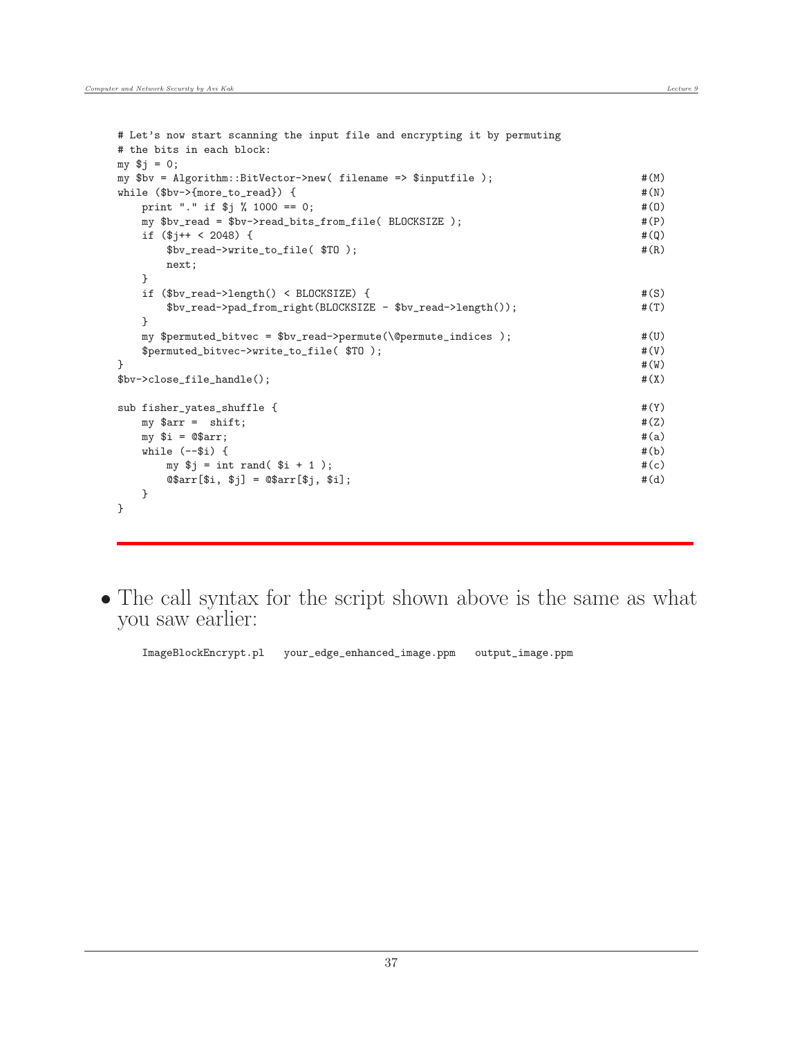```
# Let's now start scanning the input file and encrypting it by permuting
# the bits in each block:
my $j = 0;
my $bv = Algorithm::BitVector->new( filename => $inputfile );                  #(M)
while ($bv->{more_to_read}) {                                                  #(N)
    print "." if $j % 1000 == 0;                                               #(O)
    my $bv_read = $bv->read_bits_from_file( BLOCKSIZE );                       #(P)
    if ($j++ < 2048) {                                                         #(Q)
        $bv_read->write_to_file( $TO );                                        #(R)
        next;
    }
    if ($bv_read->length() < BLOCKSIZE) {                                      #(S)
        $bv_read->pad_from_right(BLOCKSIZE - $bv_read->length());              #(T)
    }
    my $permuted_bitvec = $bv_read->permute(\@permute_indices );               #(U)
    $permuted_bitvec->write_to_file( $TO );                                    #(V)
}                                                                              #(W)
$bv->close_file_handle();                                                      #(X)

sub fisher_yates_shuffle {                                                     #(Y)
    my $arr =  shift;                                                          #(Z)
    my $i = @$arr;                                                             #(a)
    while (--$i) {                                                             #(b)
        my $j = int rand( $i + 1 );                                            #(c)
        @$arr[$i, $j] = @$arr[$j, $i];                                         #(d)
    }
}
```

---

- The call syntax for the script shown above is the same as what you saw earlier:

```
ImageBlockEncrypt.pl    your_edge_enhanced_image.ppm    output_image.ppm
```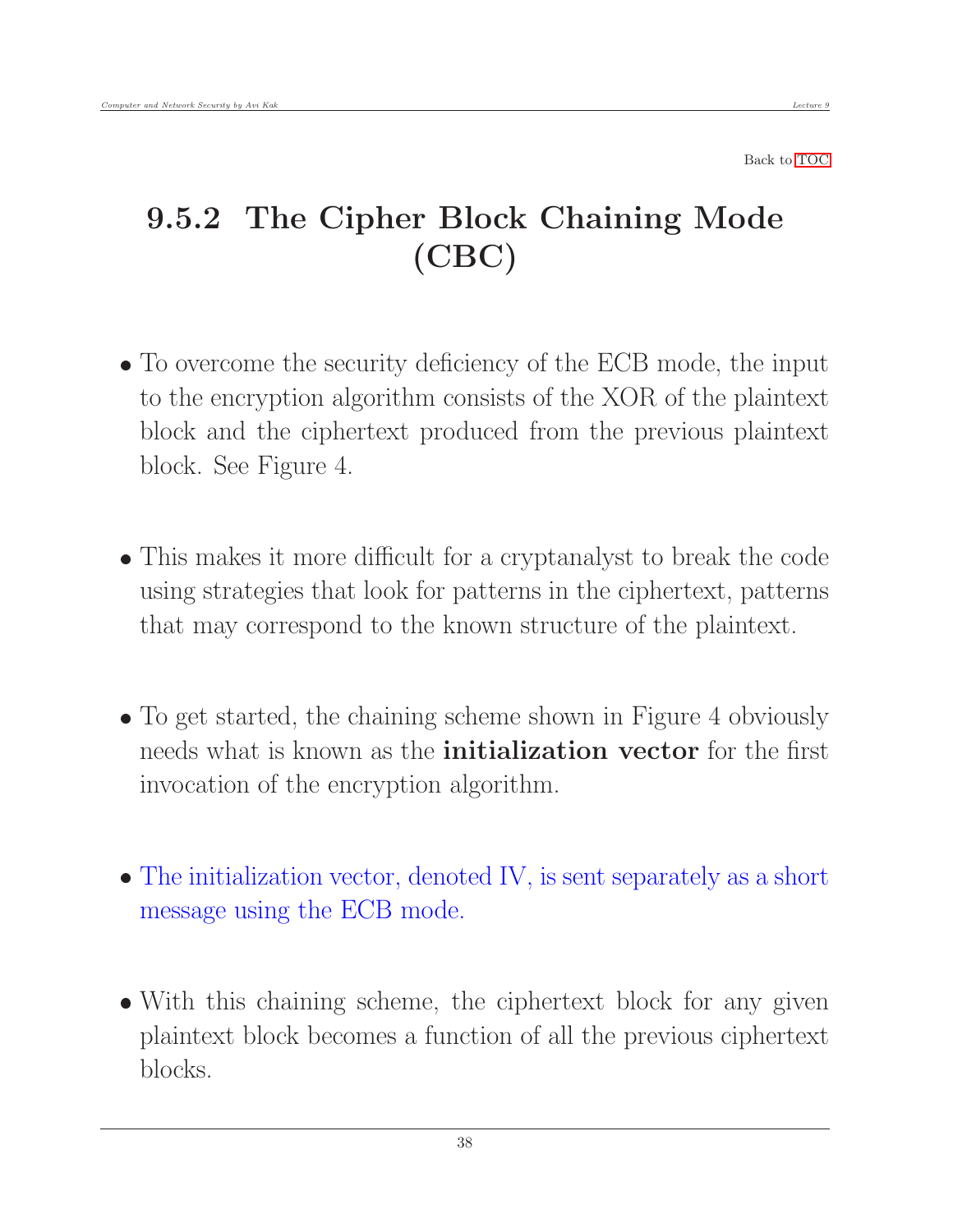Back to TOC

## 9.5.2 The Cipher Block Chaining Mode (CBC)

- To overcome the security deficiency of the ECB mode, the input to the encryption algorithm consists of the XOR of the plaintext block and the ciphertext produced from the previous plaintext block. See Figure 4.

- This makes it more difficult for a cryptanalyst to break the code using strategies that look for patterns in the ciphertext, patterns that may correspond to the known structure of the plaintext.

- To get started, the chaining scheme shown in Figure 4 obviously needs what is known as the **initialization vector** for the first invocation of the encryption algorithm.

- The initialization vector, denoted IV, is sent separately as a short message using the ECB mode.

- With this chaining scheme, the ciphertext block for any given plaintext block becomes a function of all the previous ciphertext blocks.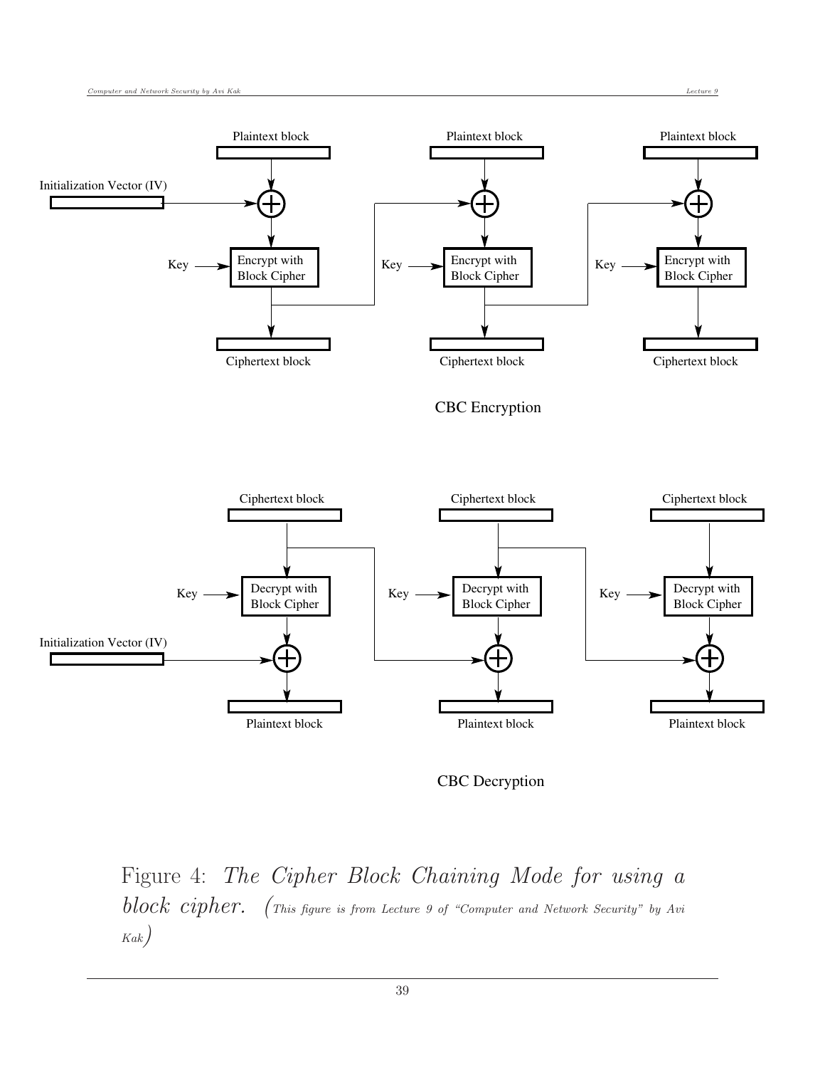Plaintext block | Plaintext block | Plaintext block

Initialization Vector (IV)

Key — Encrypt with Block Cipher | Key — Encrypt with Block Cipher | Key — Encrypt with Block Cipher

Ciphertext block | Ciphertext block | Ciphertext block

CBC Encryption

Ciphertext block | Ciphertext block | Ciphertext block

Key — Decrypt with Block Cipher | Key — Decrypt with Block Cipher | Key — Decrypt with Block Cipher

Initialization Vector (IV)

Plaintext block | Plaintext block | Plaintext block

CBC Decryption

Figure 4: *The Cipher Block Chaining Mode for using a block cipher.* (This figure is from Lecture 9 of "Computer and Network Security" by Avi Kak)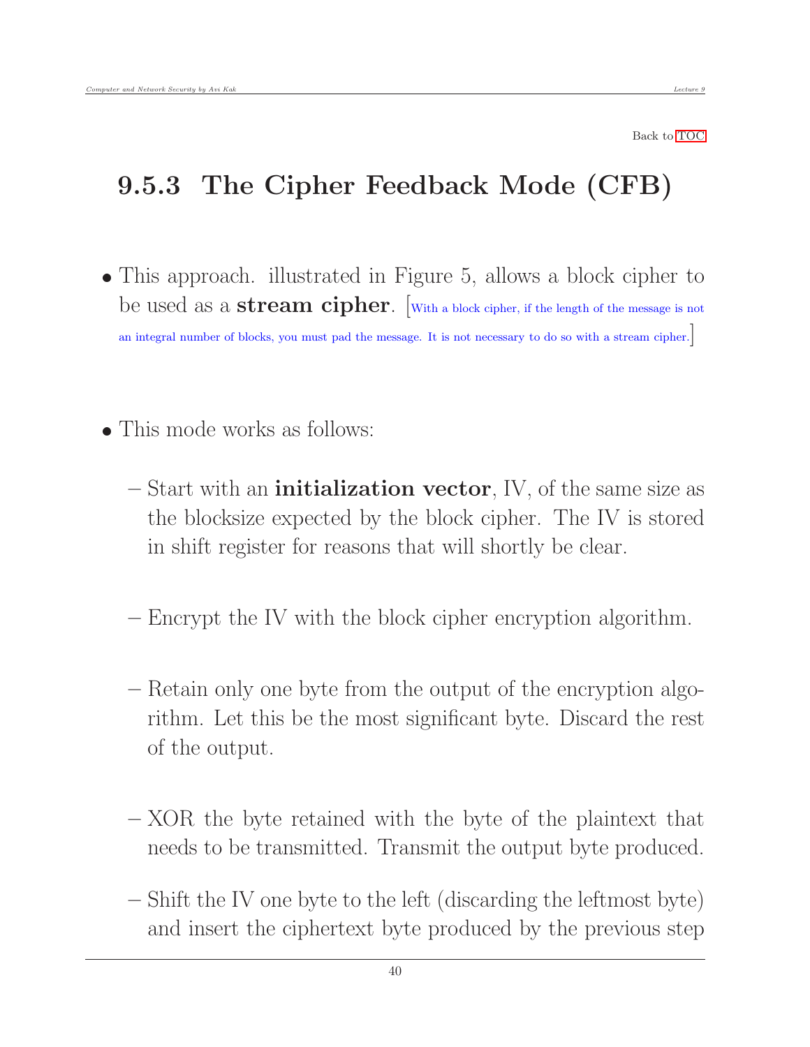Back to TOC

## 9.5.3 The Cipher Feedback Mode (CFB)

- This approach. illustrated in Figure 5, allows a block cipher to be used as a **stream cipher**. [With a block cipher, if the length of the message is not an integral number of blocks, you must pad the message. It is not necessary to do so with a stream cipher.]

- This mode works as follows:

  - Start with an **initialization vector**, IV, of the same size as the blocksize expected by the block cipher. The IV is stored in shift register for reasons that will shortly be clear.

  - Encrypt the IV with the block cipher encryption algorithm.

  - Retain only one byte from the output of the encryption algorithm. Let this be the most significant byte. Discard the rest of the output.

  - XOR the byte retained with the byte of the plaintext that needs to be transmitted. Transmit the output byte produced.

  - Shift the IV one byte to the left (discarding the leftmost byte) and insert the ciphertext byte produced by the previous step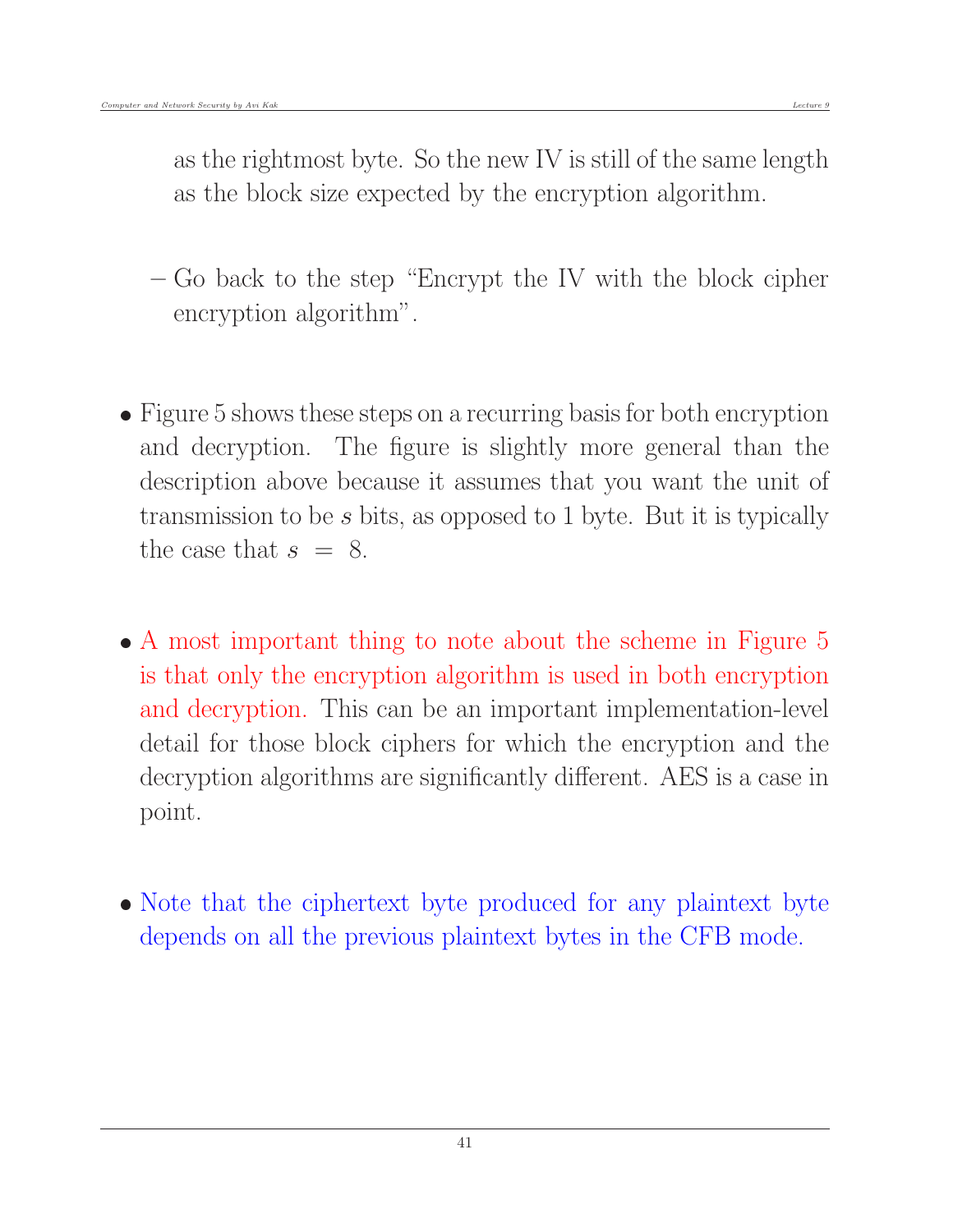as the rightmost byte. So the new IV is still of the same length as the block size expected by the encryption algorithm.

  - Go back to the step "Encrypt the IV with the block cipher encryption algorithm".

- Figure 5 shows these steps on a recurring basis for both encryption and decryption. The figure is slightly more general than the description above because it assumes that you want the unit of transmission to be $s$ bits, as opposed to 1 byte. But it is typically the case that $s = 8$.

- A most important thing to note about the scheme in Figure 5 is that only the encryption algorithm is used in both encryption and decryption. This can be an important implementation-level detail for those block ciphers for which the encryption and the decryption algorithms are significantly different. AES is a case in point.

- Note that the ciphertext byte produced for any plaintext byte depends on all the previous plaintext bytes in the CFB mode.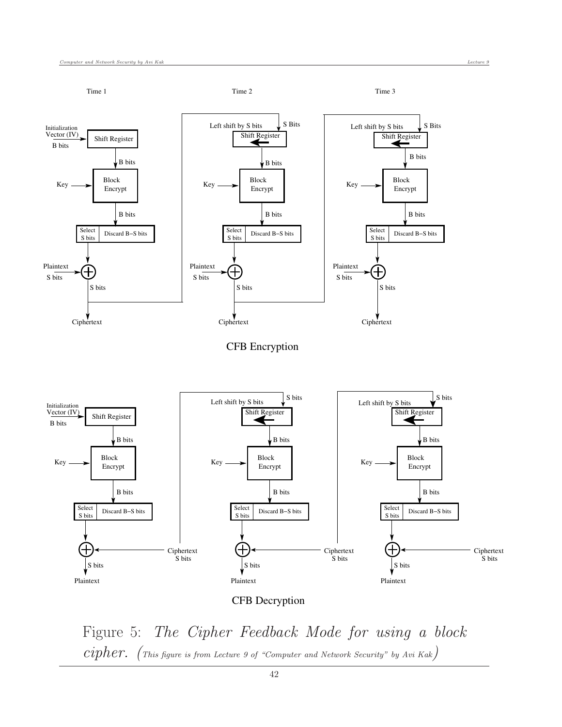Time 1 Time 2 Time 3

CFB Encryption

CFB Decryption

Figure 5: *The Cipher Feedback Mode for using a block cipher.* (This figure is from Lecture 9 of "Computer and Network Security" by Avi Kak)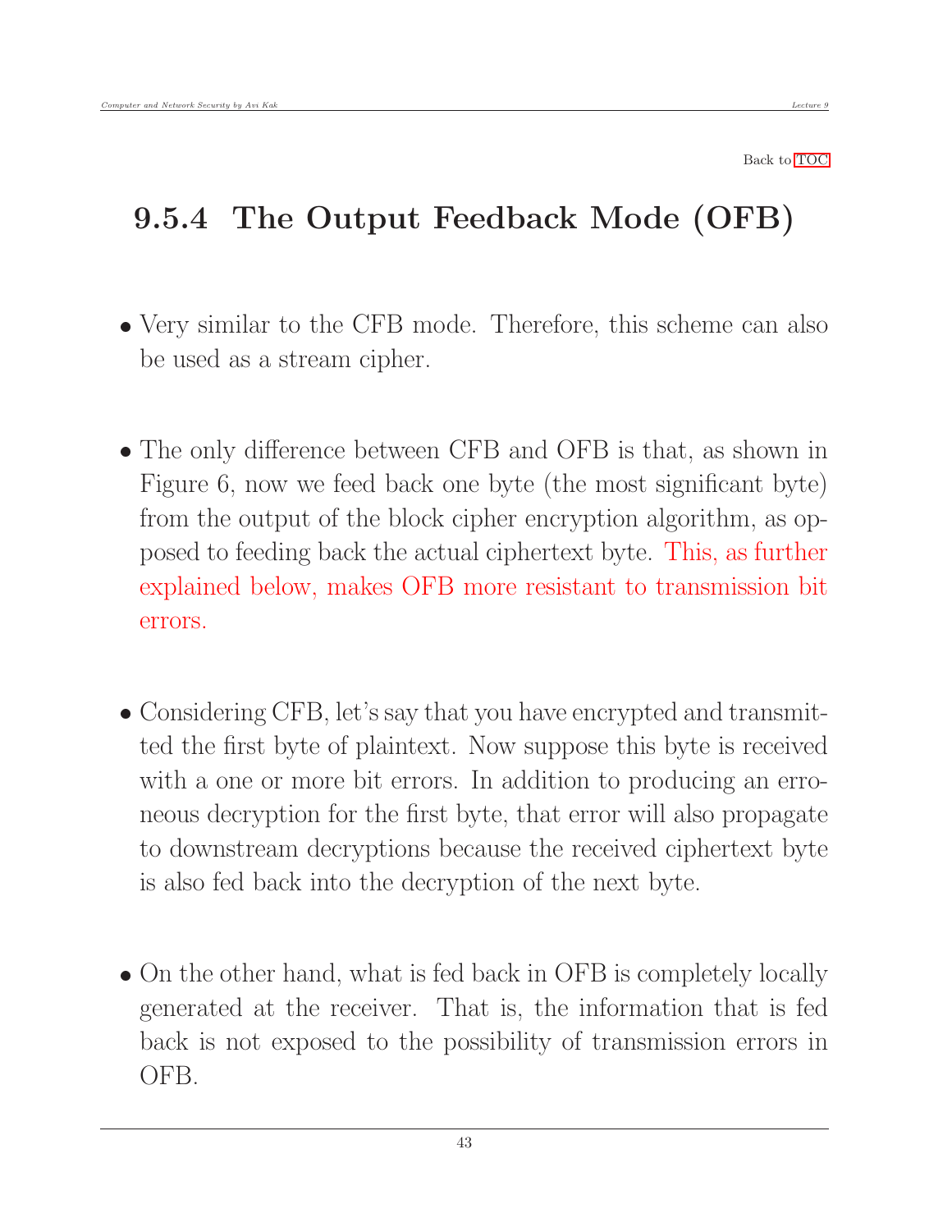Back to TOC

## 9.5.4 The Output Feedback Mode (OFB)

- Very similar to the CFB mode. Therefore, this scheme can also be used as a stream cipher.

- The only difference between CFB and OFB is that, as shown in Figure 6, now we feed back one byte (the most significant byte) from the output of the block cipher encryption algorithm, as opposed to feeding back the actual ciphertext byte. This, as further explained below, makes OFB more resistant to transmission bit errors.

- Considering CFB, let's say that you have encrypted and transmitted the first byte of plaintext. Now suppose this byte is received with a one or more bit errors. In addition to producing an erroneous decryption for the first byte, that error will also propagate to downstream decryptions because the received ciphertext byte is also fed back into the decryption of the next byte.

- On the other hand, what is fed back in OFB is completely locally generated at the receiver. That is, the information that is fed back is not exposed to the possibility of transmission errors in OFB.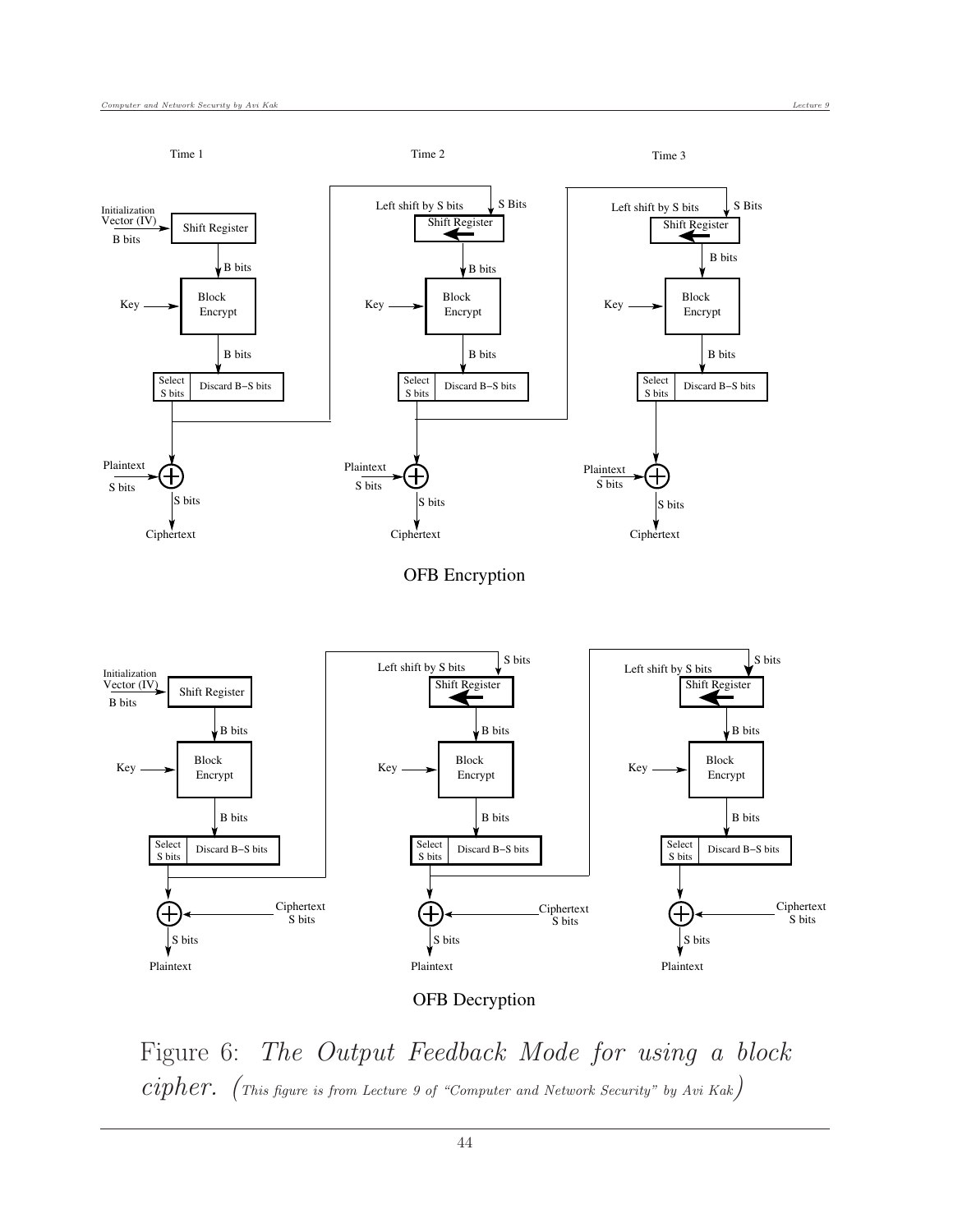OFB Encryption

OFB Decryption

Figure 6: *The Output Feedback Mode for using a block cipher.* (*This figure is from Lecture 9 of "Computer and Network Security" by Avi Kak*)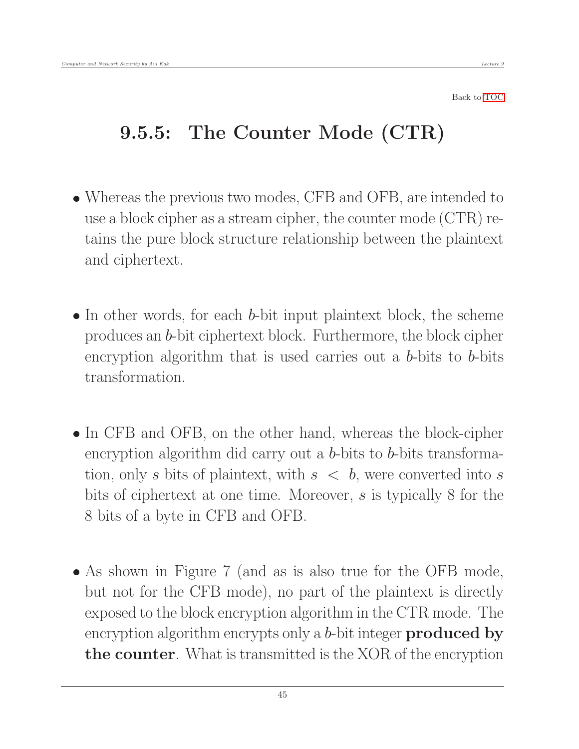Back to TOC

## 9.5.5: The Counter Mode (CTR)

- Whereas the previous two modes, CFB and OFB, are intended to use a block cipher as a stream cipher, the counter mode (CTR) retains the pure block structure relationship between the plaintext and ciphertext.

- In other words, for each $b$-bit input plaintext block, the scheme produces an $b$-bit ciphertext block. Furthermore, the block cipher encryption algorithm that is used carries out a $b$-bits to $b$-bits transformation.

- In CFB and OFB, on the other hand, whereas the block-cipher encryption algorithm did carry out a $b$-bits to $b$-bits transformation, only $s$ bits of plaintext, with $s < b$, were converted into $s$ bits of ciphertext at one time. Moreover, $s$ is typically 8 for the 8 bits of a byte in CFB and OFB.

- As shown in Figure 7 (and as is also true for the OFB mode, but not for the CFB mode), no part of the plaintext is directly exposed to the block encryption algorithm in the CTR mode. The encryption algorithm encrypts only a $b$-bit integer **produced by the counter**. What is transmitted is the XOR of the encryption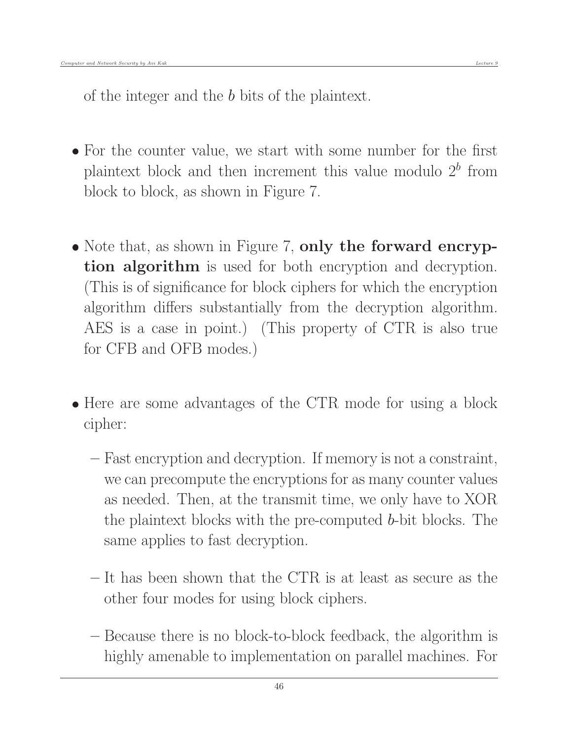of the integer and the $b$ bits of the plaintext.

- For the counter value, we start with some number for the first plaintext block and then increment this value modulo $2^b$ from block to block, as shown in Figure 7.

- Note that, as shown in Figure 7, **only the forward encryption algorithm** is used for both encryption and decryption. (This is of significance for block ciphers for which the encryption algorithm differs substantially from the decryption algorithm. AES is a case in point.) (This property of CTR is also true for CFB and OFB modes.)

- Here are some advantages of the CTR mode for using a block cipher:

  - Fast encryption and decryption. If memory is not a constraint, we can precompute the encryptions for as many counter values as needed. Then, at the transmit time, we only have to XOR the plaintext blocks with the pre-computed $b$-bit blocks. The same applies to fast decryption.

  - It has been shown that the CTR is at least as secure as the other four modes for using block ciphers.

  - Because there is no block-to-block feedback, the algorithm is highly amenable to implementation on parallel machines. For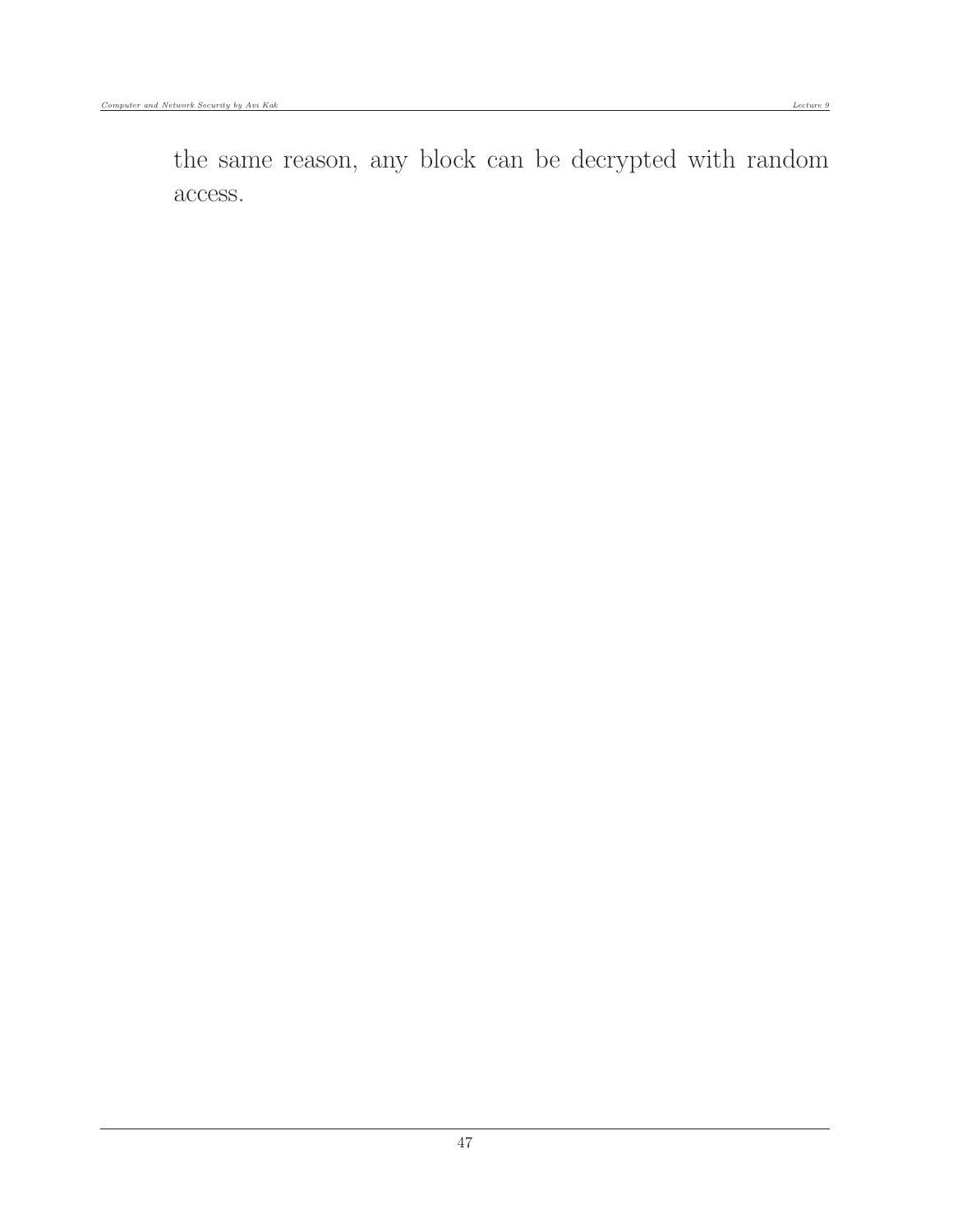the same reason, any block can be decrypted with random access.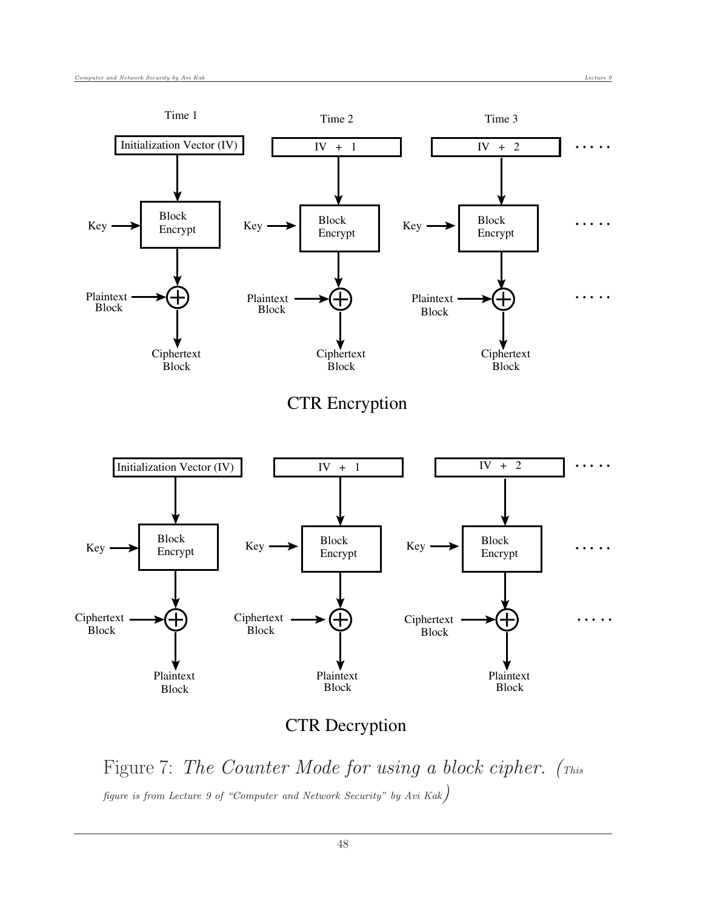Time 1 Time 2 Time 3

Initialization Vector (IV) IV + 1 IV + 2

Key Block Encrypt

Plaintext Block

Ciphertext Block

CTR Encryption

Initialization Vector (IV) IV + 1 IV + 2

Key Block Encrypt

Ciphertext Block

Plaintext Block

CTR Decryption

Figure 7: *The Counter Mode for using a block cipher.* (*This figure is from Lecture 9 of "Computer and Network Security" by Avi Kak*)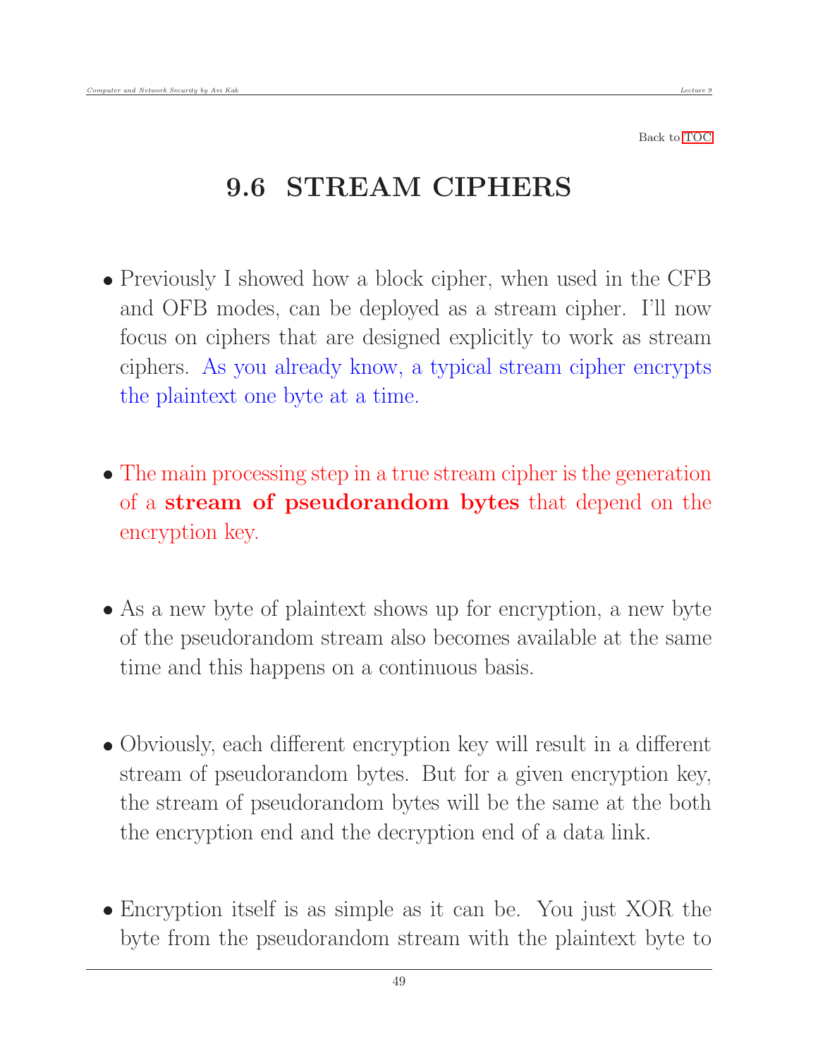Back to TOC

# 9.6 STREAM CIPHERS

- Previously I showed how a block cipher, when used in the CFB and OFB modes, can be deployed as a stream cipher. I'll now focus on ciphers that are designed explicitly to work as stream ciphers. As you already know, a typical stream cipher encrypts the plaintext one byte at a time.

- The main processing step in a true stream cipher is the generation of a **stream of pseudorandom bytes** that depend on the encryption key.

- As a new byte of plaintext shows up for encryption, a new byte of the pseudorandom stream also becomes available at the same time and this happens on a continuous basis.

- Obviously, each different encryption key will result in a different stream of pseudorandom bytes. But for a given encryption key, the stream of pseudorandom bytes will be the same at the both the encryption end and the decryption end of a data link.

- Encryption itself is as simple as it can be. You just XOR the byte from the pseudorandom stream with the plaintext byte to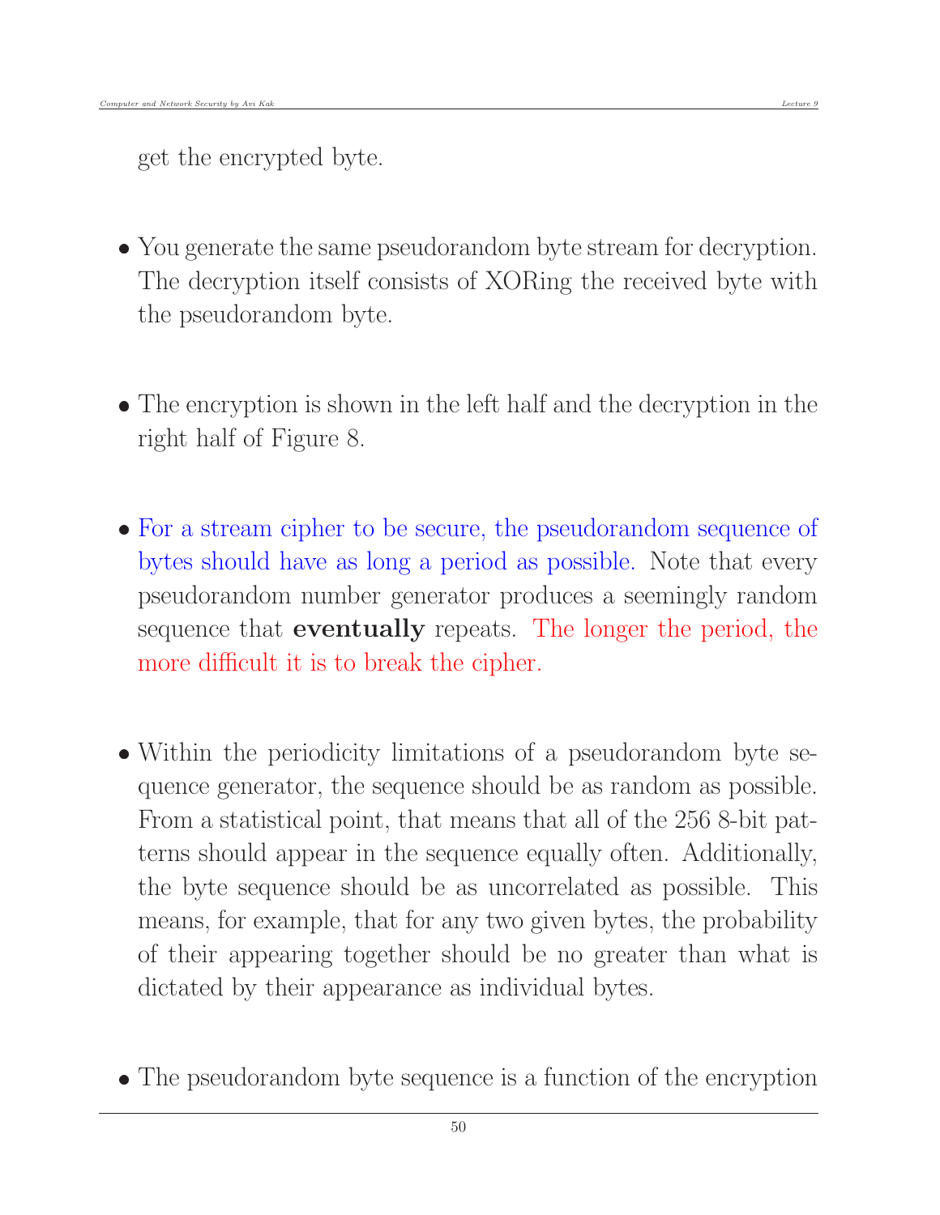get the encrypted byte.

- You generate the same pseudorandom byte stream for decryption. The decryption itself consists of XORing the received byte with the pseudorandom byte.

- The encryption is shown in the left half and the decryption in the right half of Figure 8.

- For a stream cipher to be secure, the pseudorandom sequence of bytes should have as long a period as possible. Note that every pseudorandom number generator produces a seemingly random sequence that **eventually** repeats. The longer the period, the more difficult it is to break the cipher.

- Within the periodicity limitations of a pseudorandom byte sequence generator, the sequence should be as random as possible. From a statistical point, that means that all of the 256 8-bit patterns should appear in the sequence equally often. Additionally, the byte sequence should be as uncorrelated as possible. This means, for example, that for any two given bytes, the probability of their appearing together should be no greater than what is dictated by their appearance as individual bytes.

- The pseudorandom byte sequence is a function of the encryption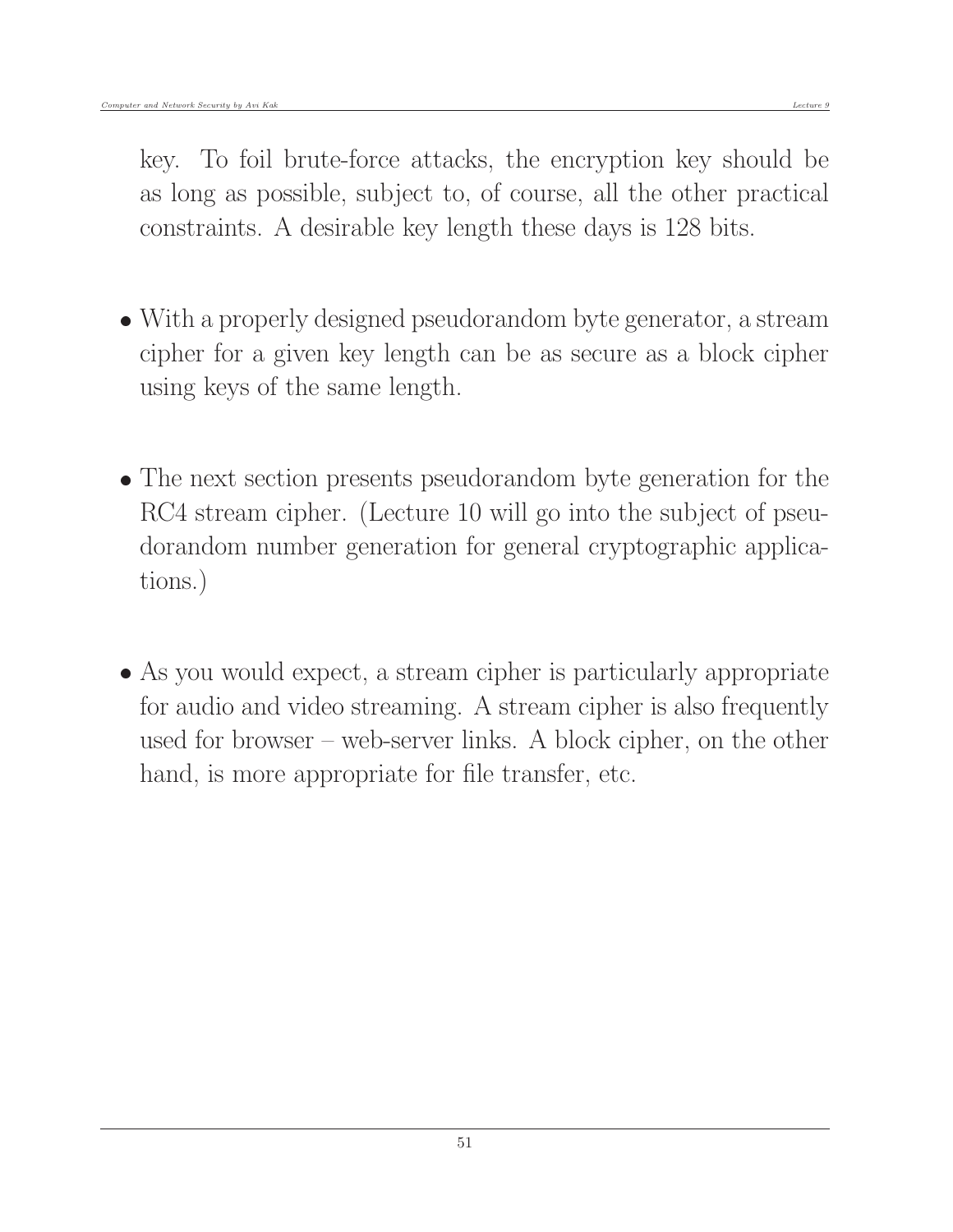key. To foil brute-force attacks, the encryption key should be as long as possible, subject to, of course, all the other practical constraints. A desirable key length these days is 128 bits.

- With a properly designed pseudorandom byte generator, a stream cipher for a given key length can be as secure as a block cipher using keys of the same length.

- The next section presents pseudorandom byte generation for the RC4 stream cipher. (Lecture 10 will go into the subject of pseudorandom number generation for general cryptographic applications.)

- As you would expect, a stream cipher is particularly appropriate for audio and video streaming. A stream cipher is also frequently used for browser – web-server links. A block cipher, on the other hand, is more appropriate for file transfer, etc.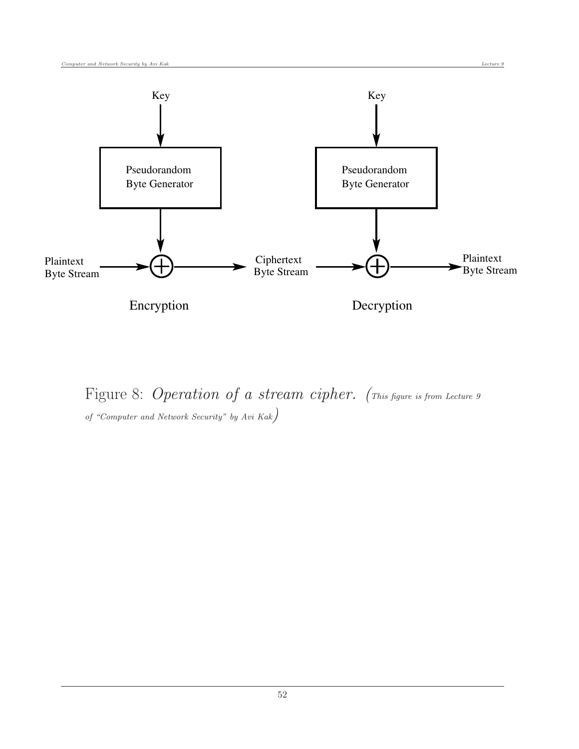Key

Pseudorandom Byte Generator

Plaintext Byte Stream

Ciphertext Byte Stream

Encryption

Key

Pseudorandom Byte Generator

Ciphertext Byte Stream

Plaintext Byte Stream

Decryption

Figure 8: *Operation of a stream cipher.* (*This figure is from Lecture 9 of "Computer and Network Security" by Avi Kak*)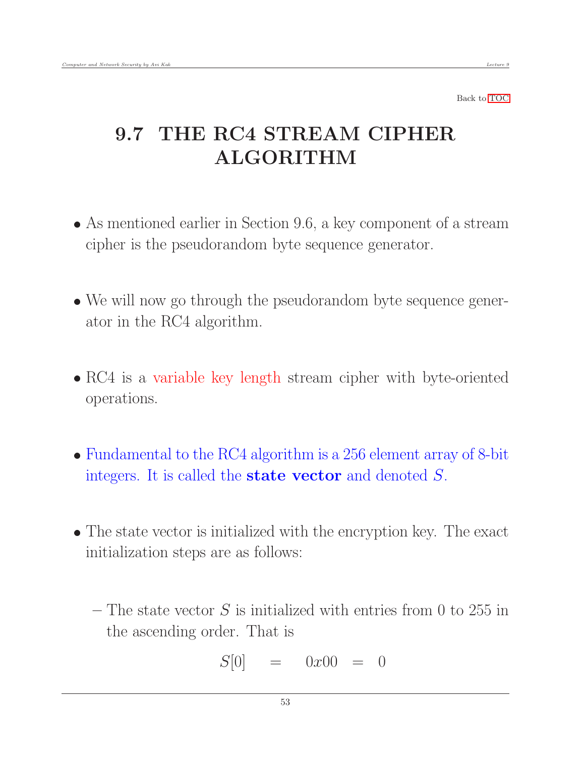Back to TOC

## 9.7 THE RC4 STREAM CIPHER ALGORITHM

- As mentioned earlier in Section 9.6, a key component of a stream cipher is the pseudorandom byte sequence generator.

- We will now go through the pseudorandom byte sequence generator in the RC4 algorithm.

- RC4 is a variable key length stream cipher with byte-oriented operations.

- Fundamental to the RC4 algorithm is a 256 element array of 8-bit integers. It is called the **state vector** and denoted $S$.

- The state vector is initialized with the encryption key. The exact initialization steps are as follows:

  – The state vector $S$ is initialized with entries from 0 to 255 in the ascending order. That is

$$S[0] \quad = \quad 0x00 \;=\; 0$$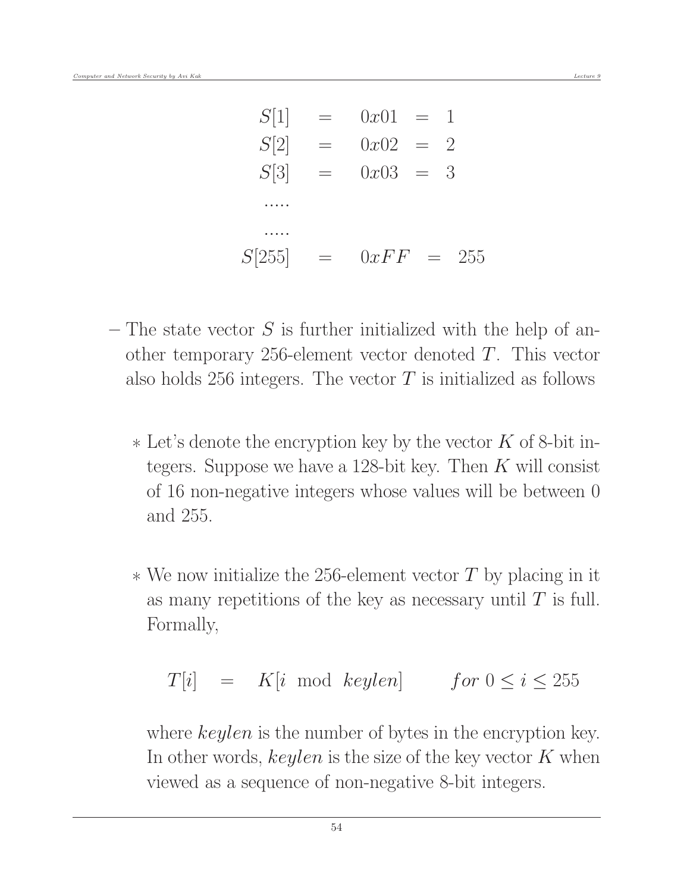$$
\begin{aligned}
S[1] &= 0x01 = 1 \\
S[2] &= 0x02 = 2 \\
S[3] &= 0x03 = 3 \\
&.....\\
&.....\\
S[255] &= 0xFF = 255
\end{aligned}
$$

– The state vector $S$ is further initialized with the help of another temporary 256-element vector denoted $T$. This vector also holds 256 integers. The vector $T$ is initialized as follows

  * Let's denote the encryption key by the vector $K$ of 8-bit integers. Suppose we have a 128-bit key. Then $K$ will consist of 16 non-negative integers whose values will be between 0 and 255.

  * We now initialize the 256-element vector $T$ by placing in it as many repetitions of the key as necessary until $T$ is full. Formally,

$$T[i] \quad = \quad K[i \mod keylen] \qquad for\ 0 \leq i \leq 255$$

    where *keylen* is the number of bytes in the encryption key. In other words, *keylen* is the size of the key vector $K$ when viewed as a sequence of non-negative 8-bit integers.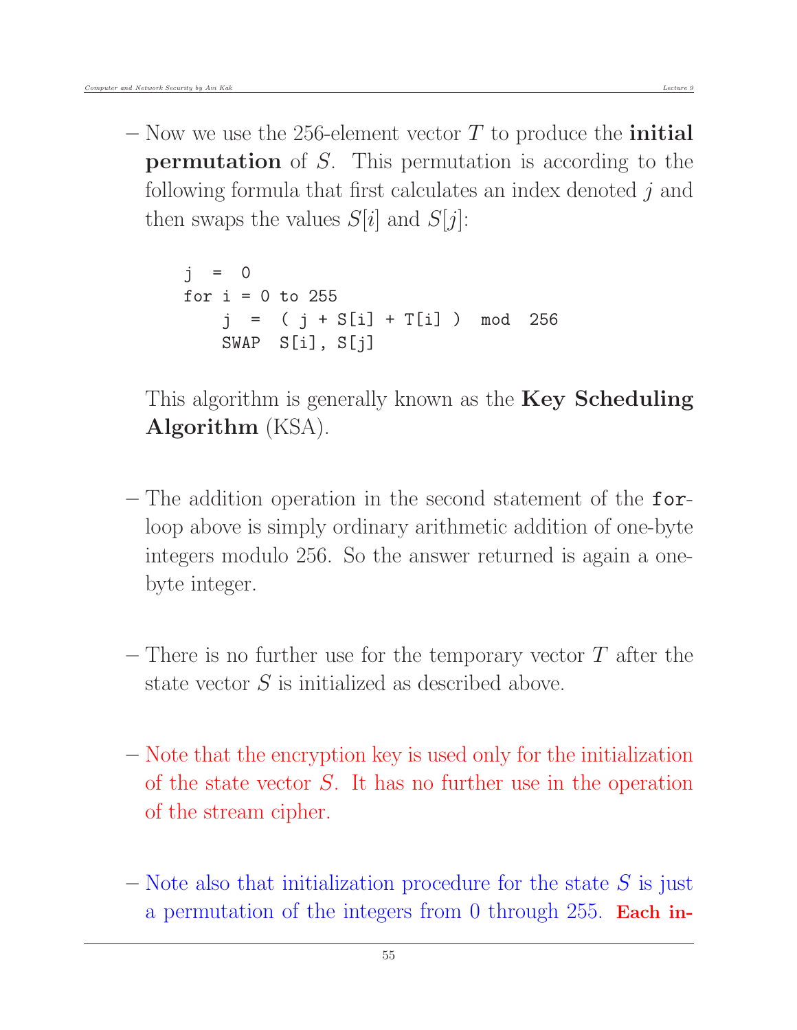– Now we use the 256-element vector $T$ to produce the **initial permutation** of $S$. This permutation is according to the following formula that first calculates an index denoted $j$ and then swaps the values $S[i]$ and $S[j]$:

```
j  =  0
for i = 0 to 255
    j  =  ( j + S[i] + T[i] )  mod  256
    SWAP  S[i], S[j]
```

This algorithm is generally known as the **Key Scheduling Algorithm** (KSA).

– The addition operation in the second statement of the `for`-loop above is simply ordinary arithmetic addition of one-byte integers modulo 256. So the answer returned is again a one-byte integer.

– There is no further use for the temporary vector $T$ after the state vector $S$ is initialized as described above.

– Note that the encryption key is used only for the initialization of the state vector $S$. It has no further use in the operation of the stream cipher.

– Note also that initialization procedure for the state $S$ is just a permutation of the integers from 0 through 255. **Each in-**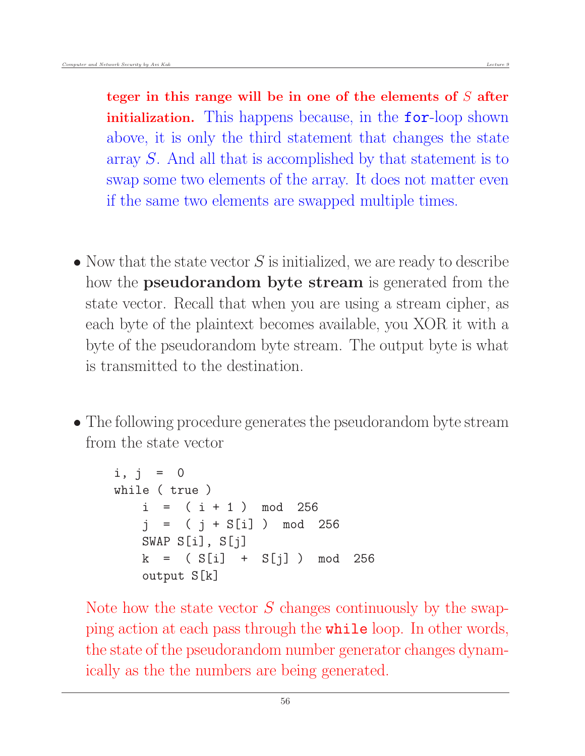**teger in this range will be in one of the elements of $S$ after initialization.** This happens because, in the `for`-loop shown above, it is only the third statement that changes the state array $S$. And all that is accomplished by that statement is to swap some two elements of the array. It does not matter even if the same two elements are swapped multiple times.

- Now that the state vector $S$ is initialized, we are ready to describe how the **pseudorandom byte stream** is generated from the state vector. Recall that when you are using a stream cipher, as each byte of the plaintext becomes available, you XOR it with a byte of the pseudorandom byte stream. The output byte is what is transmitted to the destination.

- The following procedure generates the pseudorandom byte stream from the state vector

```
i, j  =  0
while ( true )
    i  =  ( i + 1 )  mod  256
    j  =  ( j + S[i] )  mod  256
    SWAP S[i], S[j]
    k  =  ( S[i]  +  S[j] )  mod  256
    output S[k]
```

  Note how the state vector $S$ changes continuously by the swapping action at each pass through the `while` loop. In other words, the state of the pseudorandom number generator changes dynamically as the the numbers are being generated.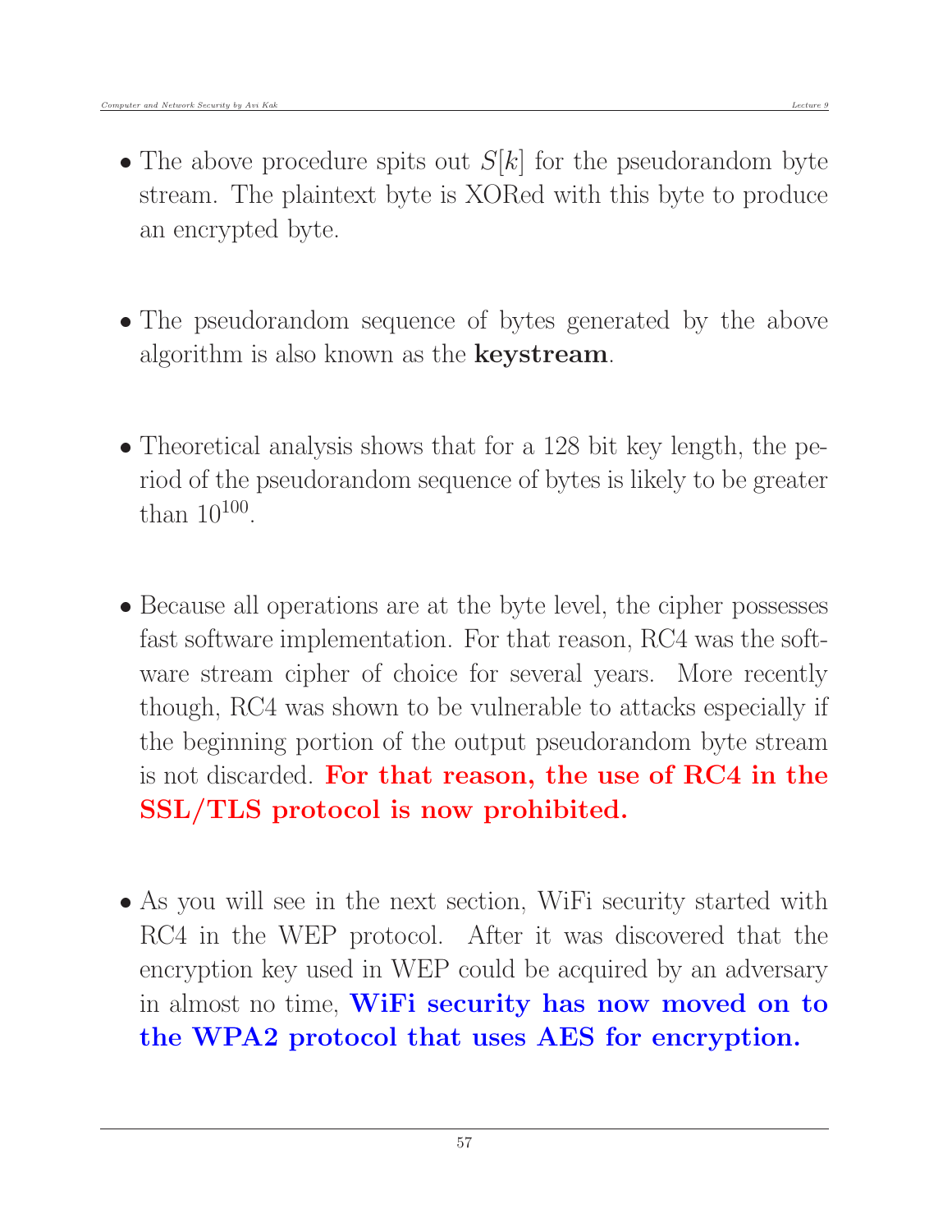- The above procedure spits out $S[k]$ for the pseudorandom byte stream. The plaintext byte is XORed with this byte to produce an encrypted byte.

- The pseudorandom sequence of bytes generated by the above algorithm is also known as the **keystream**.

- Theoretical analysis shows that for a 128 bit key length, the period of the pseudorandom sequence of bytes is likely to be greater than $10^{100}$.

- Because all operations are at the byte level, the cipher possesses fast software implementation. For that reason, RC4 was the software stream cipher of choice for several years. More recently though, RC4 was shown to be vulnerable to attacks especially if the beginning portion of the output pseudorandom byte stream is not discarded. **For that reason, the use of RC4 in the SSL/TLS protocol is now prohibited.**

- As you will see in the next section, WiFi security started with RC4 in the WEP protocol. After it was discovered that the encryption key used in WEP could be acquired by an adversary in almost no time, **WiFi security has now moved on to the WPA2 protocol that uses AES for encryption.**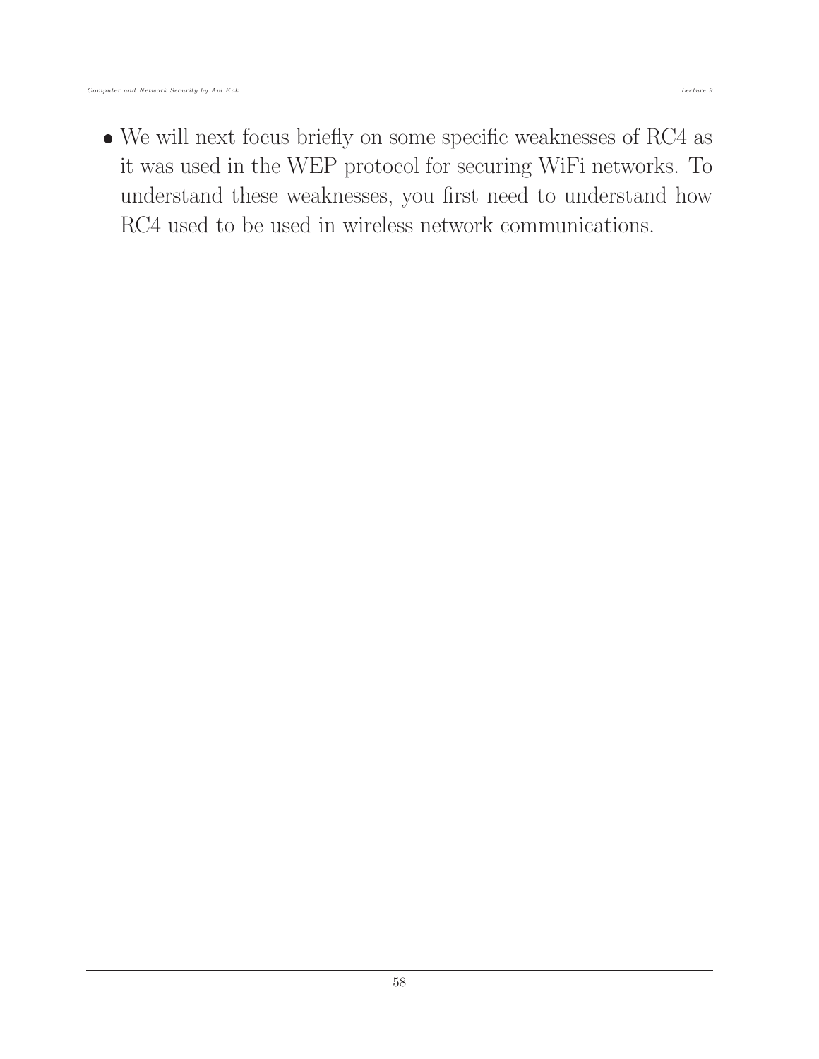- We will next focus briefly on some specific weaknesses of RC4 as it was used in the WEP protocol for securing WiFi networks. To understand these weaknesses, you first need to understand how RC4 used to be used in wireless network communications.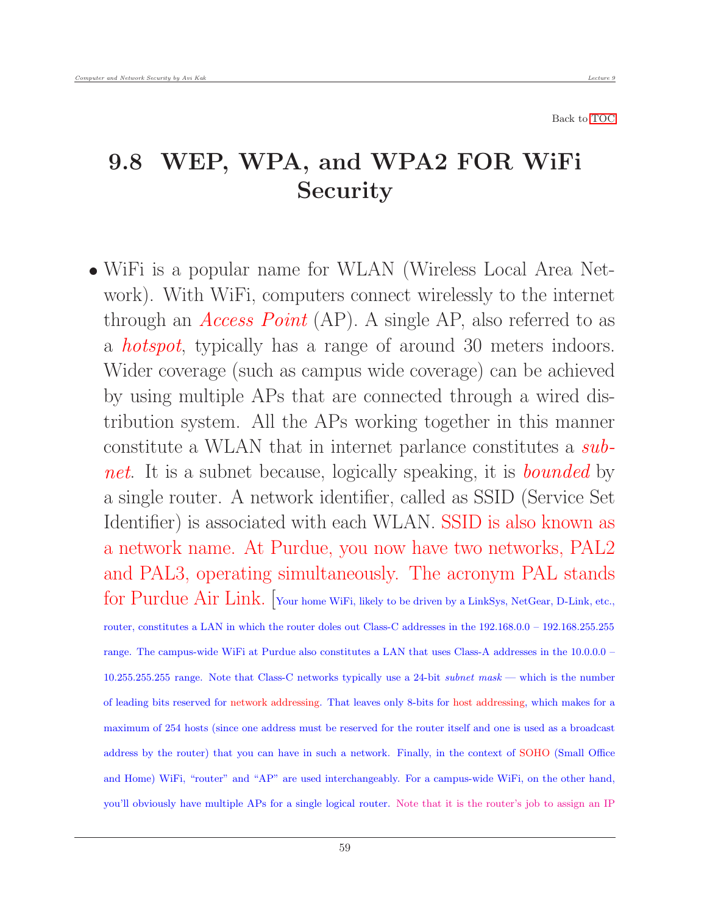Back to TOC

## 9.8 WEP, WPA, and WPA2 FOR WiFi Security

- WiFi is a popular name for WLAN (Wireless Local Area Network). With WiFi, computers connect wirelessly to the internet through an *Access Point* (AP). A single AP, also referred to as a *hotspot*, typically has a range of around 30 meters indoors. Wider coverage (such as campus wide coverage) can be achieved by using multiple APs that are connected through a wired distribution system. All the APs working together in this manner constitute a WLAN that in internet parlance constitutes a *subnet*. It is a subnet because, logically speaking, it is *bounded* by a single router. A network identifier, called as SSID (Service Set Identifier) is associated with each WLAN. SSID is also known as a network name. At Purdue, you now have two networks, PAL2 and PAL3, operating simultaneously. The acronym PAL stands for Purdue Air Link. [Your home WiFi, likely to be driven by a LinkSys, NetGear, D-Link, etc., router, constitutes a LAN in which the router doles out Class-C addresses in the 192.168.0.0 – 192.168.255.255 range. The campus-wide WiFi at Purdue also constitutes a LAN that uses Class-A addresses in the 10.0.0.0 – 10.255.255.255 range. Note that Class-C networks typically use a 24-bit *subnet mask* — which is the number of leading bits reserved for network addressing. That leaves only 8-bits for host addressing, which makes for a maximum of 254 hosts (since one address must be reserved for the router itself and one is used as a broadcast address by the router) that you can have in such a network. Finally, in the context of SOHO (Small Office and Home) WiFi, "router" and "AP" are used interchangeably. For a campus-wide WiFi, on the other hand, you'll obviously have multiple APs for a single logical router. Note that it is the router's job to assign an IP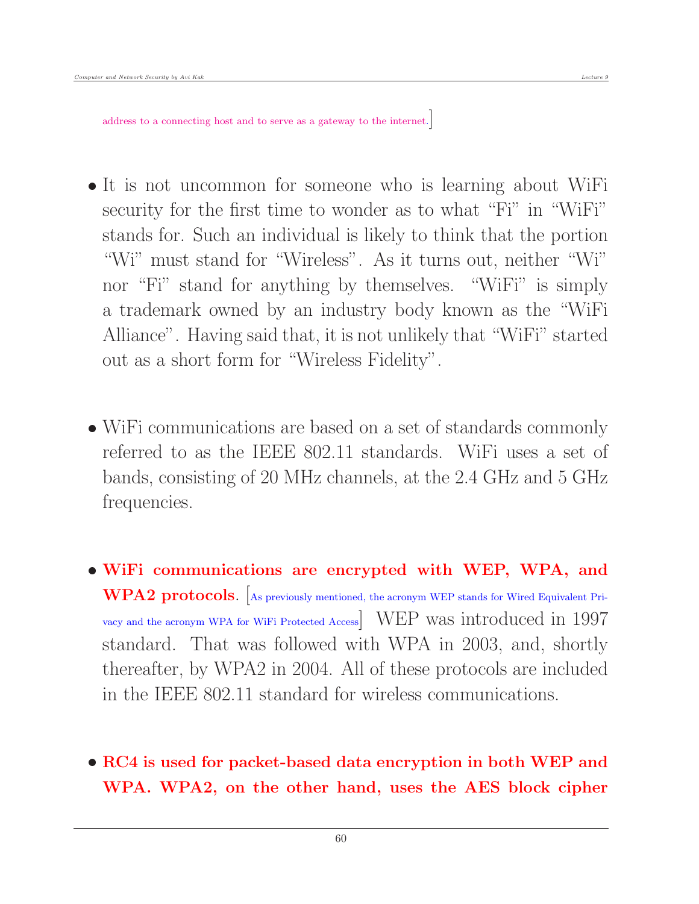address to a connecting host and to serve as a gateway to the internet.]

- It is not uncommon for someone who is learning about WiFi security for the first time to wonder as to what "Fi" in "WiFi" stands for. Such an individual is likely to think that the portion "Wi" must stand for "Wireless". As it turns out, neither "Wi" nor "Fi" stand for anything by themselves. "WiFi" is simply a trademark owned by an industry body known as the "WiFi Alliance". Having said that, it is not unlikely that "WiFi" started out as a short form for "Wireless Fidelity".

- WiFi communications are based on a set of standards commonly referred to as the IEEE 802.11 standards. WiFi uses a set of bands, consisting of 20 MHz channels, at the 2.4 GHz and 5 GHz frequencies.

- **WiFi communications are encrypted with WEP, WPA, and WPA2 protocols.** [As previously mentioned, the acronym WEP stands for Wired Equivalent Privacy and the acronym WPA for WiFi Protected Access] WEP was introduced in 1997 standard. That was followed with WPA in 2003, and, shortly thereafter, by WPA2 in 2004. All of these protocols are included in the IEEE 802.11 standard for wireless communications.

- **RC4 is used for packet-based data encryption in both WEP and WPA. WPA2, on the other hand, uses the AES block cipher**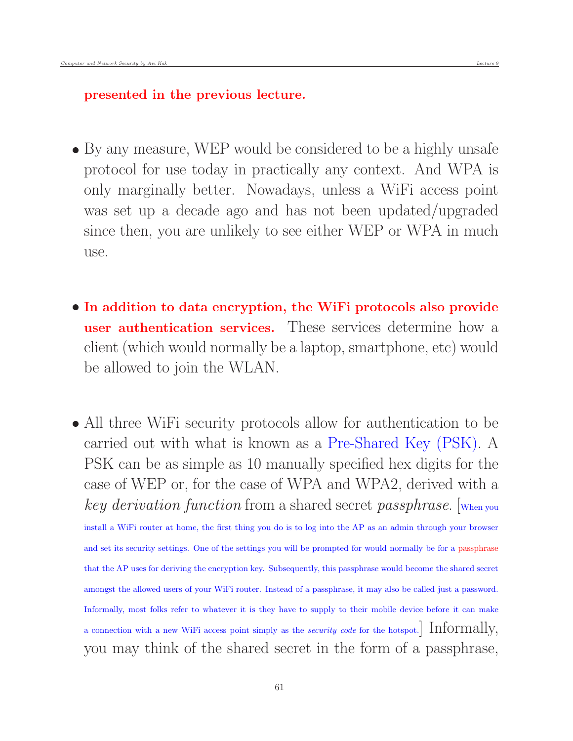**presented in the previous lecture.**

- By any measure, WEP would be considered to be a highly unsafe protocol for use today in practically any context. And WPA is only marginally better. Nowadays, unless a WiFi access point was set up a decade ago and has not been updated/upgraded since then, you are unlikely to see either WEP or WPA in much use.

- **In addition to data encryption, the WiFi protocols also provide user authentication services.** These services determine how a client (which would normally be a laptop, smartphone, etc) would be allowed to join the WLAN.

- All three WiFi security protocols allow for authentication to be carried out with what is known as a Pre-Shared Key (PSK). A PSK can be as simple as 10 manually specified hex digits for the case of WEP or, for the case of WPA and WPA2, derived with a *key derivation function* from a shared secret *passphrase*. [When you install a WiFi router at home, the first thing you do is to log into the AP as an admin through your browser and set its security settings. One of the settings you will be prompted for would normally be for a passphrase that the AP uses for deriving the encryption key. Subsequently, this passphrase would become the shared secret amongst the allowed users of your WiFi router. Instead of a passphrase, it may also be called just a password. Informally, most folks refer to whatever it is they have to supply to their mobile device before it can make a connection with a new WiFi access point simply as the *security code* for the hotspot.] Informally, you may think of the shared secret in the form of a passphrase,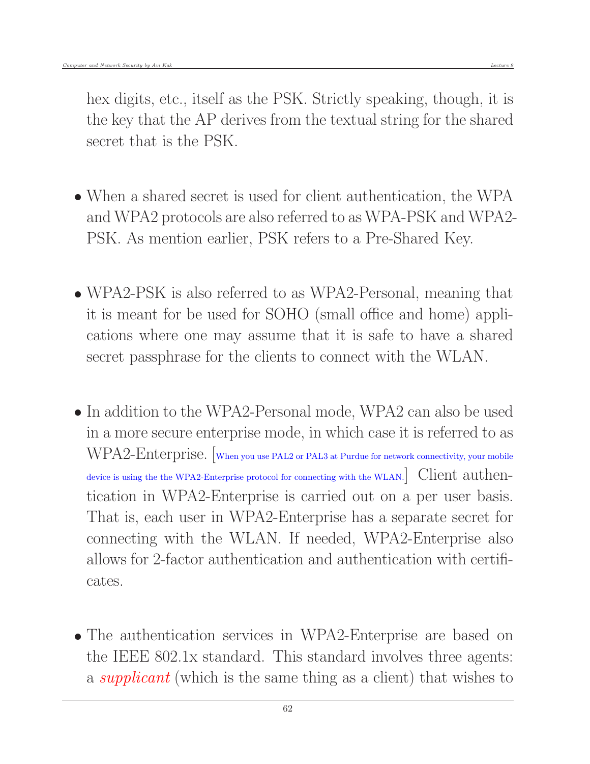hex digits, etc., itself as the PSK. Strictly speaking, though, it is the key that the AP derives from the textual string for the shared secret that is the PSK.

- When a shared secret is used for client authentication, the WPA and WPA2 protocols are also referred to as WPA-PSK and WPA2-PSK. As mention earlier, PSK refers to a Pre-Shared Key.

- WPA2-PSK is also referred to as WPA2-Personal, meaning that it is meant for be used for SOHO (small office and home) applications where one may assume that it is safe to have a shared secret passphrase for the clients to connect with the WLAN.

- In addition to the WPA2-Personal mode, WPA2 can also be used in a more secure enterprise mode, in which case it is referred to as WPA2-Enterprise. [When you use PAL2 or PAL3 at Purdue for network connectivity, your mobile device is using the the WPA2-Enterprise protocol for connecting with the WLAN.] Client authentication in WPA2-Enterprise is carried out on a per user basis. That is, each user in WPA2-Enterprise has a separate secret for connecting with the WLAN. If needed, WPA2-Enterprise also allows for 2-factor authentication and authentication with certificates.

- The authentication services in WPA2-Enterprise are based on the IEEE 802.1x standard. This standard involves three agents: a *supplicant* (which is the same thing as a client) that wishes to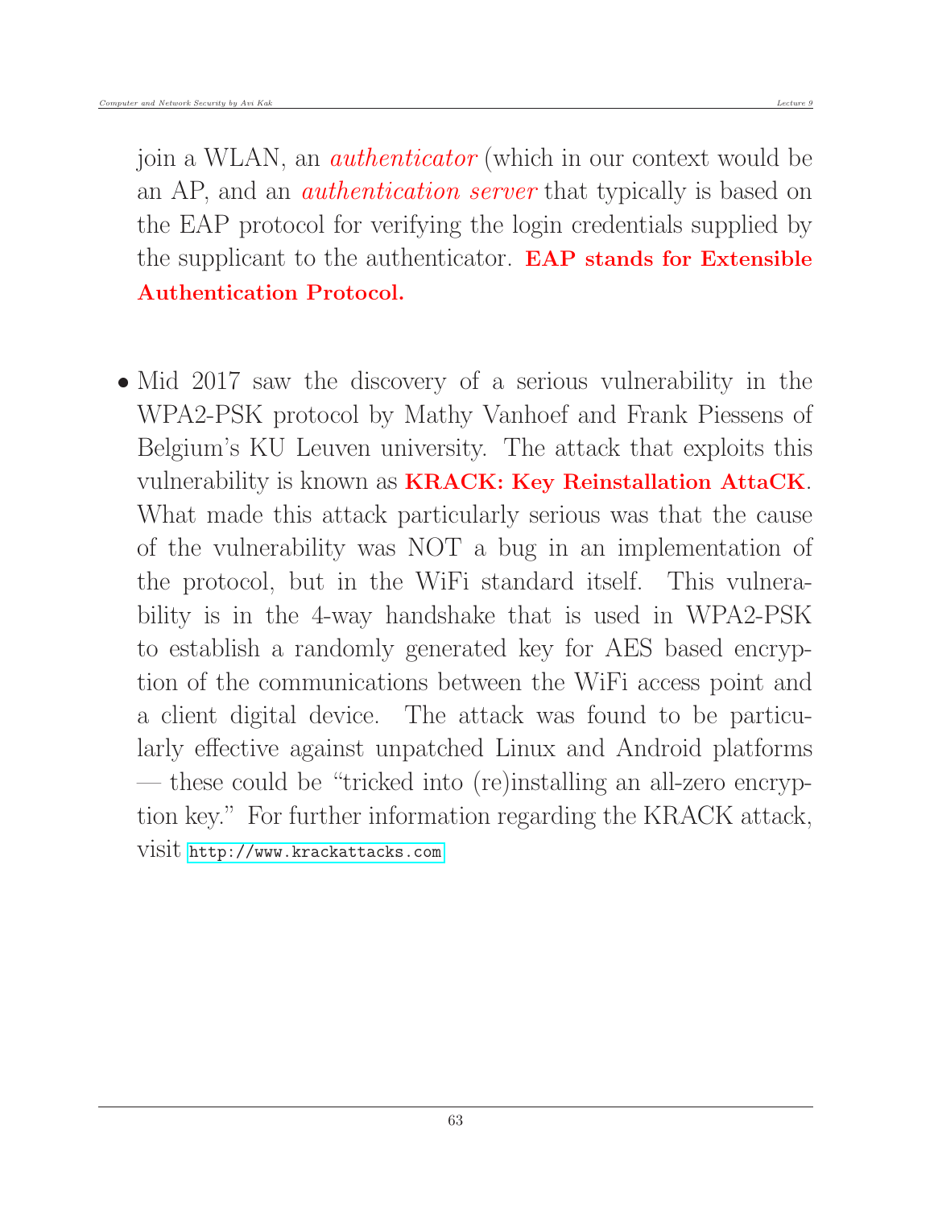join a WLAN, an *authenticator* (which in our context would be an AP, and an *authentication server* that typically is based on the EAP protocol for verifying the login credentials supplied by the supplicant to the authenticator. **EAP stands for Extensible Authentication Protocol.**

- Mid 2017 saw the discovery of a serious vulnerability in the WPA2-PSK protocol by Mathy Vanhoef and Frank Piessens of Belgium's KU Leuven university. The attack that exploits this vulnerability is known as **KRACK: Key Reinstallation AttaCK**. What made this attack particularly serious was that the cause of the vulnerability was NOT a bug in an implementation of the protocol, but in the WiFi standard itself. This vulnerability is in the 4-way handshake that is used in WPA2-PSK to establish a randomly generated key for AES based encryption of the communications between the WiFi access point and a client digital device. The attack was found to be particularly effective against unpatched Linux and Android platforms — these could be "tricked into (re)installing an all-zero encryption key." For further information regarding the KRACK attack, visit `http://www.krackattacks.com`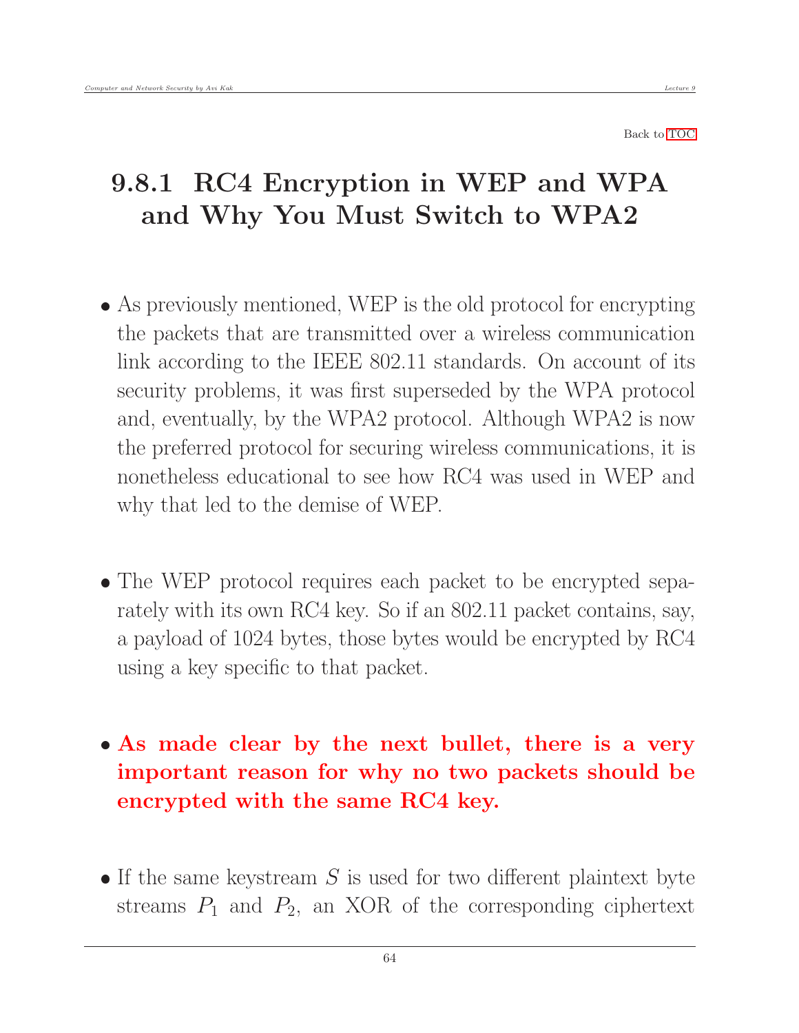Back to TOC

## 9.8.1 RC4 Encryption in WEP and WPA and Why You Must Switch to WPA2

- As previously mentioned, WEP is the old protocol for encrypting the packets that are transmitted over a wireless communication link according to the IEEE 802.11 standards. On account of its security problems, it was first superseded by the WPA protocol and, eventually, by the WPA2 protocol. Although WPA2 is now the preferred protocol for securing wireless communications, it is nonetheless educational to see how RC4 was used in WEP and why that led to the demise of WEP.

- The WEP protocol requires each packet to be encrypted separately with its own RC4 key. So if an 802.11 packet contains, say, a payload of 1024 bytes, those bytes would be encrypted by RC4 using a key specific to that packet.

- **As made clear by the next bullet, there is a very important reason for why no two packets should be encrypted with the same RC4 key.**

- If the same keystream $S$ is used for two different plaintext byte streams $P_1$ and $P_2$, an XOR of the corresponding ciphertext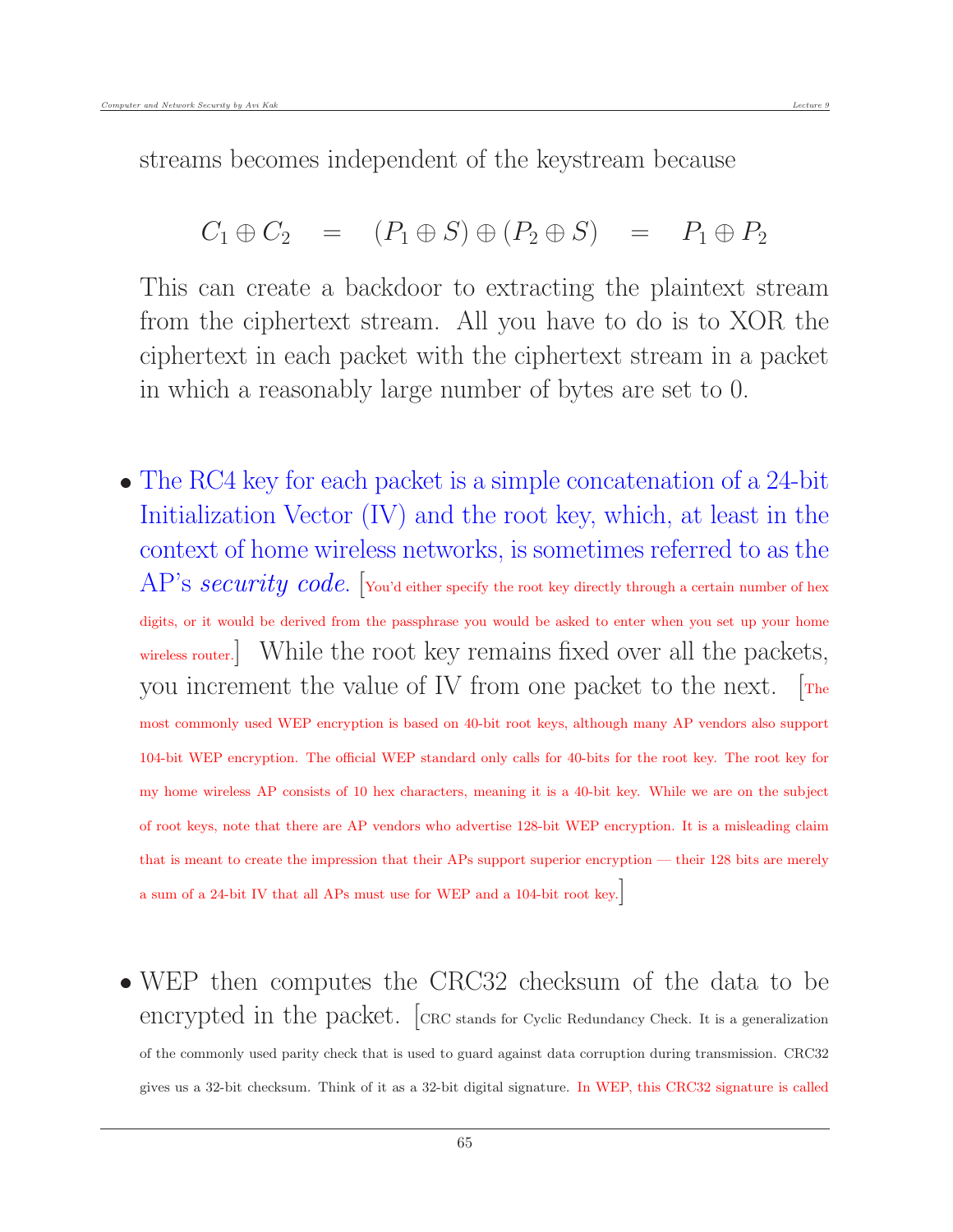streams becomes independent of the keystream because

$$C_1 \oplus C_2 \quad = \quad (P_1 \oplus S) \oplus (P_2 \oplus S) \quad = \quad P_1 \oplus P_2$$

This can create a backdoor to extracting the plaintext stream from the ciphertext stream. All you have to do is to XOR the ciphertext in each packet with the ciphertext stream in a packet in which a reasonably large number of bytes are set to 0.

- The RC4 key for each packet is a simple concatenation of a 24-bit Initialization Vector (IV) and the root key, which, at least in the context of home wireless networks, is sometimes referred to as the AP's *security code*. [You'd either specify the root key directly through a certain number of hex digits, or it would be derived from the passphrase you would be asked to enter when you set up your home wireless router.] While the root key remains fixed over all the packets, you increment the value of IV from one packet to the next. [The most commonly used WEP encryption is based on 40-bit root keys, although many AP vendors also support 104-bit WEP encryption. The official WEP standard only calls for 40-bits for the root key. The root key for my home wireless AP consists of 10 hex characters, meaning it is a 40-bit key. While we are on the subject of root keys, note that there are AP vendors who advertise 128-bit WEP encryption. It is a misleading claim that is meant to create the impression that their APs support superior encryption — their 128 bits are merely a sum of a 24-bit IV that all APs must use for WEP and a 104-bit root key.]

- WEP then computes the CRC32 checksum of the data to be encrypted in the packet. [CRC stands for Cyclic Redundancy Check. It is a generalization of the commonly used parity check that is used to guard against data corruption during transmission. CRC32 gives us a 32-bit checksum. Think of it as a 32-bit digital signature. In WEP, this CRC32 signature is called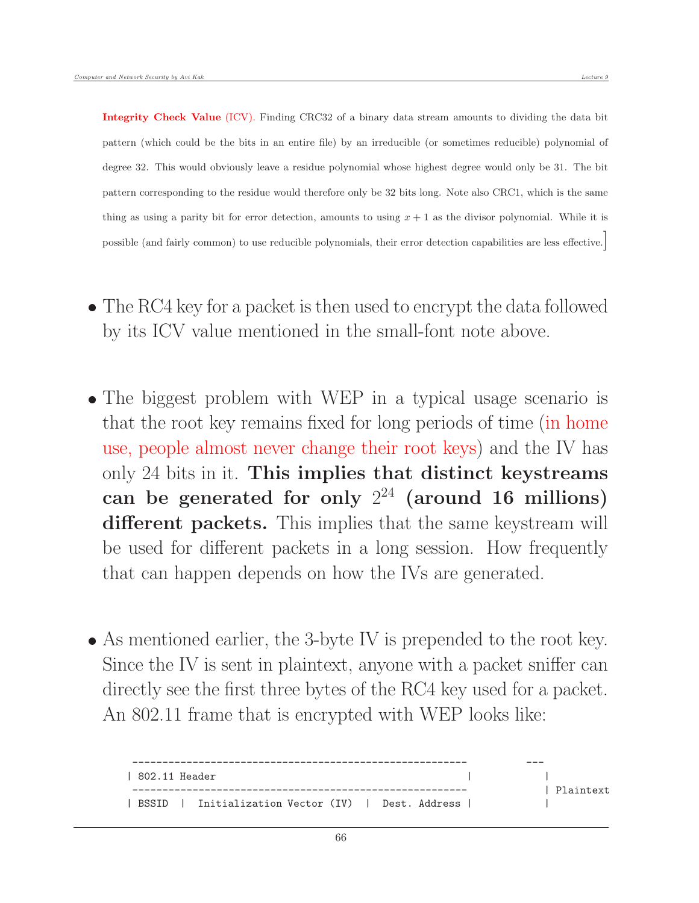**Integrity Check Value** (ICV). Finding CRC32 of a binary data stream amounts to dividing the data bit pattern (which could be the bits in an entire file) by an irreducible (or sometimes reducible) polynomial of degree 32. This would obviously leave a residue polynomial whose highest degree would only be 31. The bit pattern corresponding to the residue would therefore only be 32 bits long. Note also CRC1, which is the same thing as using a parity bit for error detection, amounts to using $x + 1$ as the divisor polynomial. While it is possible (and fairly common) to use reducible polynomials, their error detection capabilities are less effective.]

- The RC4 key for a packet is then used to encrypt the data followed by its ICV value mentioned in the small-font note above.

- The biggest problem with WEP in a typical usage scenario is that the root key remains fixed for long periods of time (in home use, people almost never change their root keys) and the IV has only 24 bits in it. **This implies that distinct keystreams can be generated for only $2^{24}$ (around 16 millions) different packets.** This implies that the same keystream will be used for different packets in a long session. How frequently that can happen depends on how the IVs are generated.

- As mentioned earlier, the 3-byte IV is prepended to the root key. Since the IV is sent in plaintext, anyone with a packet sniffer can directly see the first three bytes of the RC4 key used for a packet. An 802.11 frame that is encrypted with WEP looks like:

```
 --------------------------------------------------------          ---
| 802.11 Header                                          |           |
 --------------------------------------------------------            | Plaintext
| BSSID  |  Initialization Vector (IV)  |  Dest. Address |           |
```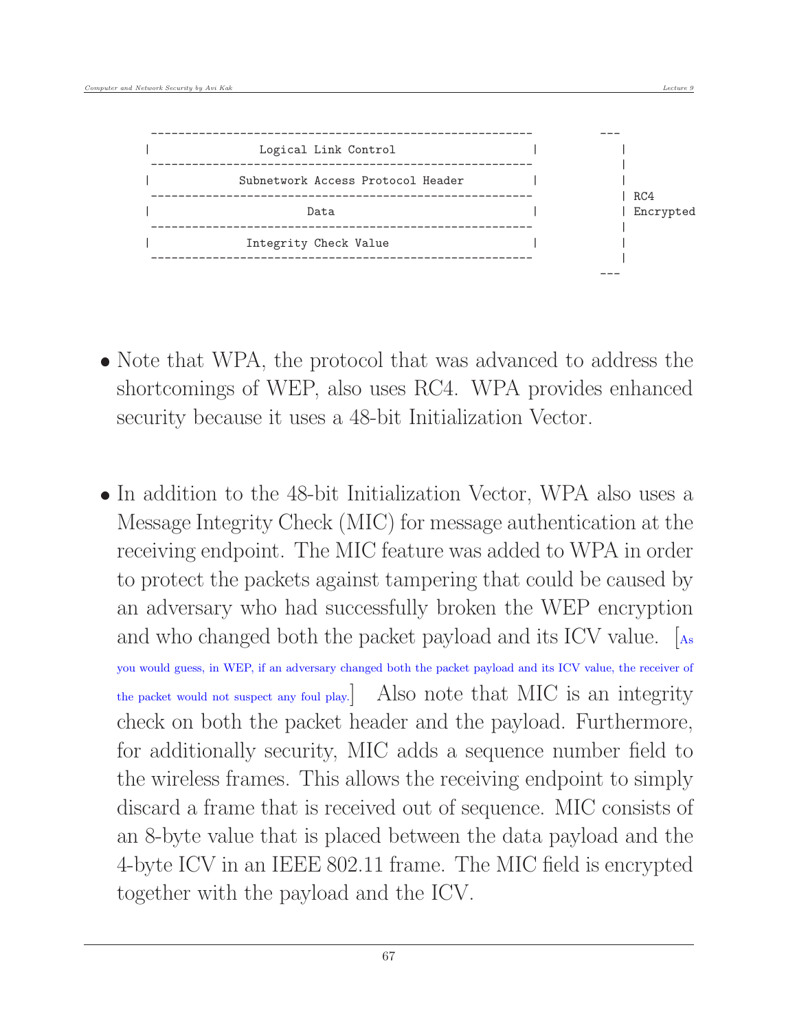```
 --------------------------------------------------------            ---
|              Logical Link Control                      |              |
 --------------------------------------------------------               |
|           Subnetwork Access Protocol Header            |              |
 --------------------------------------------------------               | RC4
|                    Data                                |              | Encrypted
 --------------------------------------------------------               |
|             Integrity Check Value                      |              |
 --------------------------------------------------------               |
                                                                     ---
```

- Note that WPA, the protocol that was advanced to address the shortcomings of WEP, also uses RC4. WPA provides enhanced security because it uses a 48-bit Initialization Vector.

- In addition to the 48-bit Initialization Vector, WPA also uses a Message Integrity Check (MIC) for message authentication at the receiving endpoint. The MIC feature was added to WPA in order to protect the packets against tampering that could be caused by an adversary who had successfully broken the WEP encryption and who changed both the packet payload and its ICV value. [As you would guess, in WEP, if an adversary changed both the packet payload and its ICV value, the receiver of the packet would not suspect any foul play.] Also note that MIC is an integrity check on both the packet header and the payload. Furthermore, for additionally security, MIC adds a sequence number field to the wireless frames. This allows the receiving endpoint to simply discard a frame that is received out of sequence. MIC consists of an 8-byte value that is placed between the data payload and the 4-byte ICV in an IEEE 802.11 frame. The MIC field is encrypted together with the payload and the ICV.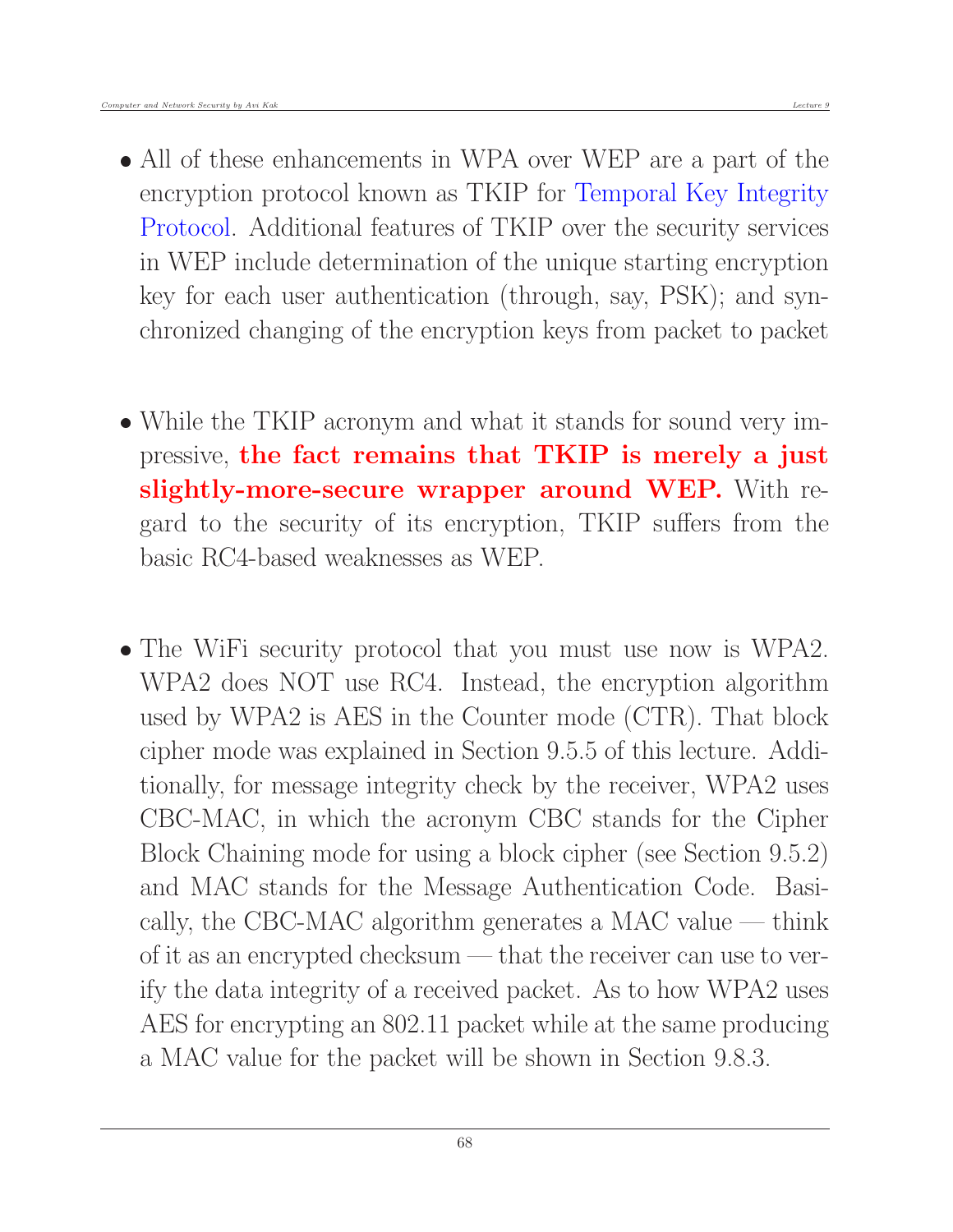- All of these enhancements in WPA over WEP are a part of the encryption protocol known as TKIP for Temporal Key Integrity Protocol. Additional features of TKIP over the security services in WEP include determination of the unique starting encryption key for each user authentication (through, say, PSK); and synchronized changing of the encryption keys from packet to packet

- While the TKIP acronym and what it stands for sound very impressive, **the fact remains that TKIP is merely a just slightly-more-secure wrapper around WEP.** With regard to the security of its encryption, TKIP suffers from the basic RC4-based weaknesses as WEP.

- The WiFi security protocol that you must use now is WPA2. WPA2 does NOT use RC4. Instead, the encryption algorithm used by WPA2 is AES in the Counter mode (CTR). That block cipher mode was explained in Section 9.5.5 of this lecture. Additionally, for message integrity check by the receiver, WPA2 uses CBC-MAC, in which the acronym CBC stands for the Cipher Block Chaining mode for using a block cipher (see Section 9.5.2) and MAC stands for the Message Authentication Code. Basically, the CBC-MAC algorithm generates a MAC value — think of it as an encrypted checksum — that the receiver can use to verify the data integrity of a received packet. As to how WPA2 uses AES for encrypting an 802.11 packet while at the same producing a MAC value for the packet will be shown in Section 9.8.3.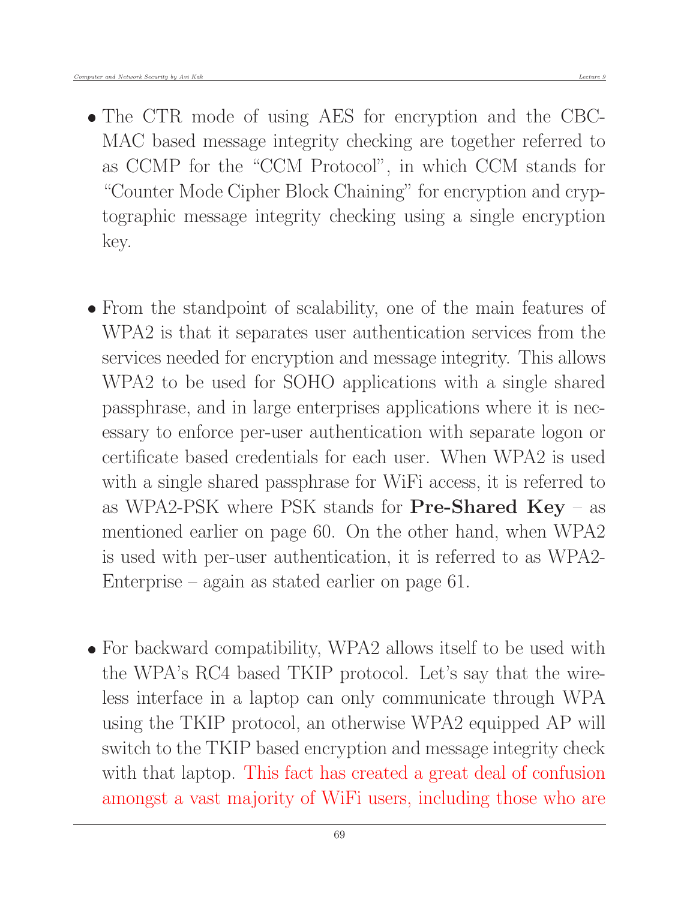- The CTR mode of using AES for encryption and the CBC-MAC based message integrity checking are together referred to as CCMP for the "CCM Protocol", in which CCM stands for "Counter Mode Cipher Block Chaining" for encryption and cryptographic message integrity checking using a single encryption key.

- From the standpoint of scalability, one of the main features of WPA2 is that it separates user authentication services from the services needed for encryption and message integrity. This allows WPA2 to be used for SOHO applications with a single shared passphrase, and in large enterprises applications where it is necessary to enforce per-user authentication with separate logon or certificate based credentials for each user. When WPA2 is used with a single shared passphrase for WiFi access, it is referred to as WPA2-PSK where PSK stands for **Pre-Shared Key** – as mentioned earlier on page 60. On the other hand, when WPA2 is used with per-user authentication, it is referred to as WPA2-Enterprise – again as stated earlier on page 61.

- For backward compatibility, WPA2 allows itself to be used with the WPA's RC4 based TKIP protocol. Let's say that the wireless interface in a laptop can only communicate through WPA using the TKIP protocol, an otherwise WPA2 equipped AP will switch to the TKIP based encryption and message integrity check with that laptop. This fact has created a great deal of confusion amongst a vast majority of WiFi users, including those who are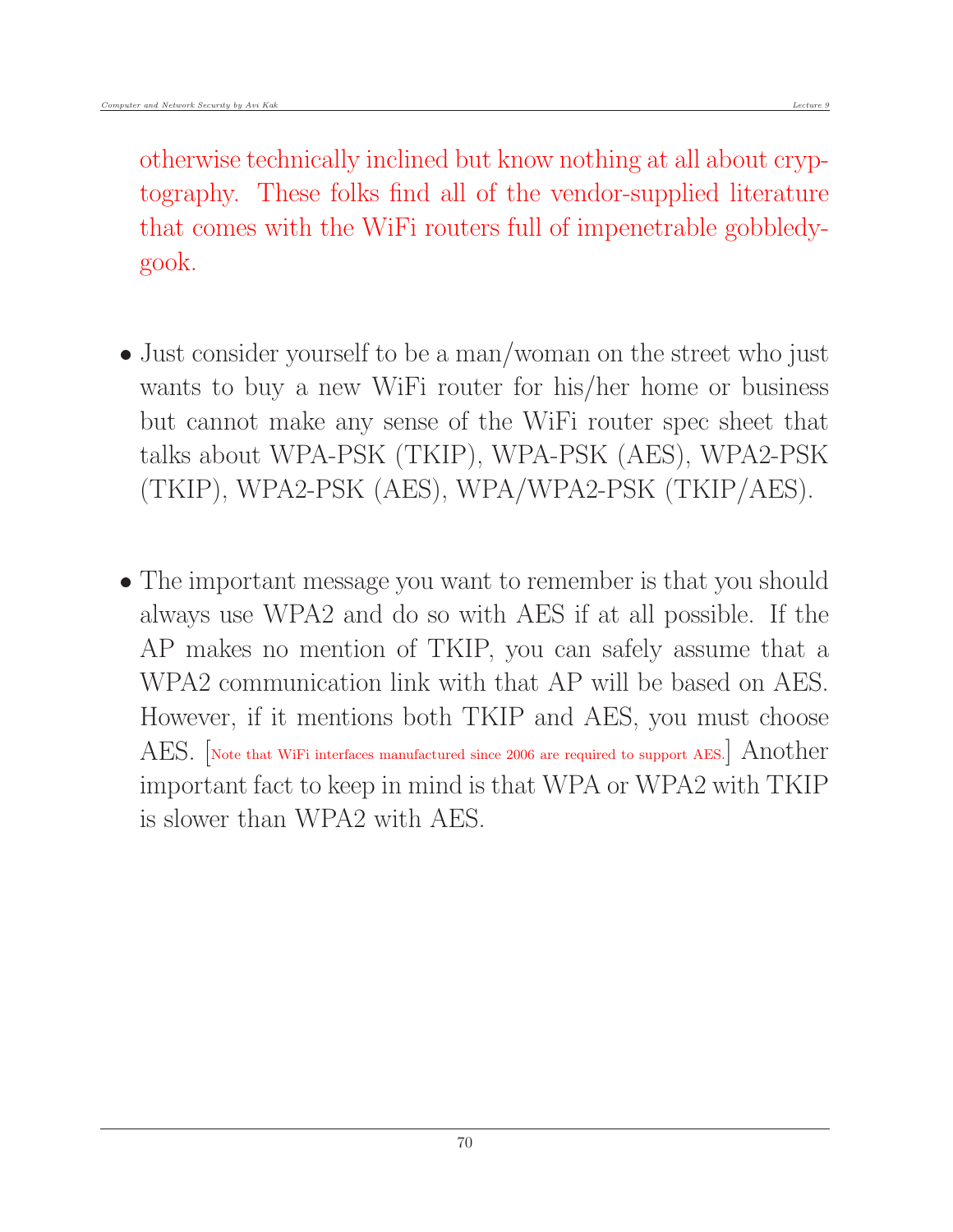otherwise technically inclined but know nothing at all about cryptography. These folks find all of the vendor-supplied literature that comes with the WiFi routers full of impenetrable gobbledygook.

- Just consider yourself to be a man/woman on the street who just wants to buy a new WiFi router for his/her home or business but cannot make any sense of the WiFi router spec sheet that talks about WPA-PSK (TKIP), WPA-PSK (AES), WPA2-PSK (TKIP), WPA2-PSK (AES), WPA/WPA2-PSK (TKIP/AES).

- The important message you want to remember is that you should always use WPA2 and do so with AES if at all possible. If the AP makes no mention of TKIP, you can safely assume that a WPA2 communication link with that AP will be based on AES. However, if it mentions both TKIP and AES, you must choose AES. [Note that WiFi interfaces manufactured since 2006 are required to support AES.] Another important fact to keep in mind is that WPA or WPA2 with TKIP is slower than WPA2 with AES.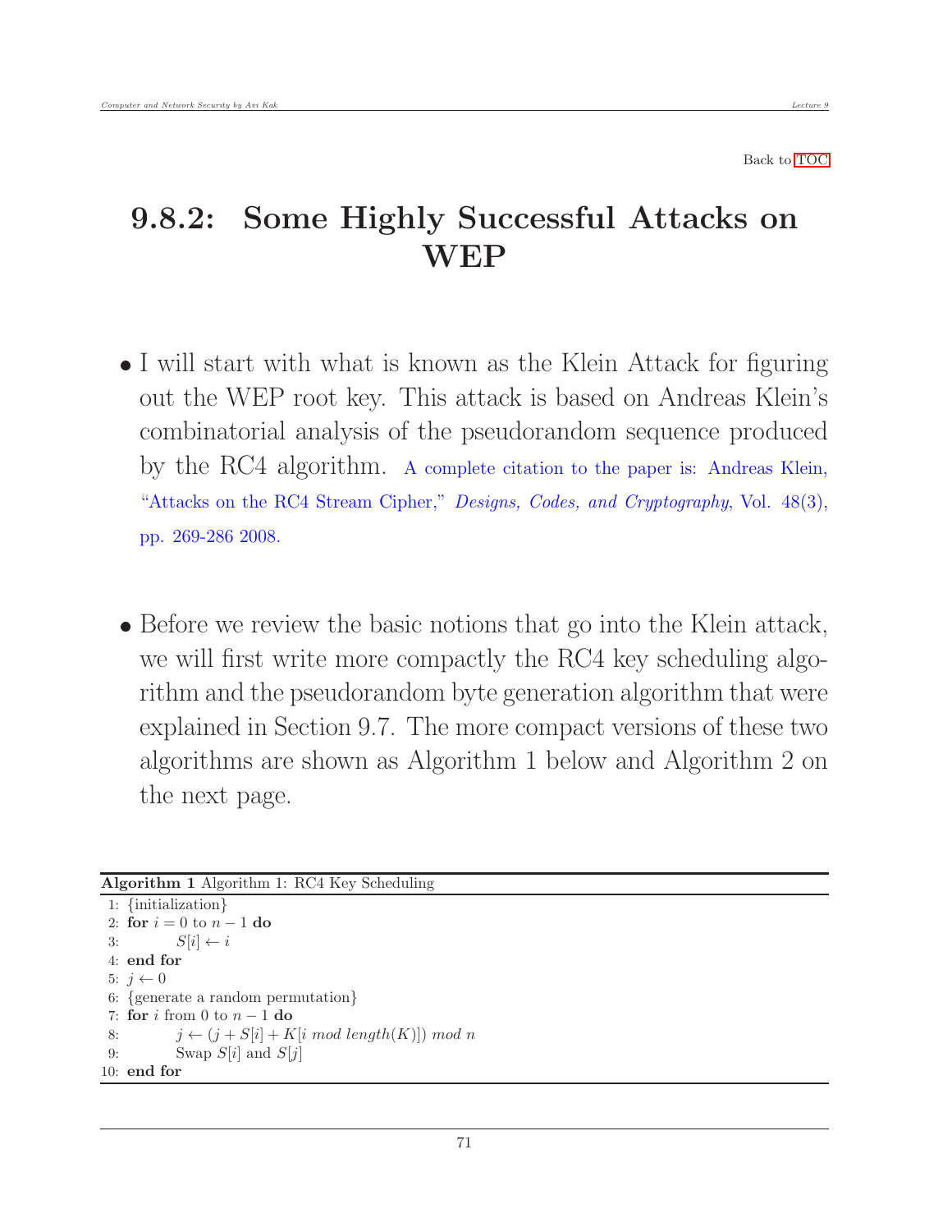Back to TOC

# 9.8.2: Some Highly Successful Attacks on WEP

- I will start with what is known as the Klein Attack for figuring out the WEP root key. This attack is based on Andreas Klein's combinatorial analysis of the pseudorandom sequence produced by the RC4 algorithm. A complete citation to the paper is: Andreas Klein, "Attacks on the RC4 Stream Cipher," *Designs, Codes, and Cryptography*, Vol. 48(3), pp. 269-286 2008.

- Before we review the basic notions that go into the Klein attack, we will first write more compactly the RC4 key scheduling algorithm and the pseudorandom byte generation algorithm that were explained in Section 9.7. The more compact versions of these two algorithms are shown as Algorithm 1 below and Algorithm 2 on the next page.

**Algorithm 1** Algorithm 1: RC4 Key Scheduling

```
 1: {initialization}
 2: for i = 0 to n − 1 do
 3:         S[i] ← i
 4: end for
 5: j ← 0
 6: {generate a random permutation}
 7: for i from 0 to n − 1 do
 8:         j ← (j + S[i] + K[i mod length(K)]) mod n
 9:         Swap S[i] and S[j]
10: end for
```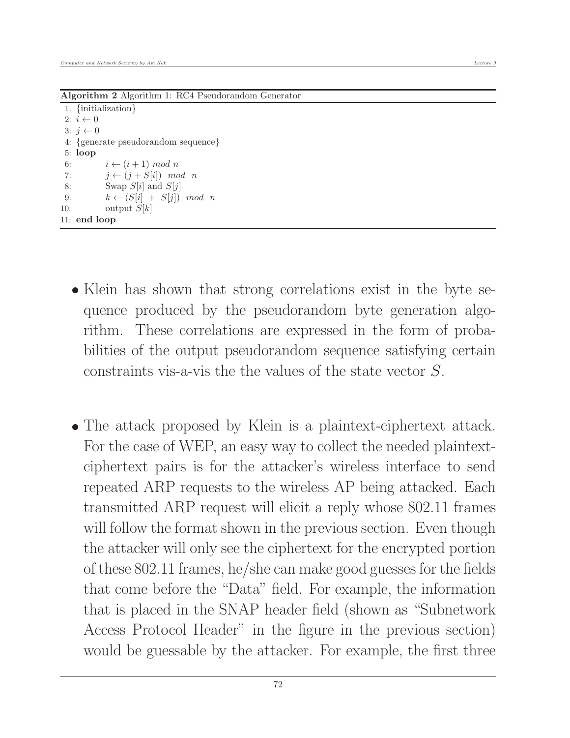**Algorithm 2** Algorithm 1: RC4 Pseudorandom Generator

```
 1: {initialization}
 2: i ← 0
 3: j ← 0
 4: {generate pseudorandom sequence}
 5: loop
 6:     i ← (i + 1) mod n
 7:     j ← (j + S[i]) mod n
 8:     Swap S[i] and S[j]
 9:     k ← (S[i] + S[j]) mod n
10:     output S[k]
11: end loop
```

- Klein has shown that strong correlations exist in the byte sequence produced by the pseudorandom byte generation algorithm. These correlations are expressed in the form of probabilities of the output pseudorandom sequence satisfying certain constraints vis-a-vis the the values of the state vector $S$.

- The attack proposed by Klein is a plaintext-ciphertext attack. For the case of WEP, an easy way to collect the needed plaintext-ciphertext pairs is for the attacker's wireless interface to send repeated ARP requests to the wireless AP being attacked. Each transmitted ARP request will elicit a reply whose 802.11 frames will follow the format shown in the previous section. Even though the attacker will only see the ciphertext for the encrypted portion of these 802.11 frames, he/she can make good guesses for the fields that come before the "Data" field. For example, the information that is placed in the SNAP header field (shown as "Subnetwork Access Protocol Header" in the figure in the previous section) would be guessable by the attacker. For example, the first three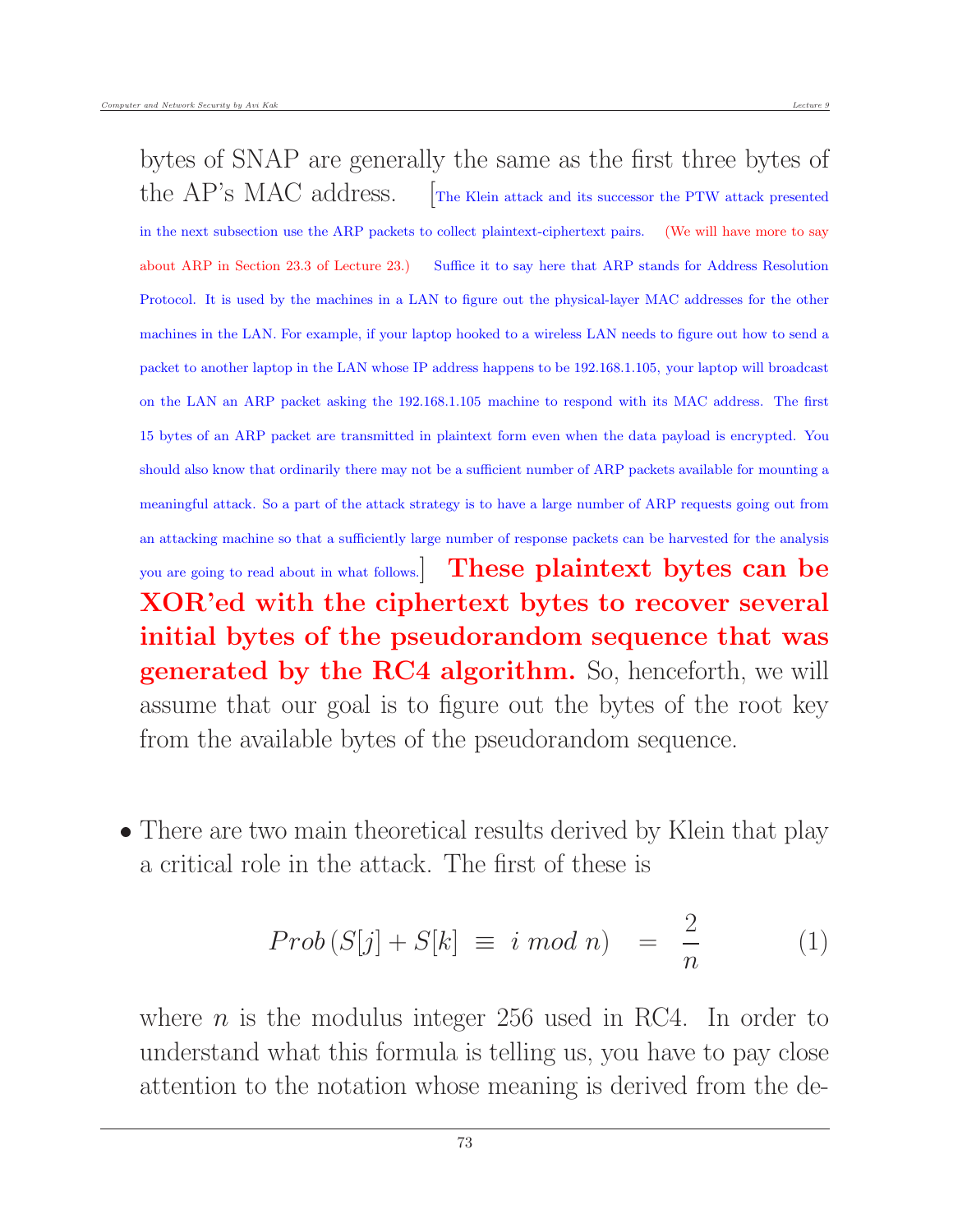bytes of SNAP are generally the same as the first three bytes of the AP's MAC address. [The Klein attack and its successor the PTW attack presented in the next subsection use the ARP packets to collect plaintext-ciphertext pairs. (We will have more to say about ARP in Section 23.3 of Lecture 23.) Suffice it to say here that ARP stands for Address Resolution Protocol. It is used by the machines in a LAN to figure out the physical-layer MAC addresses for the other machines in the LAN. For example, if your laptop hooked to a wireless LAN needs to figure out how to send a packet to another laptop in the LAN whose IP address happens to be 192.168.1.105, your laptop will broadcast on the LAN an ARP packet asking the 192.168.1.105 machine to respond with its MAC address. The first 15 bytes of an ARP packet are transmitted in plaintext form even when the data payload is encrypted. You should also know that ordinarily there may not be a sufficient number of ARP packets available for mounting a meaningful attack. So a part of the attack strategy is to have a large number of ARP requests going out from an attacking machine so that a sufficiently large number of response packets can be harvested for the analysis you are going to read about in what follows.] **These plaintext bytes can be XOR'ed with the ciphertext bytes to recover several initial bytes of the pseudorandom sequence that was generated by the RC4 algorithm.** So, henceforth, we will assume that our goal is to figure out the bytes of the root key from the available bytes of the pseudorandom sequence.

- There are two main theoretical results derived by Klein that play a critical role in the attack. The first of these is

$$Prob\left(S[j] + S[k] \; \equiv \; i \; mod \; n\right) \;\; = \;\; \frac{2}{n} \qquad (1)$$

where $n$ is the modulus integer 256 used in RC4. In order to understand what this formula is telling us, you have to pay close attention to the notation whose meaning is derived from the de-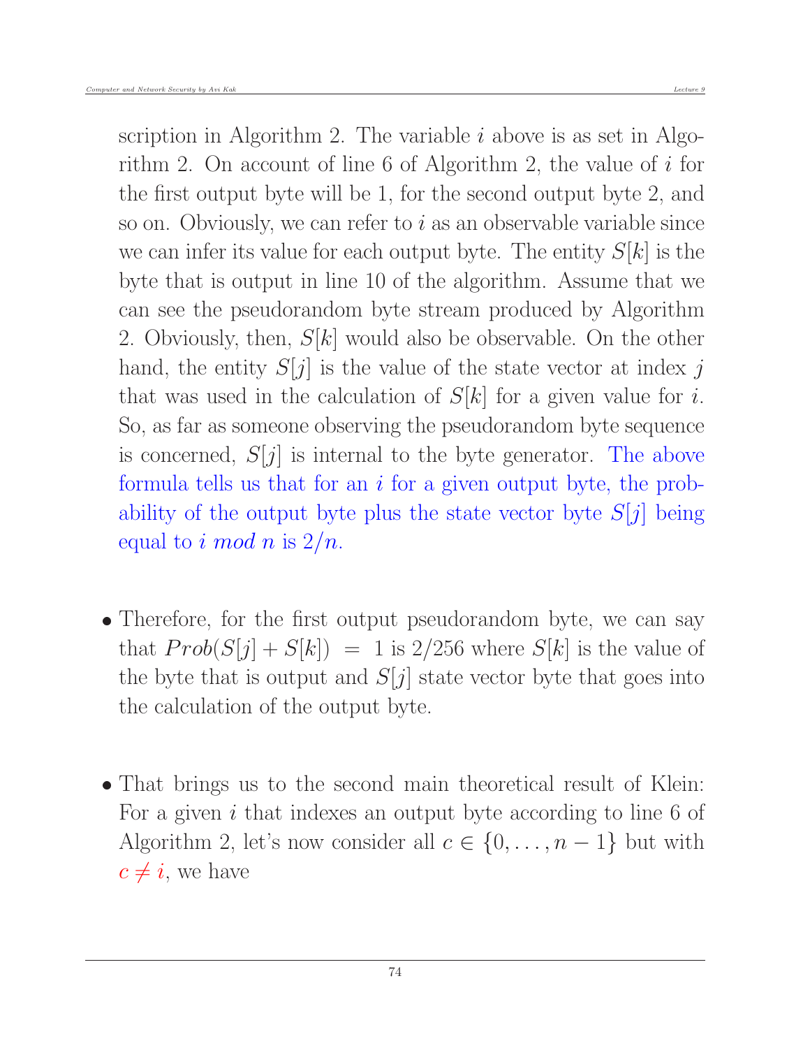scription in Algorithm 2. The variable $i$ above is as set in Algorithm 2. On account of line 6 of Algorithm 2, the value of $i$ for the first output byte will be 1, for the second output byte 2, and so on. Obviously, we can refer to $i$ as an observable variable since we can infer its value for each output byte. The entity $S[k]$ is the byte that is output in line 10 of the algorithm. Assume that we can see the pseudorandom byte stream produced by Algorithm 2. Obviously, then, $S[k]$ would also be observable. On the other hand, the entity $S[j]$ is the value of the state vector at index $j$ that was used in the calculation of $S[k]$ for a given value for $i$. So, as far as someone observing the pseudorandom byte sequence is concerned, $S[j]$ is internal to the byte generator. The above formula tells us that for an $i$ for a given output byte, the probability of the output byte plus the state vector byte $S[j]$ being equal to $i \ mod \ n$ is $2/n$.

- Therefore, for the first output pseudorandom byte, we can say that $Prob(S[j] + S[k]) = 1$ is $2/256$ where $S[k]$ is the value of the byte that is output and $S[j]$ state vector byte that goes into the calculation of the output byte.

- That brings us to the second main theoretical result of Klein: For a given $i$ that indexes an output byte according to line 6 of Algorithm 2, let's now consider all $c \in \{0, \ldots, n-1\}$ but with $c \neq i$, we have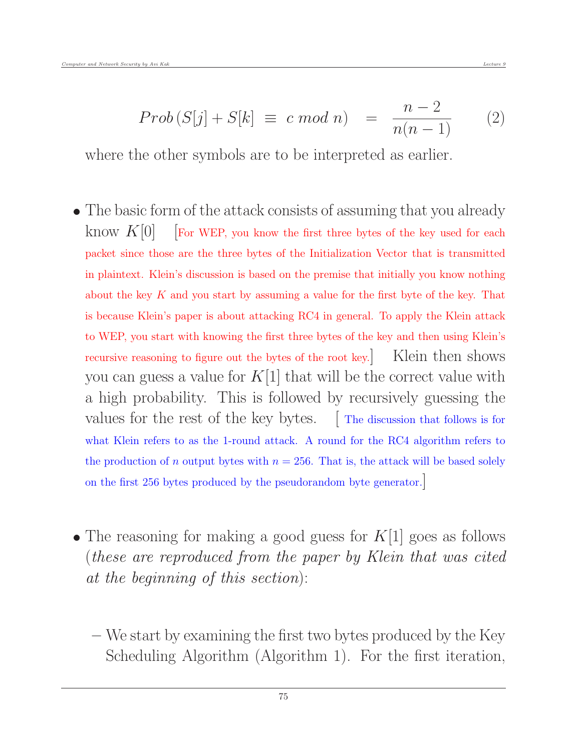$$Prob\,(S[j] + S[k] \;\equiv\; c \; mod \; n) \quad = \quad \frac{n-2}{n(n-1)} \qquad (2)$$

where the other symbols are to be interpreted as earlier.

- The basic form of the attack consists of assuming that you already know $K[0]$ [For WEP, you know the first three bytes of the key used for each packet since those are the three bytes of the Initialization Vector that is transmitted in plaintext. Klein's discussion is based on the premise that initially you know nothing about the key $K$ and you start by assuming a value for the first byte of the key. That is because Klein's paper is about attacking RC4 in general. To apply the Klein attack to WEP, you start with knowing the first three bytes of the key and then using Klein's recursive reasoning to figure out the bytes of the root key.] Klein then shows you can guess a value for $K[1]$ that will be the correct value with a high probability. This is followed by recursively guessing the values for the rest of the key bytes. [ The discussion that follows is for what Klein refers to as the 1-round attack. A round for the RC4 algorithm refers to the production of $n$ output bytes with $n = 256$. That is, the attack will be based solely on the first 256 bytes produced by the pseudorandom byte generator.]

- The reasoning for making a good guess for $K[1]$ goes as follows (*these are reproduced from the paper by Klein that was cited at the beginning of this section*):

  – We start by examining the first two bytes produced by the Key Scheduling Algorithm (Algorithm 1). For the first iteration,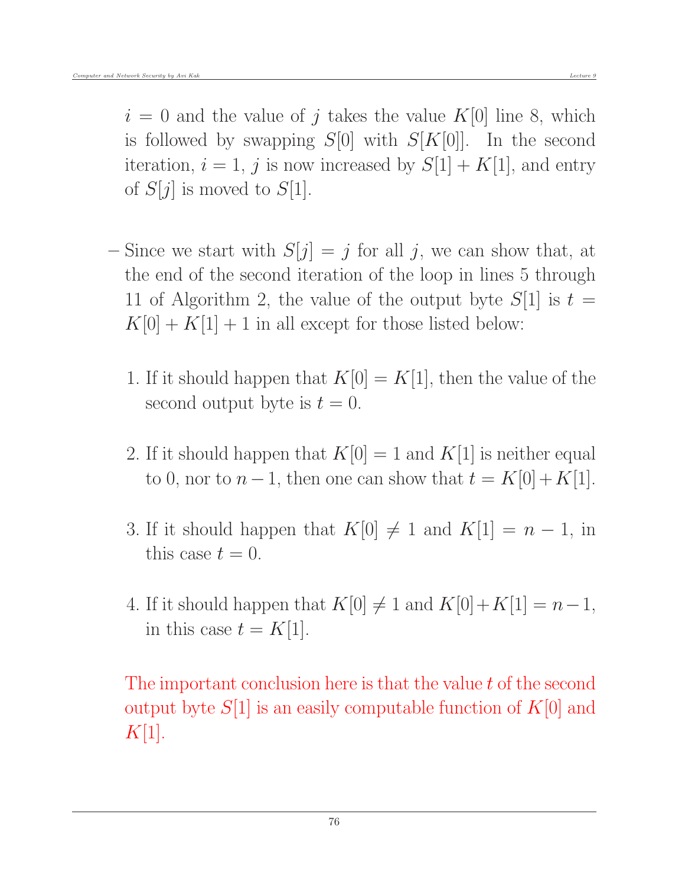$i = 0$ and the value of $j$ takes the value $K[0]$ line 8, which is followed by swapping $S[0]$ with $S[K[0]]$. In the second iteration, $i = 1$, $j$ is now increased by $S[1] + K[1]$, and entry of $S[j]$ is moved to $S[1]$.

– Since we start with $S[j] = j$ for all $j$, we can show that, at the end of the second iteration of the loop in lines 5 through 11 of Algorithm 2, the value of the output byte $S[1]$ is $t = K[0] + K[1] + 1$ in all except for those listed below:

1. If it should happen that $K[0] = K[1]$, then the value of the second output byte is $t = 0$.

2. If it should happen that $K[0] = 1$ and $K[1]$ is neither equal to 0, nor to $n - 1$, then one can show that $t = K[0] + K[1]$.

3. If it should happen that $K[0] \neq 1$ and $K[1] = n - 1$, in this case $t = 0$.

4. If it should happen that $K[0] \neq 1$ and $K[0] + K[1] = n - 1$, in this case $t = K[1]$.

The important conclusion here is that the value $t$ of the second output byte $S[1]$ is an easily computable function of $K[0]$ and $K[1]$.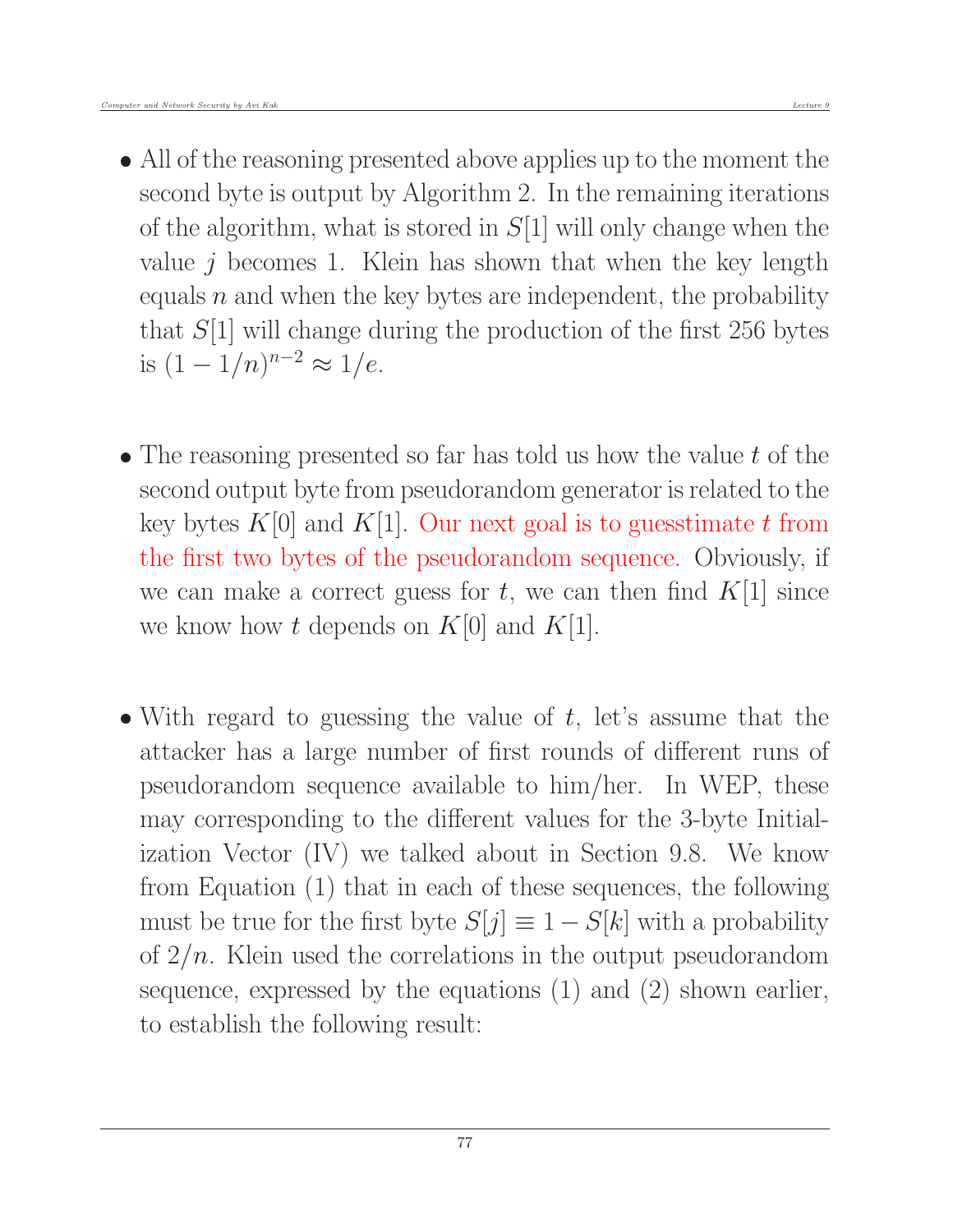- All of the reasoning presented above applies up to the moment the second byte is output by Algorithm 2. In the remaining iterations of the algorithm, what is stored in $S[1]$ will only change when the value $j$ becomes 1. Klein has shown that when the key length equals $n$ and when the key bytes are independent, the probability that $S[1]$ will change during the production of the first 256 bytes is $(1 - 1/n)^{n-2} \approx 1/e$.

- The reasoning presented so far has told us how the value $t$ of the second output byte from pseudorandom generator is related to the key bytes $K[0]$ and $K[1]$. Our next goal is to guesstimate $t$ from the first two bytes of the pseudorandom sequence. Obviously, if we can make a correct guess for $t$, we can then find $K[1]$ since we know how $t$ depends on $K[0]$ and $K[1]$.

- With regard to guessing the value of $t$, let's assume that the attacker has a large number of first rounds of different runs of pseudorandom sequence available to him/her. In WEP, these may corresponding to the different values for the 3-byte Initialization Vector (IV) we talked about in Section 9.8. We know from Equation (1) that in each of these sequences, the following must be true for the first byte $S[j] \equiv 1 - S[k]$ with a probability of $2/n$. Klein used the correlations in the output pseudorandom sequence, expressed by the equations (1) and (2) shown earlier, to establish the following result: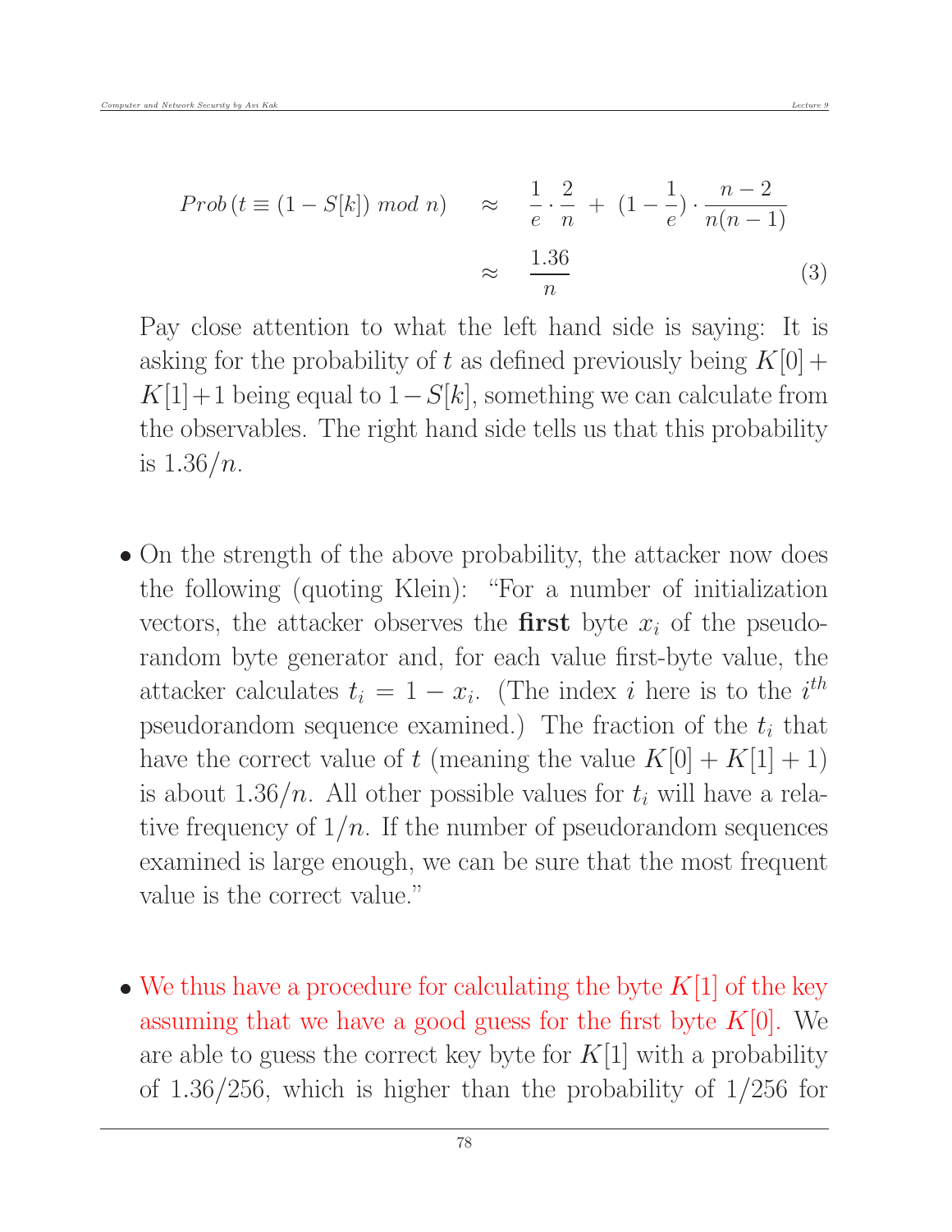$$
\begin{aligned}
Prob\,(t \equiv (1 - S[k])\ mod\ n) \quad &\approx \quad \frac{1}{e} \cdot \frac{2}{n} \ + \ (1 - \frac{1}{e}) \cdot \frac{n-2}{n(n-1)} \\
&\approx \quad \frac{1.36}{n} \qquad\qquad\qquad\qquad (3)
\end{aligned}
$$

Pay close attention to what the left hand side is saying: It is asking for the probability of $t$ as defined previously being $K[0] + K[1] + 1$ being equal to $1 - S[k]$, something we can calculate from the observables. The right hand side tells us that this probability is $1.36/n$.

- On the strength of the above probability, the attacker now does the following (quoting Klein): "For a number of initialization vectors, the attacker observes the **first** byte $x_i$ of the pseudorandom byte generator and, for each value first-byte value, the attacker calculates $t_i = 1 - x_i$. (The index $i$ here is to the $i^{th}$ pseudorandom sequence examined.) The fraction of the $t_i$ that have the correct value of $t$ (meaning the value $K[0] + K[1] + 1$) is about $1.36/n$. All other possible values for $t_i$ will have a relative frequency of $1/n$. If the number of pseudorandom sequences examined is large enough, we can be sure that the most frequent value is the correct value."

- We thus have a procedure for calculating the byte $K[1]$ of the key assuming that we have a good guess for the first byte $K[0]$. We are able to guess the correct key byte for $K[1]$ with a probability of $1.36/256$, which is higher than the probability of $1/256$ for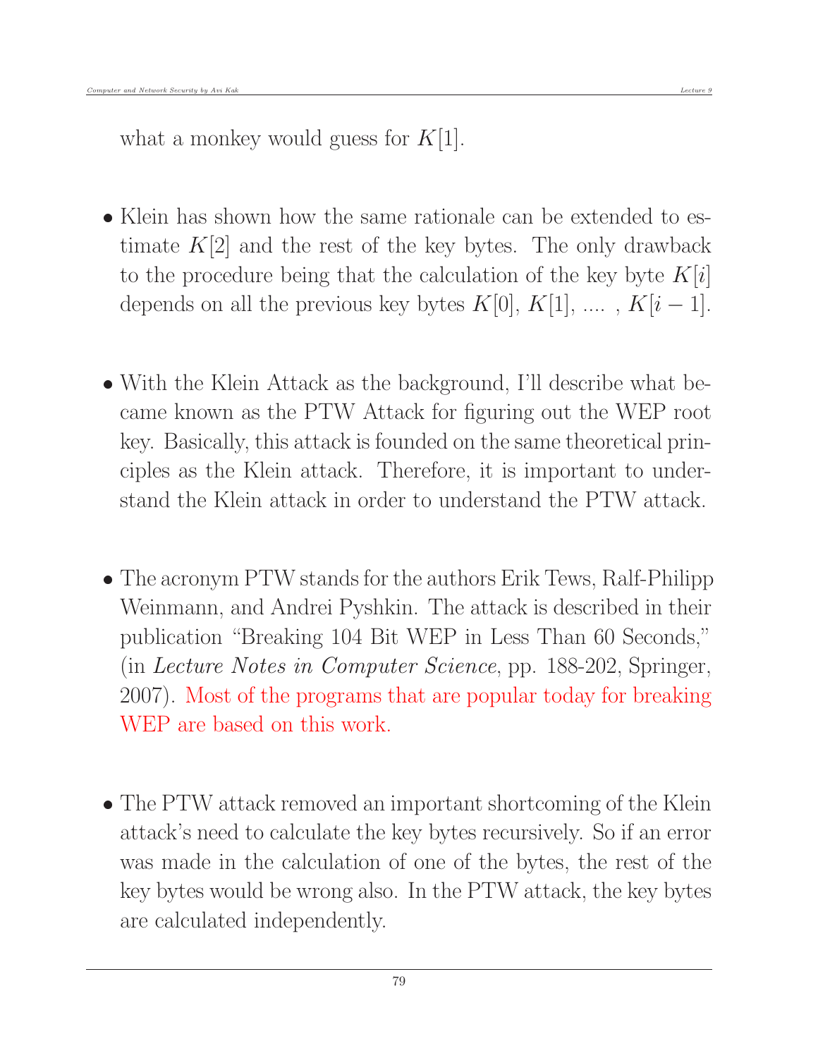what a monkey would guess for $K[1]$.

- Klein has shown how the same rationale can be extended to estimate $K[2]$ and the rest of the key bytes. The only drawback to the procedure being that the calculation of the key byte $K[i]$ depends on all the previous key bytes $K[0]$, $K[1]$, .... , $K[i-1]$.

- With the Klein Attack as the background, I'll describe what became known as the PTW Attack for figuring out the WEP root key. Basically, this attack is founded on the same theoretical principles as the Klein attack. Therefore, it is important to understand the Klein attack in order to understand the PTW attack.

- The acronym PTW stands for the authors Erik Tews, Ralf-Philipp Weinmann, and Andrei Pyshkin. The attack is described in their publication "Breaking 104 Bit WEP in Less Than 60 Seconds," (in *Lecture Notes in Computer Science*, pp. 188-202, Springer, 2007). Most of the programs that are popular today for breaking WEP are based on this work.

- The PTW attack removed an important shortcoming of the Klein attack's need to calculate the key bytes recursively. So if an error was made in the calculation of one of the bytes, the rest of the key bytes would be wrong also. In the PTW attack, the key bytes are calculated independently.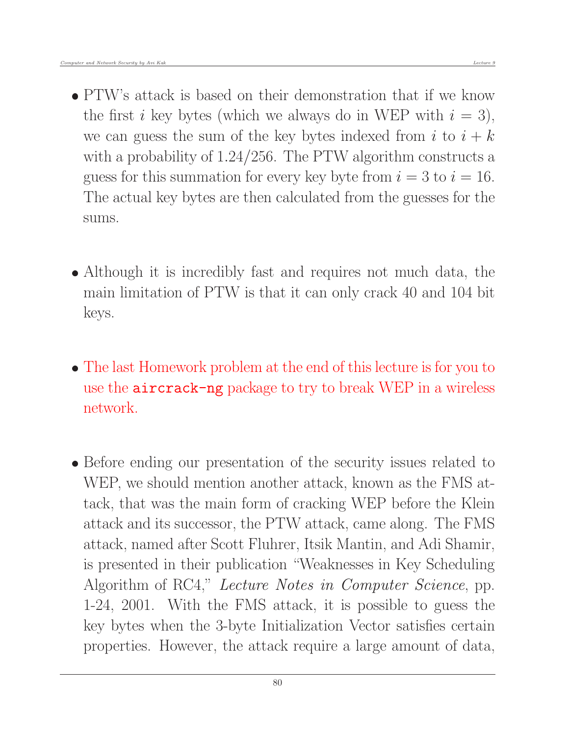- PTW's attack is based on their demonstration that if we know the first $i$ key bytes (which we always do in WEP with $i = 3$), we can guess the sum of the key bytes indexed from $i$ to $i + k$ with a probability of 1.24/256. The PTW algorithm constructs a guess for this summation for every key byte from $i = 3$ to $i = 16$. The actual key bytes are then calculated from the guesses for the sums.

- Although it is incredibly fast and requires not much data, the main limitation of PTW is that it can only crack 40 and 104 bit keys.

- The last Homework problem at the end of this lecture is for you to use the `aircrack-ng` package to try to break WEP in a wireless network.

- Before ending our presentation of the security issues related to WEP, we should mention another attack, known as the FMS attack, that was the main form of cracking WEP before the Klein attack and its successor, the PTW attack, came along. The FMS attack, named after Scott Fluhrer, Itsik Mantin, and Adi Shamir, is presented in their publication "Weaknesses in Key Scheduling Algorithm of RC4," *Lecture Notes in Computer Science*, pp. 1-24, 2001. With the FMS attack, it is possible to guess the key bytes when the 3-byte Initialization Vector satisfies certain properties. However, the attack require a large amount of data,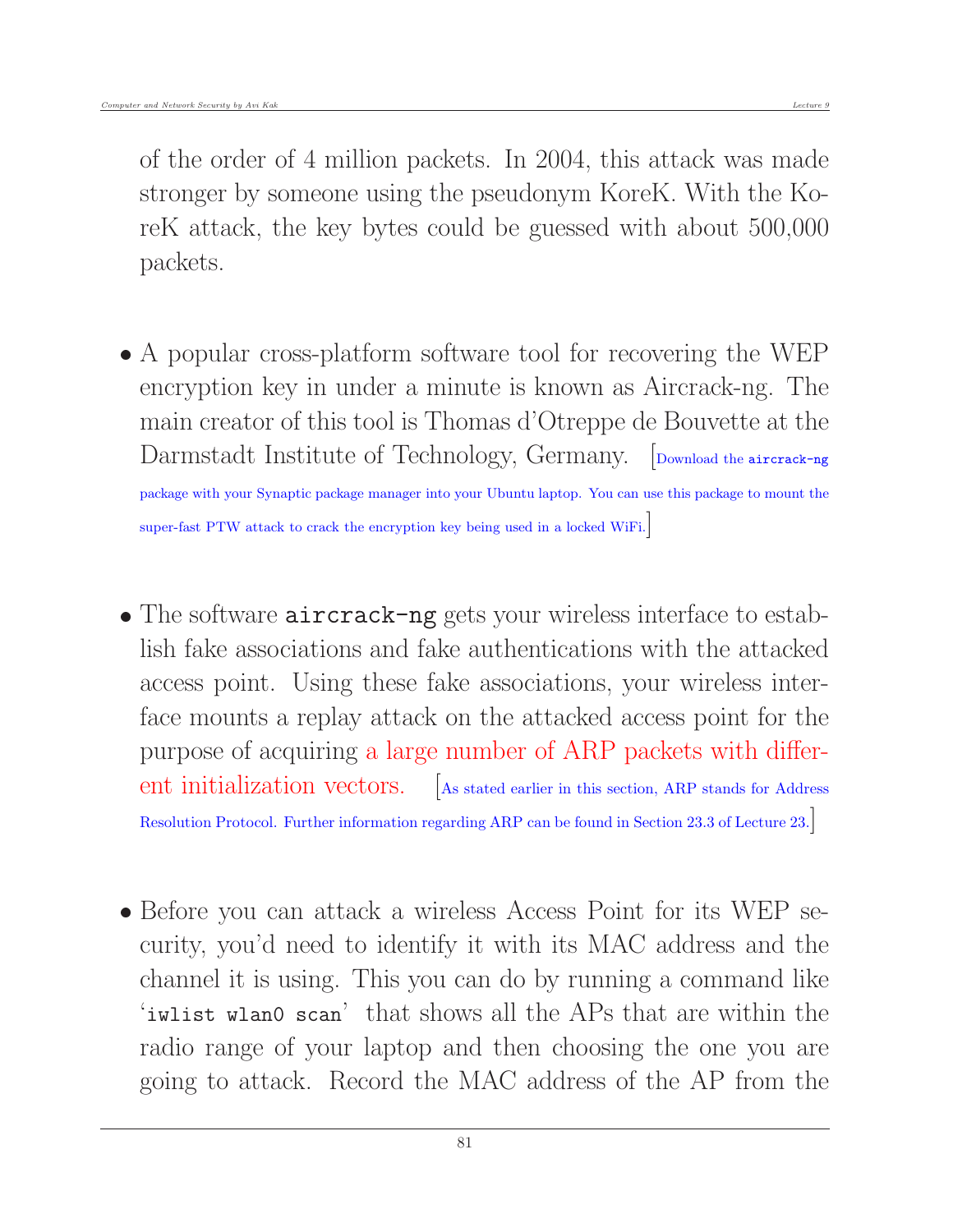of the order of 4 million packets. In 2004, this attack was made stronger by someone using the pseudonym KoreK. With the KoreK attack, the key bytes could be guessed with about 500,000 packets.

- A popular cross-platform software tool for recovering the WEP encryption key in under a minute is known as Aircrack-ng. The main creator of this tool is Thomas d'Otreppe de Bouvette at the Darmstadt Institute of Technology, Germany. [Download the `aircrack-ng` package with your Synaptic package manager into your Ubuntu laptop. You can use this package to mount the super-fast PTW attack to crack the encryption key being used in a locked WiFi.]

- The software `aircrack-ng` gets your wireless interface to establish fake associations and fake authentications with the attacked access point. Using these fake associations, your wireless interface mounts a replay attack on the attacked access point for the purpose of acquiring a large number of ARP packets with different initialization vectors. [As stated earlier in this section, ARP stands for Address Resolution Protocol. Further information regarding ARP can be found in Section 23.3 of Lecture 23.]

- Before you can attack a wireless Access Point for its WEP security, you'd need to identify it with its MAC address and the channel it is using. This you can do by running a command like '`iwlist wlan0 scan`' that shows all the APs that are within the radio range of your laptop and then choosing the one you are going to attack. Record the MAC address of the AP from the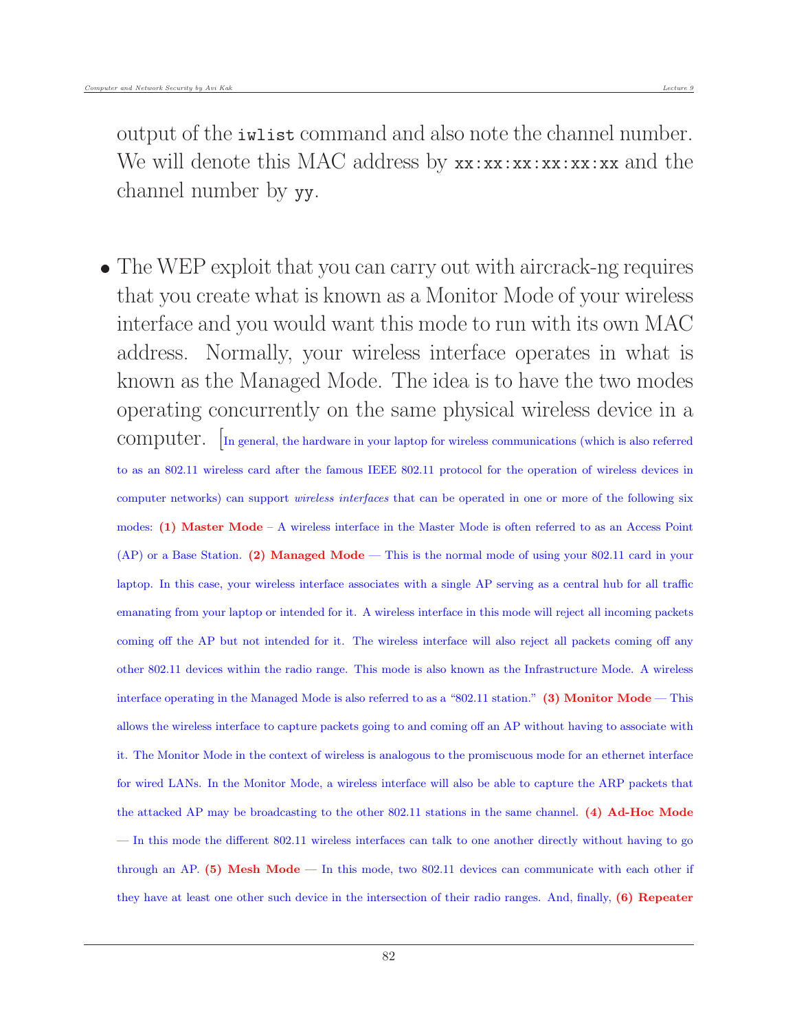output of the `iwlist` command and also note the channel number. We will denote this MAC address by `xx:xx:xx:xx:xx:xx` and the channel number by `yy`.

- The WEP exploit that you can carry out with aircrack-ng requires that you create what is known as a Monitor Mode of your wireless interface and you would want this mode to run with its own MAC address. Normally, your wireless interface operates in what is known as the Managed Mode. The idea is to have the two modes operating concurrently on the same physical wireless device in a computer. [In general, the hardware in your laptop for wireless communications (which is also referred to as an 802.11 wireless card after the famous IEEE 802.11 protocol for the operation of wireless devices in computer networks) can support *wireless interfaces* that can be operated in one or more of the following six modes: **(1) Master Mode** – A wireless interface in the Master Mode is often referred to as an Access Point (AP) or a Base Station. **(2) Managed Mode** — This is the normal mode of using your 802.11 card in your laptop. In this case, your wireless interface associates with a single AP serving as a central hub for all traffic emanating from your laptop or intended for it. A wireless interface in this mode will reject all incoming packets coming off the AP but not intended for it. The wireless interface will also reject all packets coming off any other 802.11 devices within the radio range. This mode is also known as the Infrastructure Mode. A wireless interface operating in the Managed Mode is also referred to as a "802.11 station." **(3) Monitor Mode** — This allows the wireless interface to capture packets going to and coming off an AP without having to associate with it. The Monitor Mode in the context of wireless is analogous to the promiscuous mode for an ethernet interface for wired LANs. In the Monitor Mode, a wireless interface will also be able to capture the ARP packets that the attacked AP may be broadcasting to the other 802.11 stations in the same channel. **(4) Ad-Hoc Mode** — In this mode the different 802.11 wireless interfaces can talk to one another directly without having to go through an AP. **(5) Mesh Mode** — In this mode, two 802.11 devices can communicate with each other if they have at least one other such device in the intersection of their radio ranges. And, finally, **(6) Repeater**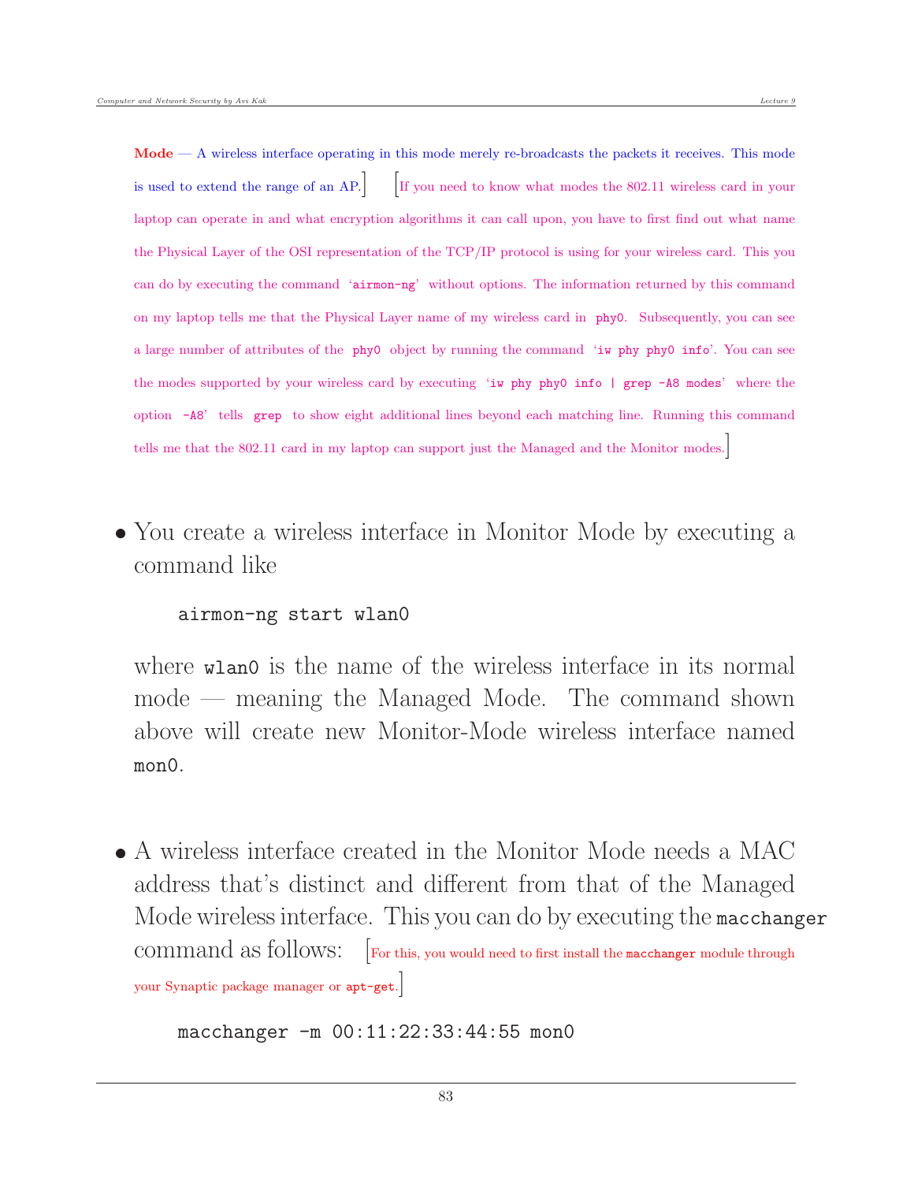**Mode** — A wireless interface operating in this mode merely re-broadcasts the packets it receives. This mode is used to extend the range of an AP.] [If you need to know what modes the 802.11 wireless card in your laptop can operate in and what encryption algorithms it can call upon, you have to first find out what name the Physical Layer of the OSI representation of the TCP/IP protocol is using for your wireless card. This you can do by executing the command 'airmon-ng' without options. The information returned by this command on my laptop tells me that the Physical Layer name of my wireless card in phy0. Subsequently, you can see a large number of attributes of the phy0 object by running the command 'iw phy phy0 info'. You can see the modes supported by your wireless card by executing 'iw phy phy0 info | grep -A8 modes' where the option -A8' tells grep to show eight additional lines beyond each matching line. Running this command tells me that the 802.11 card in my laptop can support just the Managed and the Monitor modes.]

- You create a wireless interface in Monitor Mode by executing a command like

```
airmon-ng start wlan0
```

  where wlan0 is the name of the wireless interface in its normal mode — meaning the Managed Mode. The command shown above will create new Monitor-Mode wireless interface named mon0.

- A wireless interface created in the Monitor Mode needs a MAC address that's distinct and different from that of the Managed Mode wireless interface. This you can do by executing the macchanger command as follows: [For this, you would need to first install the macchanger module through your Synaptic package manager or apt-get.]

```
macchanger -m 00:11:22:33:44:55 mon0
```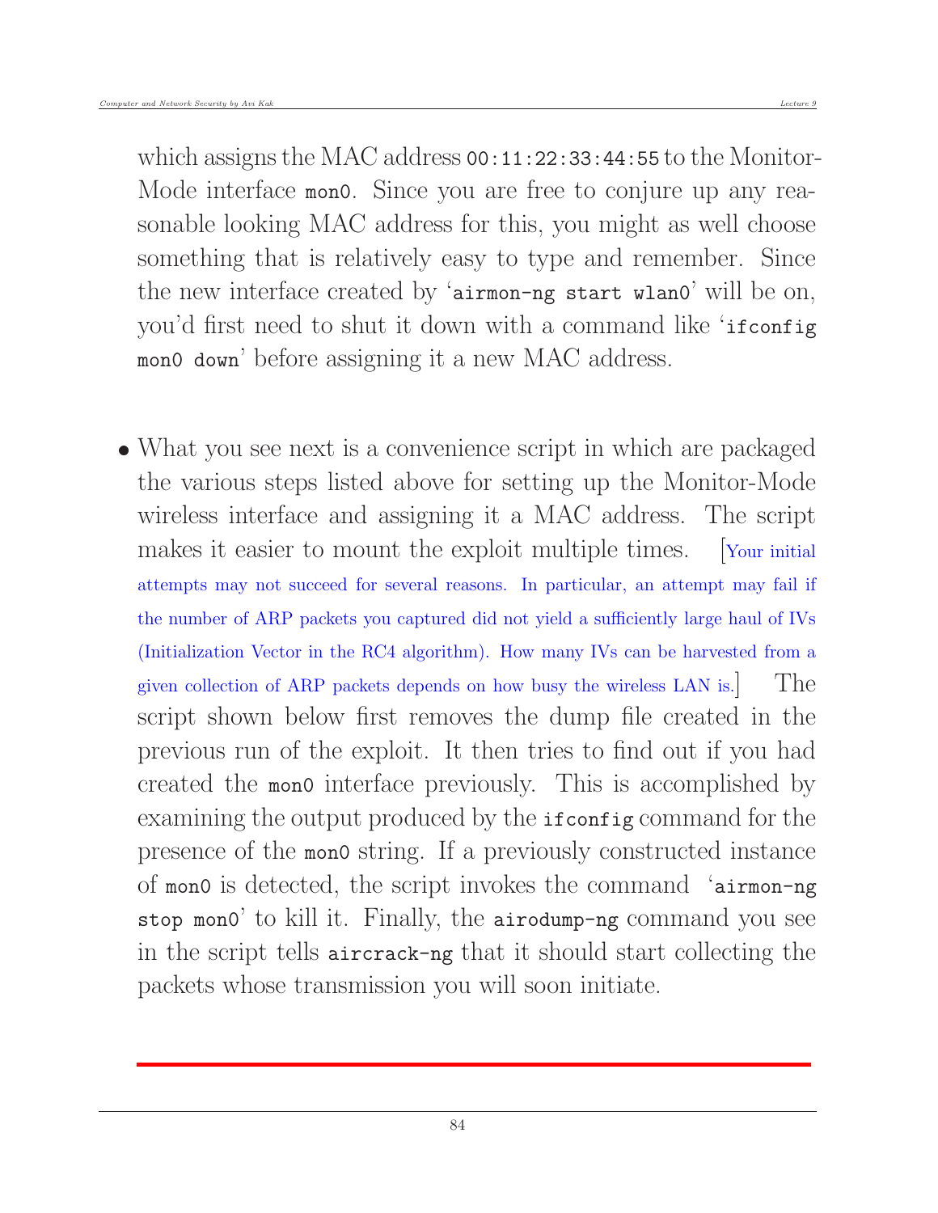which assigns the MAC address `00:11:22:33:44:55` to the Monitor-Mode interface `mon0`. Since you are free to conjure up any reasonable looking MAC address for this, you might as well choose something that is relatively easy to type and remember. Since the new interface created by '`airmon-ng start wlan0`' will be on, you'd first need to shut it down with a command like '`ifconfig mon0 down`' before assigning it a new MAC address.

- What you see next is a convenience script in which are packaged the various steps listed above for setting up the Monitor-Mode wireless interface and assigning it a MAC address. The script makes it easier to mount the exploit multiple times. [Your initial attempts may not succeed for several reasons. In particular, an attempt may fail if the number of ARP packets you captured did not yield a sufficiently large haul of IVs (Initialization Vector in the RC4 algorithm). How many IVs can be harvested from a given collection of ARP packets depends on how busy the wireless LAN is.] The script shown below first removes the dump file created in the previous run of the exploit. It then tries to find out if you had created the `mon0` interface previously. This is accomplished by examining the output produced by the `ifconfig` command for the presence of the `mon0` string. If a previously constructed instance of `mon0` is detected, the script invokes the command '`airmon-ng stop mon0`' to kill it. Finally, the `airodump-ng` command you see in the script tells `aircrack-ng` that it should start collecting the packets whose transmission you will soon initiate.

---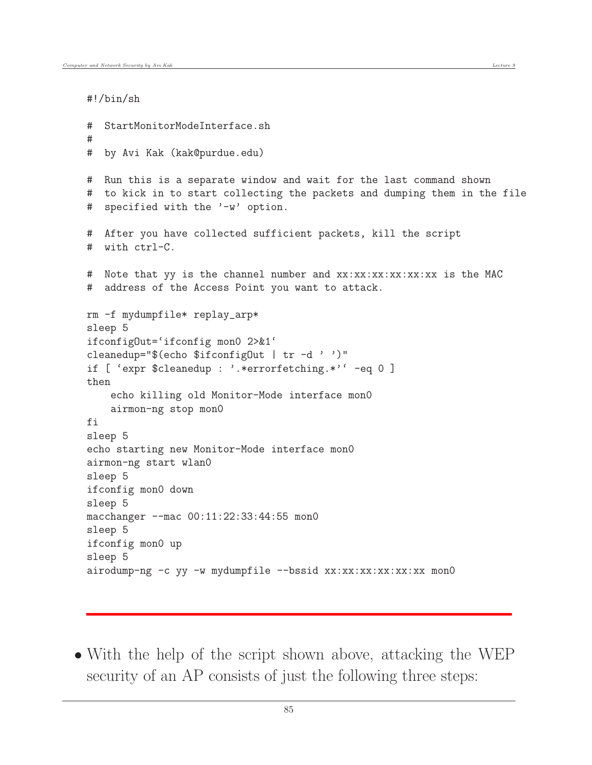```
#!/bin/sh

#  StartMonitorModeInterface.sh
#
#  by Avi Kak (kak@purdue.edu)

#  Run this is a separate window and wait for the last command shown
#  to kick in to start collecting the packets and dumping them in the file
#  specified with the '-w' option.

#  After you have collected sufficient packets, kill the script
#  with ctrl-C.

#  Note that yy is the channel number and xx:xx:xx:xx:xx:xx is the MAC
#  address of the Access Point you want to attack.

rm -f mydumpfile* replay_arp*
sleep 5
ifconfigOut=`ifconfig mon0 2>&1`
cleanedup="$(echo $ifconfigOut | tr -d ' ')"
if [ `expr $cleanedup : '.*errorfetching.*'` -eq 0 ]
then
    echo killing old Monitor-Mode interface mon0
    airmon-ng stop mon0
fi
sleep 5
echo starting new Monitor-Mode interface mon0
airmon-ng start wlan0
sleep 5
ifconfig mon0 down
sleep 5
macchanger --mac 00:11:22:33:44:55 mon0
sleep 5
ifconfig mon0 up
sleep 5
airodump-ng -c yy -w mydumpfile --bssid xx:xx:xx:xx:xx:xx mon0
```

---

- With the help of the script shown above, attacking the WEP security of an AP consists of just the following three steps: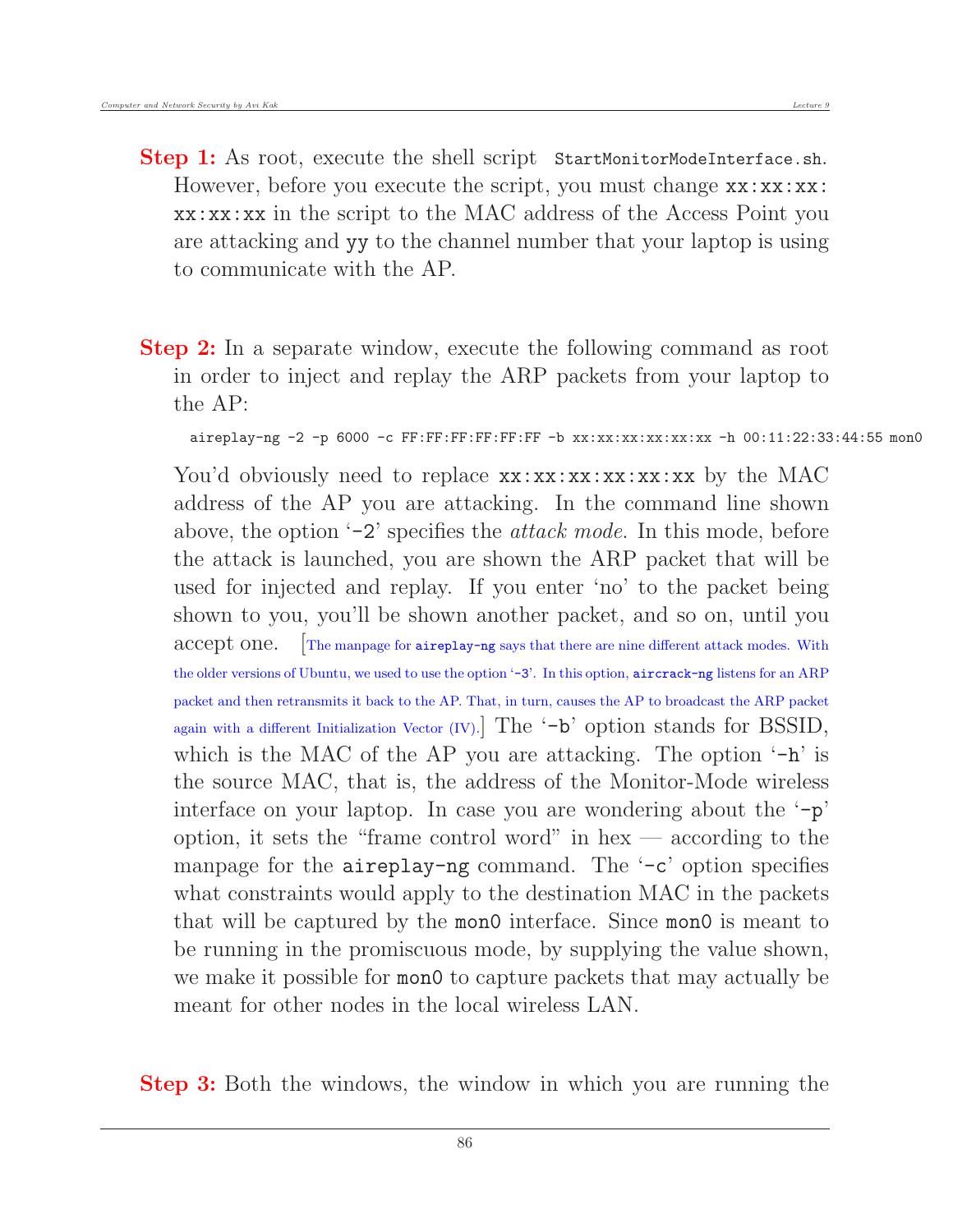**Step 1:** As root, execute the shell script `StartMonitorModeInterface.sh`. However, before you execute the script, you must change `xx:xx:xx:xx:xx:xx` in the script to the MAC address of the Access Point you are attacking and `yy` to the channel number that your laptop is using to communicate with the AP.

**Step 2:** In a separate window, execute the following command as root in order to inject and replay the ARP packets from your laptop to the AP:

```
aireplay-ng -2 -p 6000 -c FF:FF:FF:FF:FF:FF -b xx:xx:xx:xx:xx:xx -h 00:11:22:33:44:55 mon0
```

You'd obviously need to replace `xx:xx:xx:xx:xx:xx` by the MAC address of the AP you are attacking. In the command line shown above, the option '`-2`' specifies the *attack mode*. In this mode, before the attack is launched, you are shown the ARP packet that will be used for injected and replay. If you enter 'no' to the packet being shown to you, you'll be shown another packet, and so on, until you accept one. [The manpage for `aireplay-ng` says that there are nine different attack modes. With the older versions of Ubuntu, we used to use the option '`-3`'. In this option, `aircrack-ng` listens for an ARP packet and then retransmits it back to the AP. That, in turn, causes the AP to broadcast the ARP packet again with a different Initialization Vector (IV).] The '`-b`' option stands for BSSID, which is the MAC of the AP you are attacking. The option '`-h`' is the source MAC, that is, the address of the Monitor-Mode wireless interface on your laptop. In case you are wondering about the '`-p`' option, it sets the "frame control word" in hex — according to the manpage for the `aireplay-ng` command. The '`-c`' option specifies what constraints would apply to the destination MAC in the packets that will be captured by the `mon0` interface. Since `mon0` is meant to be running in the promiscuous mode, by supplying the value shown, we make it possible for `mon0` to capture packets that may actually be meant for other nodes in the local wireless LAN.

**Step 3:** Both the windows, the window in which you are running the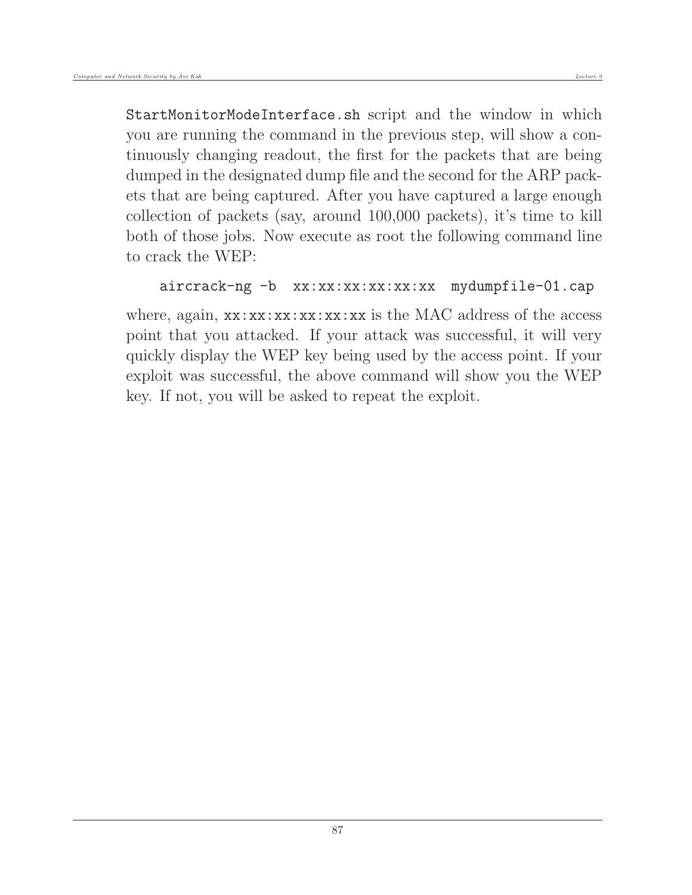`StartMonitorModeInterface.sh` script and the window in which you are running the command in the previous step, will show a continuously changing readout, the first for the packets that are being dumped in the designated dump file and the second for the ARP packets that are being captured. After you have captured a large enough collection of packets (say, around 100,000 packets), it's time to kill both of those jobs. Now execute as root the following command line to crack the WEP:

```
aircrack-ng -b  xx:xx:xx:xx:xx:xx  mydumpfile-01.cap
```

where, again, `xx:xx:xx:xx:xx:xx` is the MAC address of the access point that you attacked. If your attack was successful, it will very quickly display the WEP key being used by the access point. If your exploit was successful, the above command will show you the WEP key. If not, you will be asked to repeat the exploit.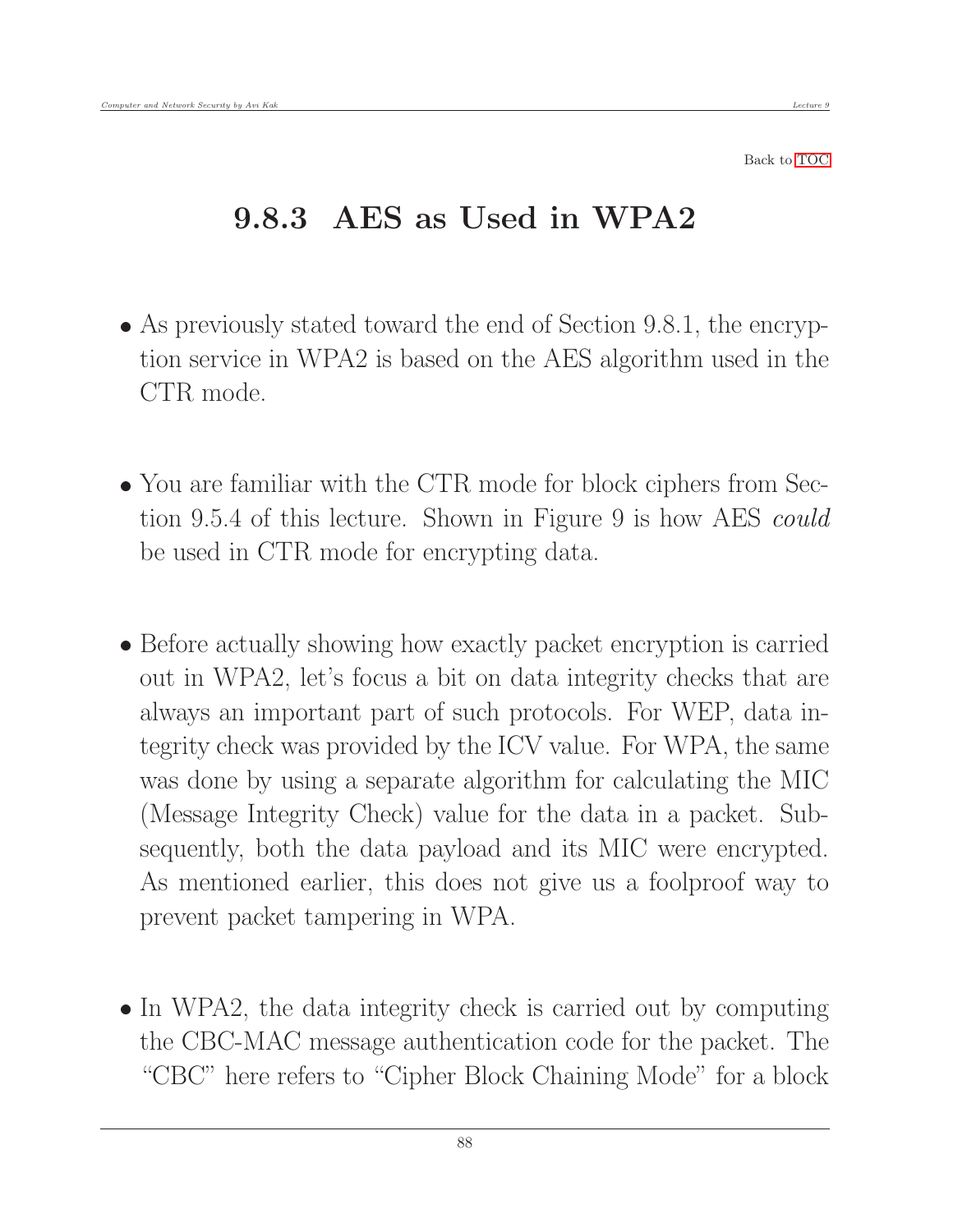Back to TOC

## 9.8.3 AES as Used in WPA2

- As previously stated toward the end of Section 9.8.1, the encryption service in WPA2 is based on the AES algorithm used in the CTR mode.

- You are familiar with the CTR mode for block ciphers from Section 9.5.4 of this lecture. Shown in Figure 9 is how AES *could* be used in CTR mode for encrypting data.

- Before actually showing how exactly packet encryption is carried out in WPA2, let's focus a bit on data integrity checks that are always an important part of such protocols. For WEP, data integrity check was provided by the ICV value. For WPA, the same was done by using a separate algorithm for calculating the MIC (Message Integrity Check) value for the data in a packet. Subsequently, both the data payload and its MIC were encrypted. As mentioned earlier, this does not give us a foolproof way to prevent packet tampering in WPA.

- In WPA2, the data integrity check is carried out by computing the CBC-MAC message authentication code for the packet. The "CBC" here refers to "Cipher Block Chaining Mode" for a block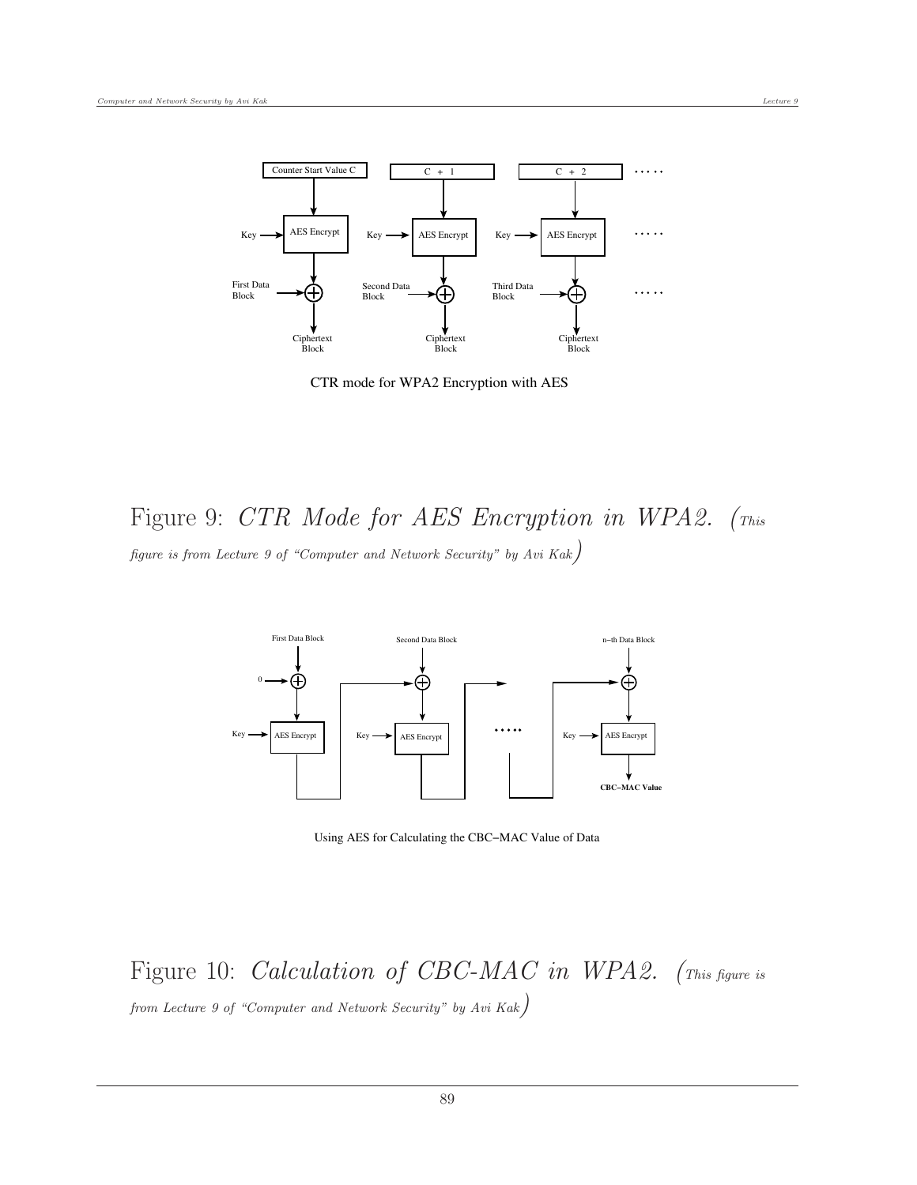Counter Start Value C — C + 1 — C + 2 .....

Key → AES Encrypt — Key → AES Encrypt — Key → AES Encrypt .....

First Data Block ⊕ — Second Data Block ⊕ — Third Data Block ⊕ .....

Ciphertext Block — Ciphertext Block — Ciphertext Block

CTR mode for WPA2 Encryption with AES

Figure 9: *CTR Mode for AES Encryption in WPA2.* (*This figure is from Lecture 9 of "Computer and Network Security" by Avi Kak*)

First Data Block — Second Data Block — n−th Data Block

0 → ⊕

Key → AES Encrypt — Key → AES Encrypt ..... Key → AES Encrypt

**CBC−MAC Value**

Using AES for Calculating the CBC−MAC Value of Data

Figure 10: *Calculation of CBC-MAC in WPA2.* (*This figure is from Lecture 9 of "Computer and Network Security" by Avi Kak*)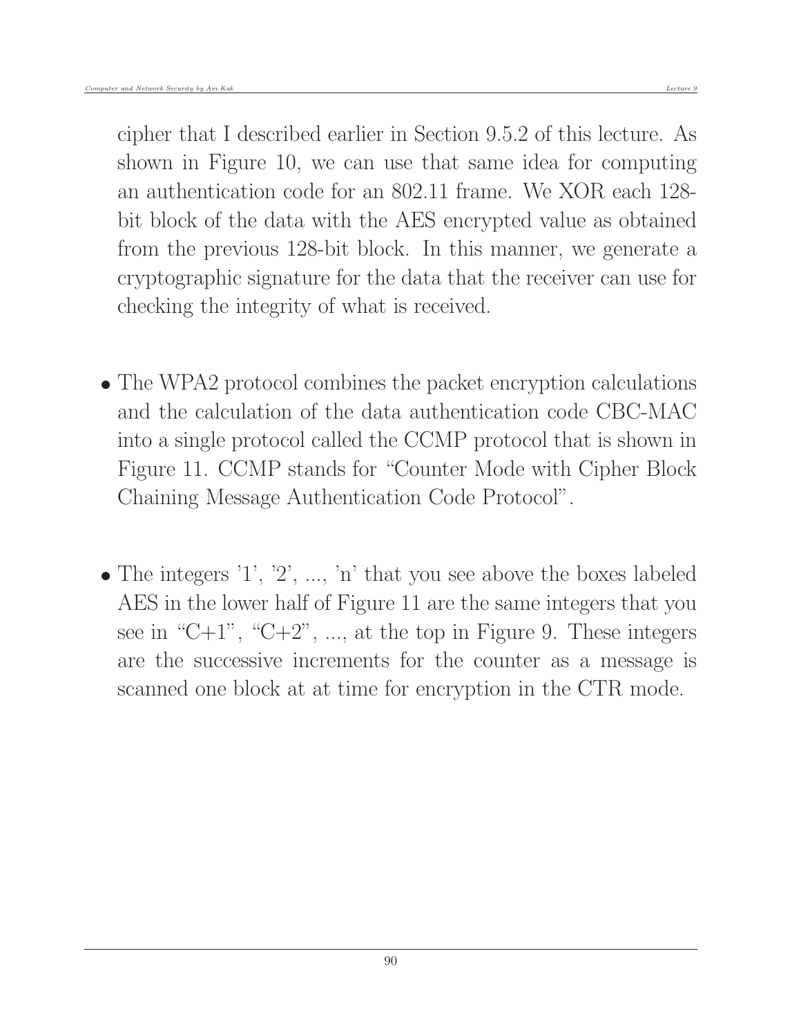cipher that I described earlier in Section 9.5.2 of this lecture. As shown in Figure 10, we can use that same idea for computing an authentication code for an 802.11 frame. We XOR each 128-bit block of the data with the AES encrypted value as obtained from the previous 128-bit block. In this manner, we generate a cryptographic signature for the data that the receiver can use for checking the integrity of what is received.

- The WPA2 protocol combines the packet encryption calculations and the calculation of the data authentication code CBC-MAC into a single protocol called the CCMP protocol that is shown in Figure 11. CCMP stands for "Counter Mode with Cipher Block Chaining Message Authentication Code Protocol".

- The integers '1', '2', ..., 'n' that you see above the boxes labeled AES in the lower half of Figure 11 are the same integers that you see in "C+1", "C+2", ..., at the top in Figure 9. These integers are the successive increments for the counter as a message is scanned one block at at time for encryption in the CTR mode.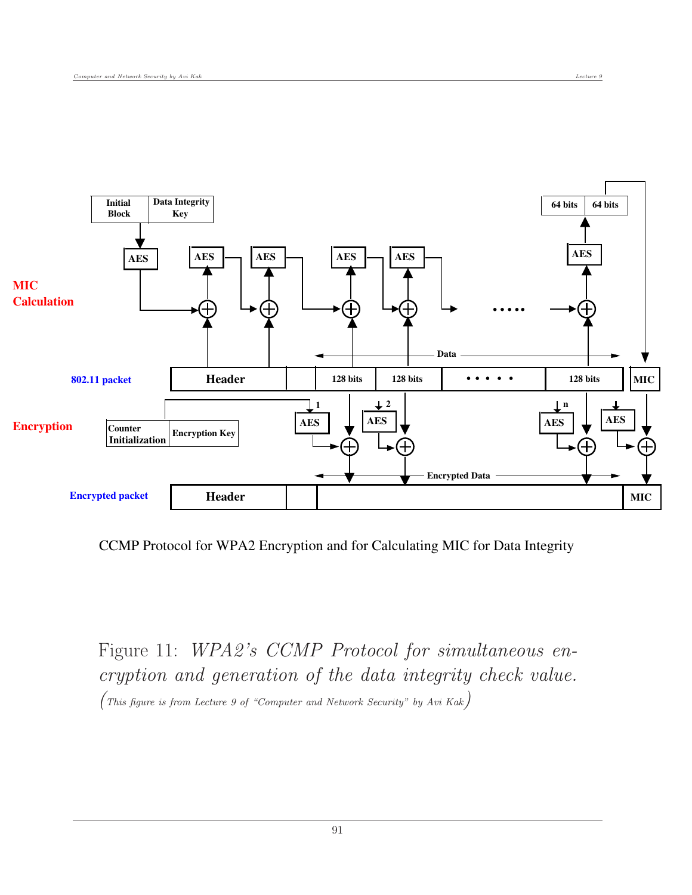Initial Block | Data Integrity Key

64 bits | 64 bits

AES | AES | AES | AES | AES | AES

**MIC Calculation**

Data

**802.11 packet** | Header | 128 bits | 128 bits | • • • • • | 128 bits | MIC

**Encryption**

Counter Initialization | Encryption Key

1 AES | 2 AES | n AES | AES

Encrypted Data

**Encrypted packet** | Header | | MIC

CCMP Protocol for WPA2 Encryption and for Calculating MIC for Data Integrity

Figure 11: *WPA2's CCMP Protocol for simultaneous encryption and generation of the data integrity check value.* (*This figure is from Lecture 9 of "Computer and Network Security" by Avi Kak*)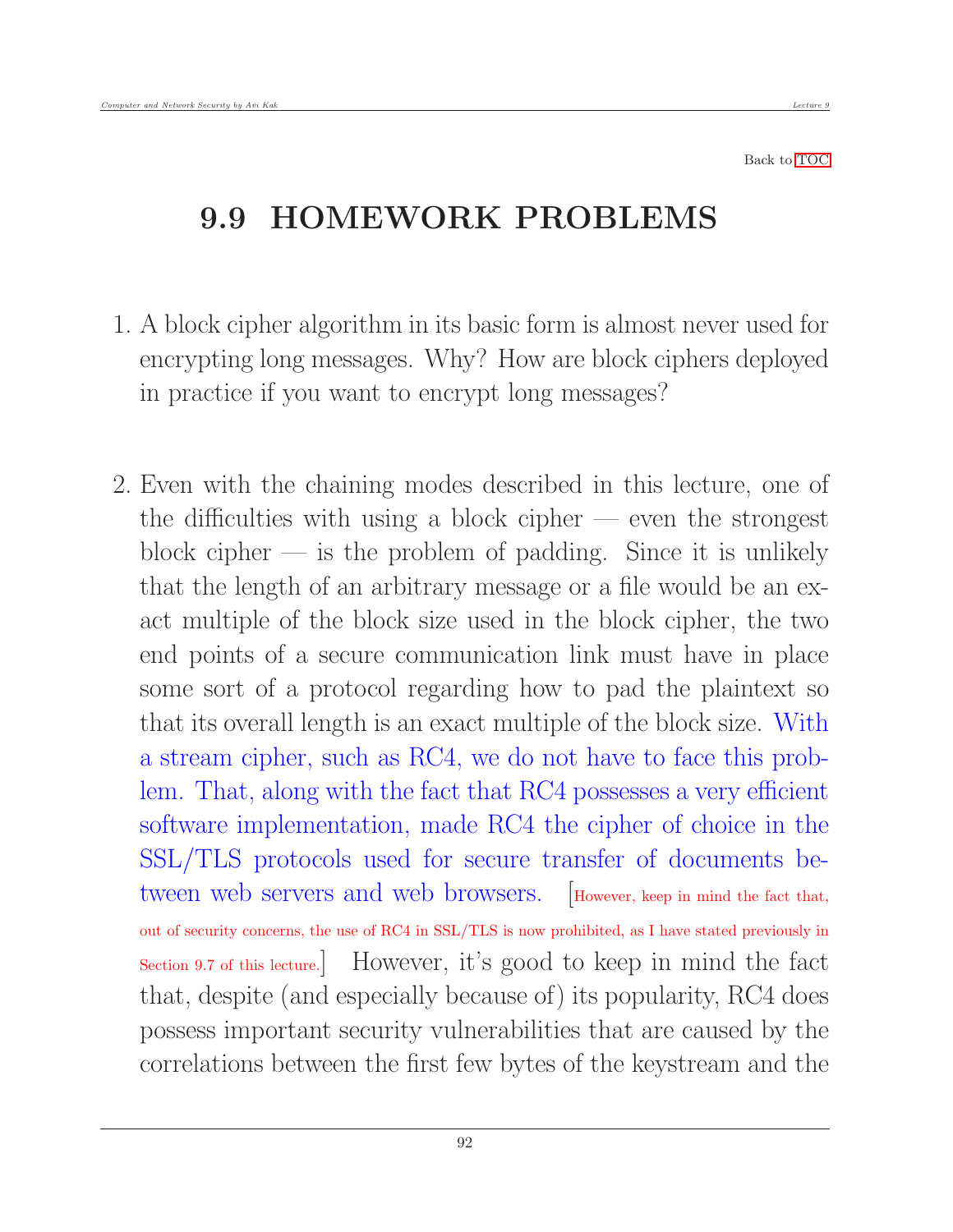Back to TOC

# 9.9 HOMEWORK PROBLEMS

1. A block cipher algorithm in its basic form is almost never used for encrypting long messages. Why? How are block ciphers deployed in practice if you want to encrypt long messages?

2. Even with the chaining modes described in this lecture, one of the difficulties with using a block cipher — even the strongest block cipher — is the problem of padding. Since it is unlikely that the length of an arbitrary message or a file would be an exact multiple of the block size used in the block cipher, the two end points of a secure communication link must have in place some sort of a protocol regarding how to pad the plaintext so that its overall length is an exact multiple of the block size. With a stream cipher, such as RC4, we do not have to face this problem. That, along with the fact that RC4 possesses a very efficient software implementation, made RC4 the cipher of choice in the SSL/TLS protocols used for secure transfer of documents between web servers and web browsers. [However, keep in mind the fact that, out of security concerns, the use of RC4 in SSL/TLS is now prohibited, as I have stated previously in Section 9.7 of this lecture.] However, it's good to keep in mind the fact that, despite (and especially because of) its popularity, RC4 does possess important security vulnerabilities that are caused by the correlations between the first few bytes of the keystream and the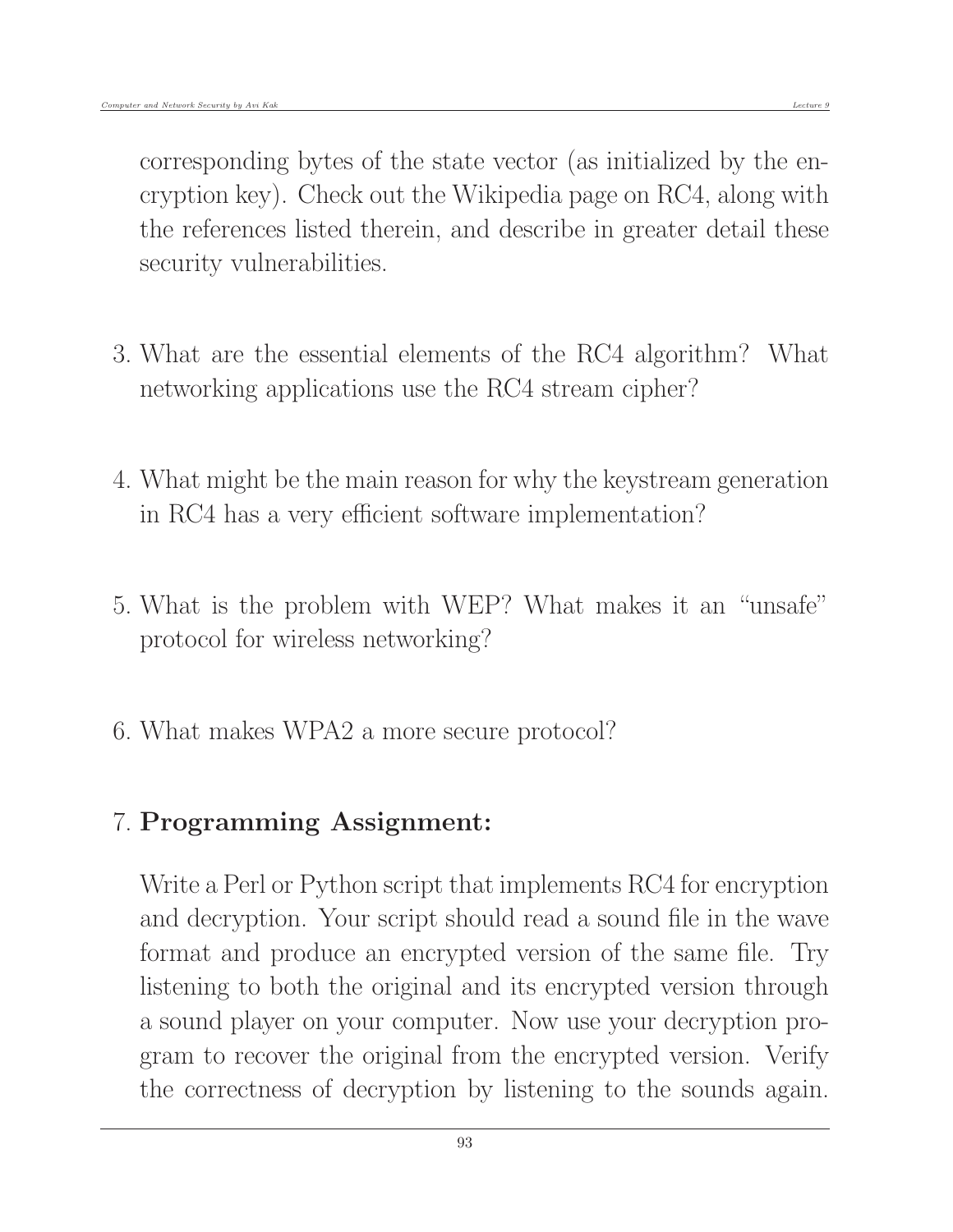corresponding bytes of the state vector (as initialized by the encryption key). Check out the Wikipedia page on RC4, along with the references listed therein, and describe in greater detail these security vulnerabilities.

3. What are the essential elements of the RC4 algorithm? What networking applications use the RC4 stream cipher?

4. What might be the main reason for why the keystream generation in RC4 has a very efficient software implementation?

5. What is the problem with WEP? What makes it an "unsafe" protocol for wireless networking?

6. What makes WPA2 a more secure protocol?

7. **Programming Assignment:**

   Write a Perl or Python script that implements RC4 for encryption and decryption. Your script should read a sound file in the wave format and produce an encrypted version of the same file. Try listening to both the original and its encrypted version through a sound player on your computer. Now use your decryption program to recover the original from the encrypted version. Verify the correctness of decryption by listening to the sounds again.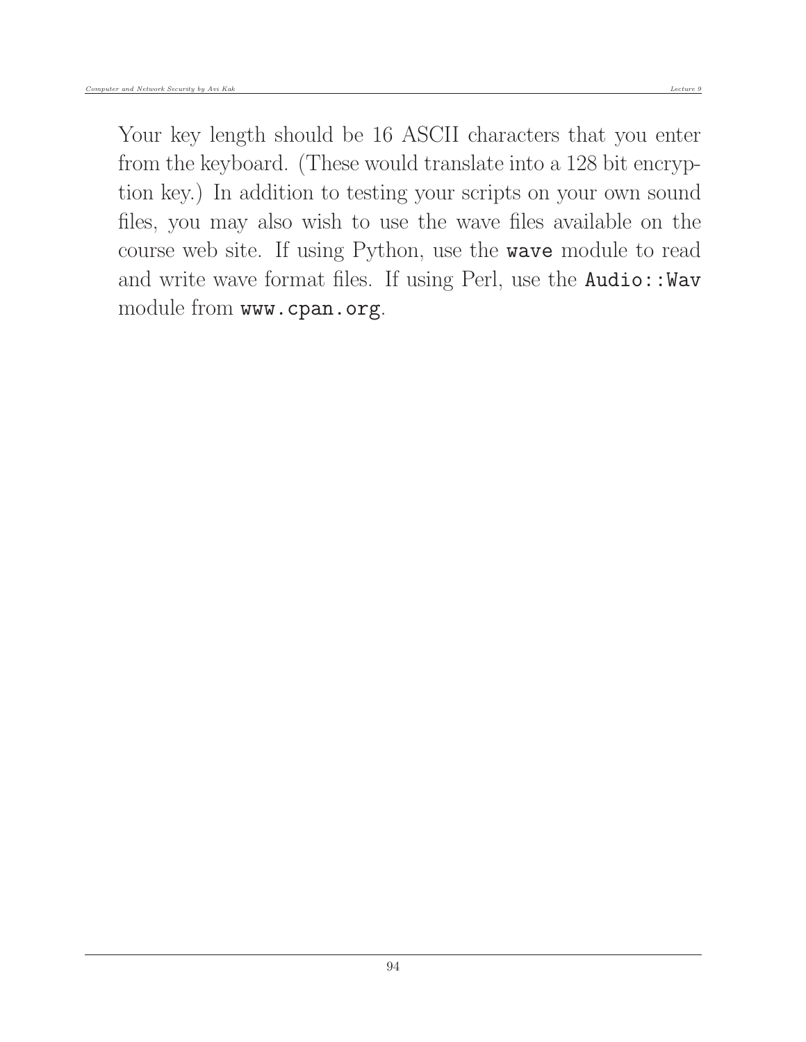Your key length should be 16 ASCII characters that you enter from the keyboard. (These would translate into a 128 bit encryption key.) In addition to testing your scripts on your own sound files, you may also wish to use the wave files available on the course web site. If using Python, use the `wave` module to read and write wave format files. If using Perl, use the `Audio::Wav` module from `www.cpan.org`.